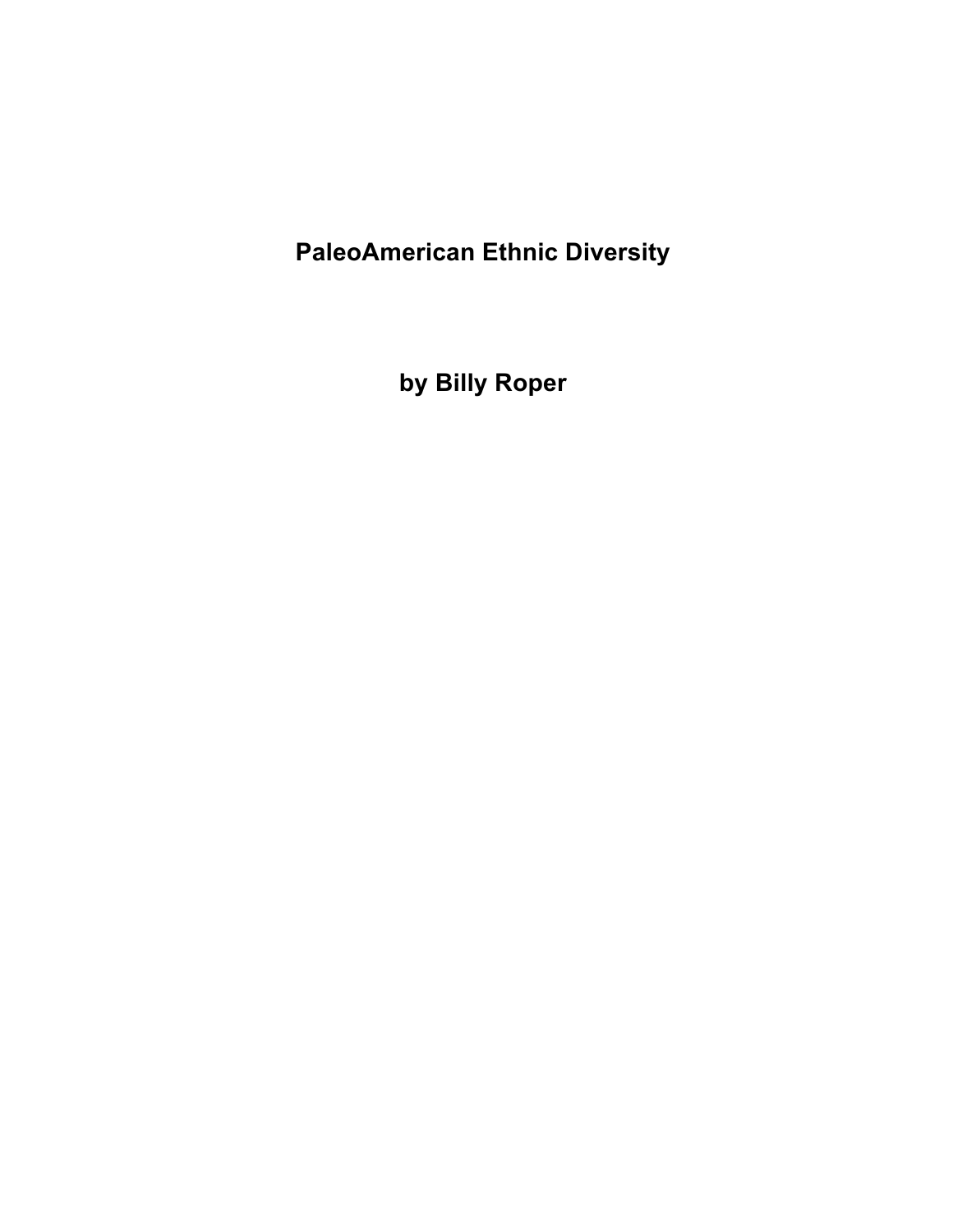# PaleoAmerican Ethnic Diversity

## by Billy Roper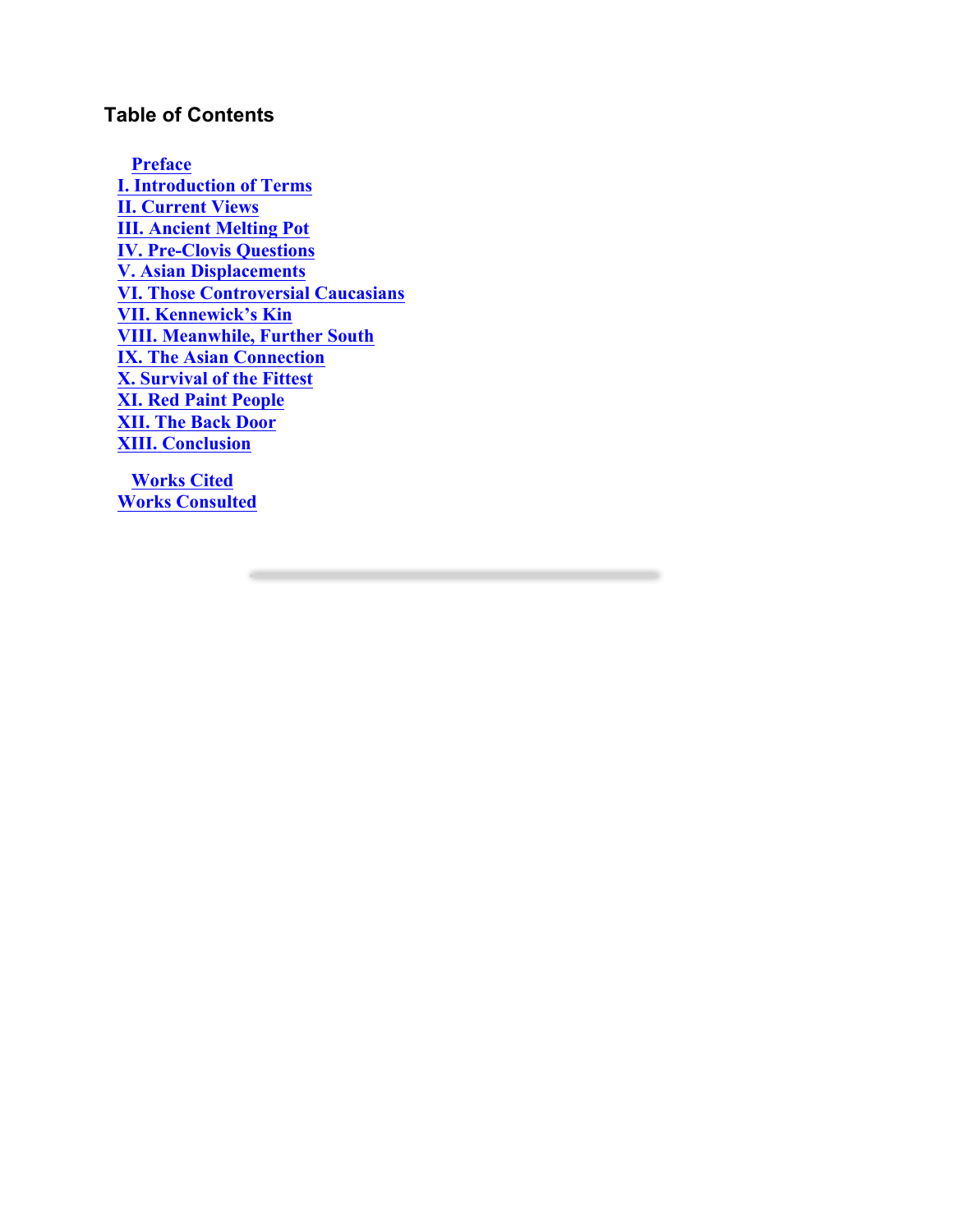## Table of Contents

- Preface
- I. Introduction of Terms
- II. Current Views
- III. Ancient Melting Pot
- IV. Pre-Clovis Questions
- V. Asian Displacements
- VI. Those Controversial Caucasians
- VII. Kennewick's Kin
- VIII. Meanwhile, Further South
- IX. The Asian Connection
- X. Survival of the Fittest
- XI. Red Paint People
- XII. The Back Door
- XIII. Conclusion

- Works Cited
- Works Consulted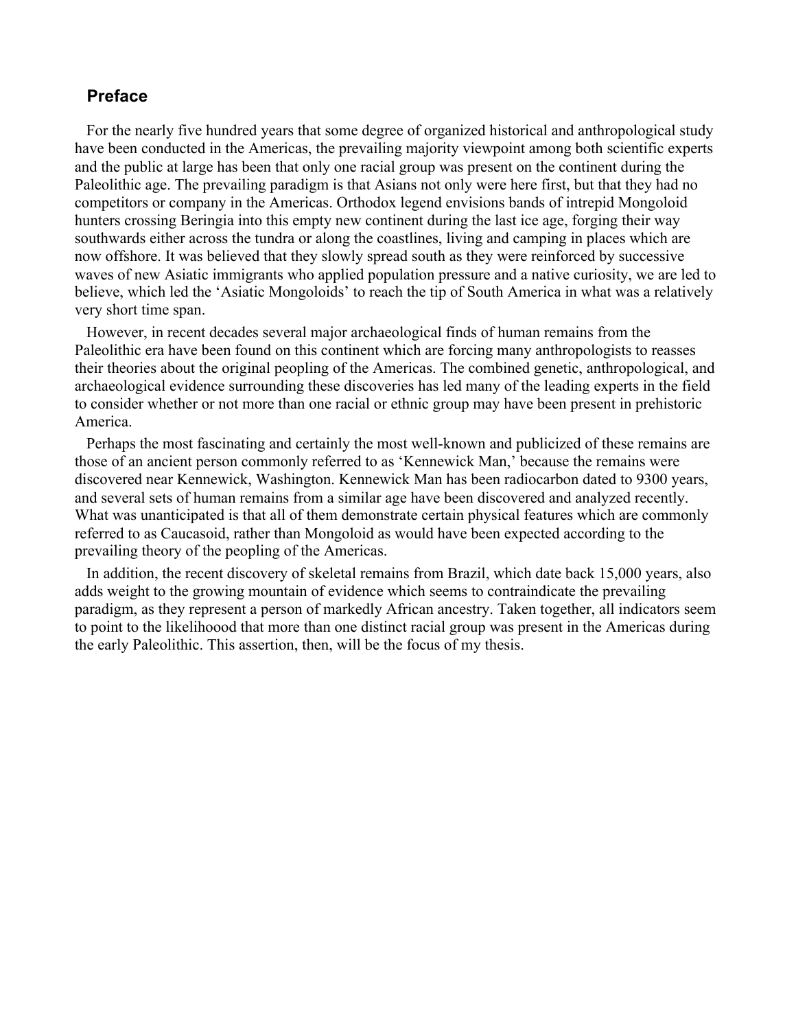## Preface

For the nearly five hundred years that some degree of organized historical and anthropological study have been conducted in the Americas, the prevailing majority viewpoint among both scientific experts and the public at large has been that only one racial group was present on the continent during the Paleolithic age. The prevailing paradigm is that Asians not only were here first, but that they had no competitors or company in the Americas. Orthodox legend envisions bands of intrepid Mongoloid hunters crossing Beringia into this empty new continent during the last ice age, forging their way southwards either across the tundra or along the coastlines, living and camping in places which are now offshore. It was believed that they slowly spread south as they were reinforced by successive waves of new Asiatic immigrants who applied population pressure and a native curiosity, we are led to believe, which led the 'Asiatic Mongoloids' to reach the tip of South America in what was a relatively very short time span.

However, in recent decades several major archaeological finds of human remains from the Paleolithic era have been found on this continent which are forcing many anthropologists to reasses their theories about the original peopling of the Americas. The combined genetic, anthropological, and archaeological evidence surrounding these discoveries has led many of the leading experts in the field to consider whether or not more than one racial or ethnic group may have been present in prehistoric America.

Perhaps the most fascinating and certainly the most well-known and publicized of these remains are those of an ancient person commonly referred to as 'Kennewick Man,' because the remains were discovered near Kennewick, Washington. Kennewick Man has been radiocarbon dated to 9300 years, and several sets of human remains from a similar age have been discovered and analyzed recently. What was unanticipated is that all of them demonstrate certain physical features which are commonly referred to as Caucasoid, rather than Mongoloid as would have been expected according to the prevailing theory of the peopling of the Americas.

In addition, the recent discovery of skeletal remains from Brazil, which date back 15,000 years, also adds weight to the growing mountain of evidence which seems to contraindicate the prevailing paradigm, as they represent a person of markedly African ancestry. Taken together, all indicators seem to point to the likelihoood that more than one distinct racial group was present in the Americas during the early Paleolithic. This assertion, then, will be the focus of my thesis.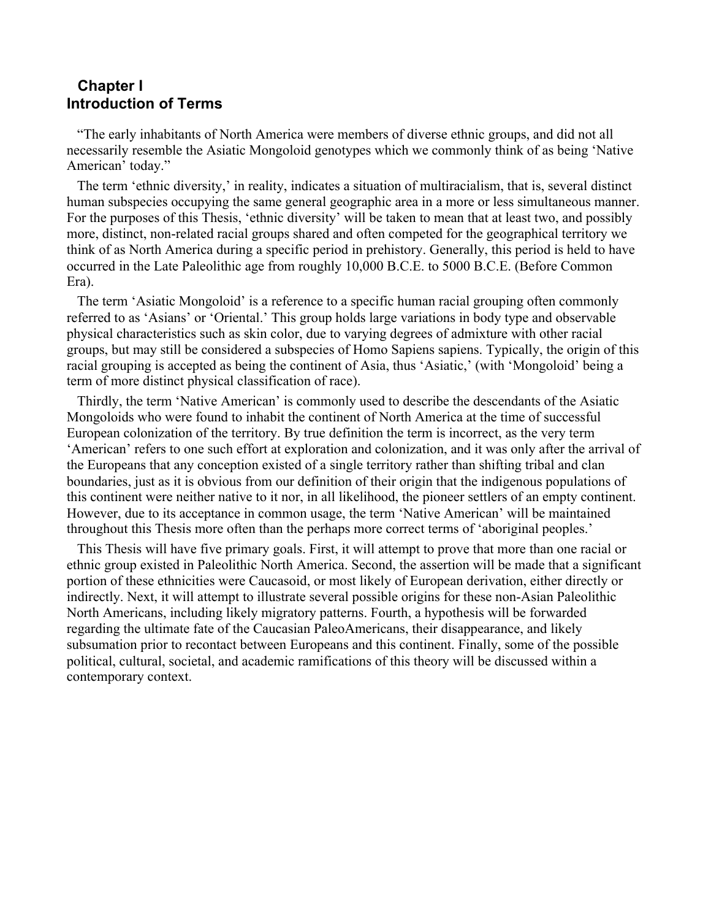# Chapter I
# Introduction of Terms

"The early inhabitants of North America were members of diverse ethnic groups, and did not all necessarily resemble the Asiatic Mongoloid genotypes which we commonly think of as being 'Native American' today."

The term 'ethnic diversity,' in reality, indicates a situation of multiracialism, that is, several distinct human subspecies occupying the same general geographic area in a more or less simultaneous manner. For the purposes of this Thesis, 'ethnic diversity' will be taken to mean that at least two, and possibly more, distinct, non-related racial groups shared and often competed for the geographical territory we think of as North America during a specific period in prehistory. Generally, this period is held to have occurred in the Late Paleolithic age from roughly 10,000 B.C.E. to 5000 B.C.E. (Before Common Era).

The term 'Asiatic Mongoloid' is a reference to a specific human racial grouping often commonly referred to as 'Asians' or 'Oriental.' This group holds large variations in body type and observable physical characteristics such as skin color, due to varying degrees of admixture with other racial groups, but may still be considered a subspecies of Homo Sapiens sapiens. Typically, the origin of this racial grouping is accepted as being the continent of Asia, thus 'Asiatic,' (with 'Mongoloid' being a term of more distinct physical classification of race).

Thirdly, the term 'Native American' is commonly used to describe the descendants of the Asiatic Mongoloids who were found to inhabit the continent of North America at the time of successful European colonization of the territory. By true definition the term is incorrect, as the very term 'American' refers to one such effort at exploration and colonization, and it was only after the arrival of the Europeans that any conception existed of a single territory rather than shifting tribal and clan boundaries, just as it is obvious from our definition of their origin that the indigenous populations of this continent were neither native to it nor, in all likelihood, the pioneer settlers of an empty continent. However, due to its acceptance in common usage, the term 'Native American' will be maintained throughout this Thesis more often than the perhaps more correct terms of 'aboriginal peoples.'

This Thesis will have five primary goals. First, it will attempt to prove that more than one racial or ethnic group existed in Paleolithic North America. Second, the assertion will be made that a significant portion of these ethnicities were Caucasoid, or most likely of European derivation, either directly or indirectly. Next, it will attempt to illustrate several possible origins for these non-Asian Paleolithic North Americans, including likely migratory patterns. Fourth, a hypothesis will be forwarded regarding the ultimate fate of the Caucasian PaleoAmericans, their disappearance, and likely subsumation prior to recontact between Europeans and this continent. Finally, some of the possible political, cultural, societal, and academic ramifications of this theory will be discussed within a contemporary context.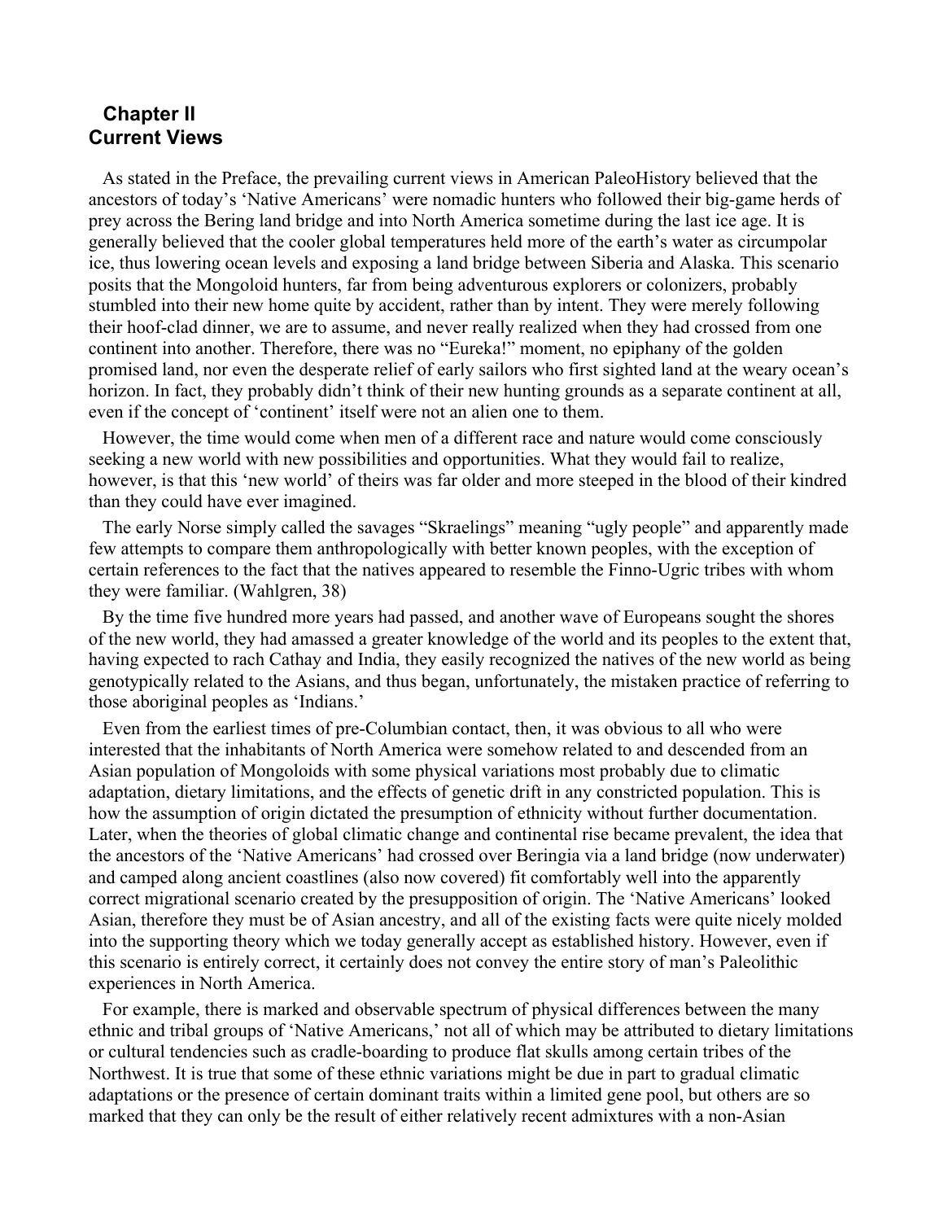## Chapter II
## Current Views

As stated in the Preface, the prevailing current views in American PaleoHistory believed that the ancestors of today's 'Native Americans' were nomadic hunters who followed their big-game herds of prey across the Bering land bridge and into North America sometime during the last ice age. It is generally believed that the cooler global temperatures held more of the earth's water as circumpolar ice, thus lowering ocean levels and exposing a land bridge between Siberia and Alaska. This scenario posits that the Mongoloid hunters, far from being adventurous explorers or colonizers, probably stumbled into their new home quite by accident, rather than by intent. They were merely following their hoof-clad dinner, we are to assume, and never really realized when they had crossed from one continent into another. Therefore, there was no "Eureka!" moment, no epiphany of the golden promised land, nor even the desperate relief of early sailors who first sighted land at the weary ocean's horizon. In fact, they probably didn't think of their new hunting grounds as a separate continent at all, even if the concept of 'continent' itself were not an alien one to them.

However, the time would come when men of a different race and nature would come consciously seeking a new world with new possibilities and opportunities. What they would fail to realize, however, is that this 'new world' of theirs was far older and more steeped in the blood of their kindred than they could have ever imagined.

The early Norse simply called the savages "Skraelings" meaning "ugly people" and apparently made few attempts to compare them anthropologically with better known peoples, with the exception of certain references to the fact that the natives appeared to resemble the Finno-Ugric tribes with whom they were familiar. (Wahlgren, 38)

By the time five hundred more years had passed, and another wave of Europeans sought the shores of the new world, they had amassed a greater knowledge of the world and its peoples to the extent that, having expected to rach Cathay and India, they easily recognized the natives of the new world as being genotypically related to the Asians, and thus began, unfortunately, the mistaken practice of referring to those aboriginal peoples as 'Indians.'

Even from the earliest times of pre-Columbian contact, then, it was obvious to all who were interested that the inhabitants of North America were somehow related to and descended from an Asian population of Mongoloids with some physical variations most probably due to climatic adaptation, dietary limitations, and the effects of genetic drift in any constricted population. This is how the assumption of origin dictated the presumption of ethnicity without further documentation. Later, when the theories of global climatic change and continental rise became prevalent, the idea that the ancestors of the 'Native Americans' had crossed over Beringia via a land bridge (now underwater) and camped along ancient coastlines (also now covered) fit comfortably well into the apparently correct migrational scenario created by the presupposition of origin. The 'Native Americans' looked Asian, therefore they must be of Asian ancestry, and all of the existing facts were quite nicely molded into the supporting theory which we today generally accept as established history. However, even if this scenario is entirely correct, it certainly does not convey the entire story of man's Paleolithic experiences in North America.

For example, there is marked and observable spectrum of physical differences between the many ethnic and tribal groups of 'Native Americans,' not all of which may be attributed to dietary limitations or cultural tendencies such as cradle-boarding to produce flat skulls among certain tribes of the Northwest. It is true that some of these ethnic variations might be due in part to gradual climatic adaptations or the presence of certain dominant traits within a limited gene pool, but others are so marked that they can only be the result of either relatively recent admixtures with a non-Asian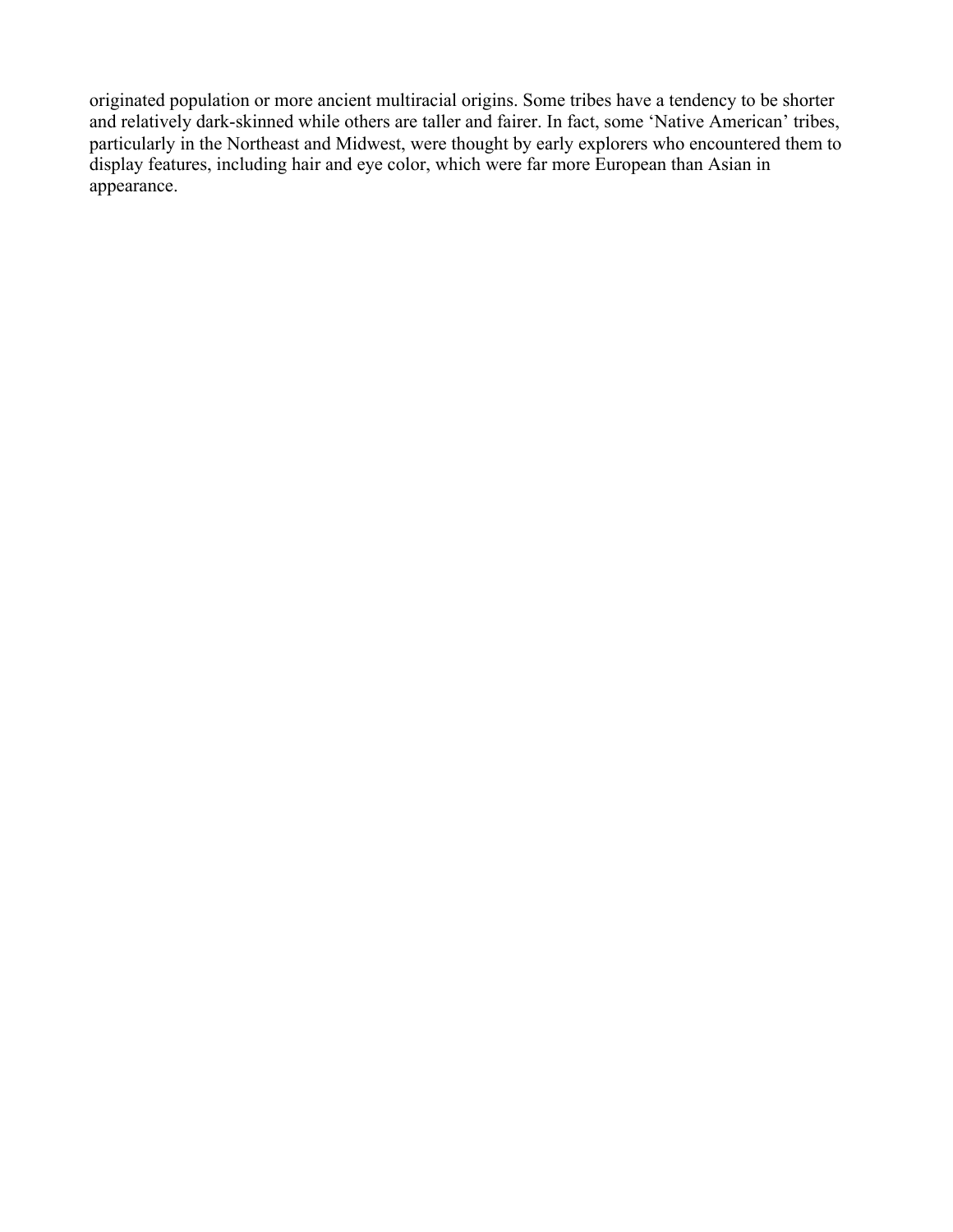originated population or more ancient multiracial origins. Some tribes have a tendency to be shorter and relatively dark-skinned while others are taller and fairer. In fact, some 'Native American' tribes, particularly in the Northeast and Midwest, were thought by early explorers who encountered them to display features, including hair and eye color, which were far more European than Asian in appearance.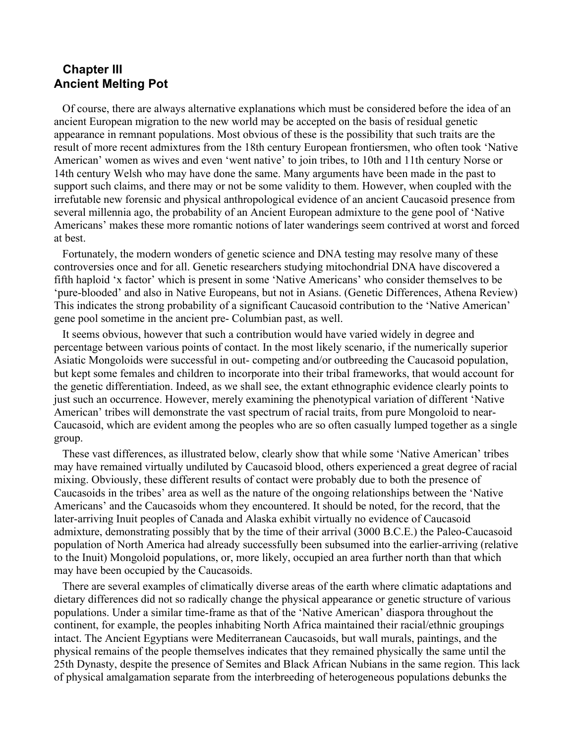## Chapter III
## Ancient Melting Pot

Of course, there are always alternative explanations which must be considered before the idea of an ancient European migration to the new world may be accepted on the basis of residual genetic appearance in remnant populations. Most obvious of these is the possibility that such traits are the result of more recent admixtures from the 18th century European frontiersmen, who often took 'Native American' women as wives and even 'went native' to join tribes, to 10th and 11th century Norse or 14th century Welsh who may have done the same. Many arguments have been made in the past to support such claims, and there may or not be some validity to them. However, when coupled with the irrefutable new forensic and physical anthropological evidence of an ancient Caucasoid presence from several millennia ago, the probability of an Ancient European admixture to the gene pool of 'Native Americans' makes these more romantic notions of later wanderings seem contrived at worst and forced at best.

Fortunately, the modern wonders of genetic science and DNA testing may resolve many of these controversies once and for all. Genetic researchers studying mitochondrial DNA have discovered a fifth haploid 'x factor' which is present in some 'Native Americans' who consider themselves to be 'pure-blooded' and also in Native Europeans, but not in Asians. (Genetic Differences, Athena Review) This indicates the strong probability of a significant Caucasoid contribution to the 'Native American' gene pool sometime in the ancient pre- Columbian past, as well.

It seems obvious, however that such a contribution would have varied widely in degree and percentage between various points of contact. In the most likely scenario, if the numerically superior Asiatic Mongoloids were successful in out- competing and/or outbreeding the Caucasoid population, but kept some females and children to incorporate into their tribal frameworks, that would account for the genetic differentiation. Indeed, as we shall see, the extant ethnographic evidence clearly points to just such an occurrence. However, merely examining the phenotypical variation of different 'Native American' tribes will demonstrate the vast spectrum of racial traits, from pure Mongoloid to near-Caucasoid, which are evident among the peoples who are so often casually lumped together as a single group.

These vast differences, as illustrated below, clearly show that while some 'Native American' tribes may have remained virtually undiluted by Caucasoid blood, others experienced a great degree of racial mixing. Obviously, these different results of contact were probably due to both the presence of Caucasoids in the tribes' area as well as the nature of the ongoing relationships between the 'Native Americans' and the Caucasoids whom they encountered. It should be noted, for the record, that the later-arriving Inuit peoples of Canada and Alaska exhibit virtually no evidence of Caucasoid admixture, demonstrating possibly that by the time of their arrival (3000 B.C.E.) the Paleo-Caucasoid population of North America had already successfully been subsumed into the earlier-arriving (relative to the Inuit) Mongoloid populations, or, more likely, occupied an area further north than that which may have been occupied by the Caucasoids.

There are several examples of climatically diverse areas of the earth where climatic adaptations and dietary differences did not so radically change the physical appearance or genetic structure of various populations. Under a similar time-frame as that of the 'Native American' diaspora throughout the continent, for example, the peoples inhabiting North Africa maintained their racial/ethnic groupings intact. The Ancient Egyptians were Mediterranean Caucasoids, but wall murals, paintings, and the physical remains of the people themselves indicates that they remained physically the same until the 25th Dynasty, despite the presence of Semites and Black African Nubians in the same region. This lack of physical amalgamation separate from the interbreeding of heterogeneous populations debunks the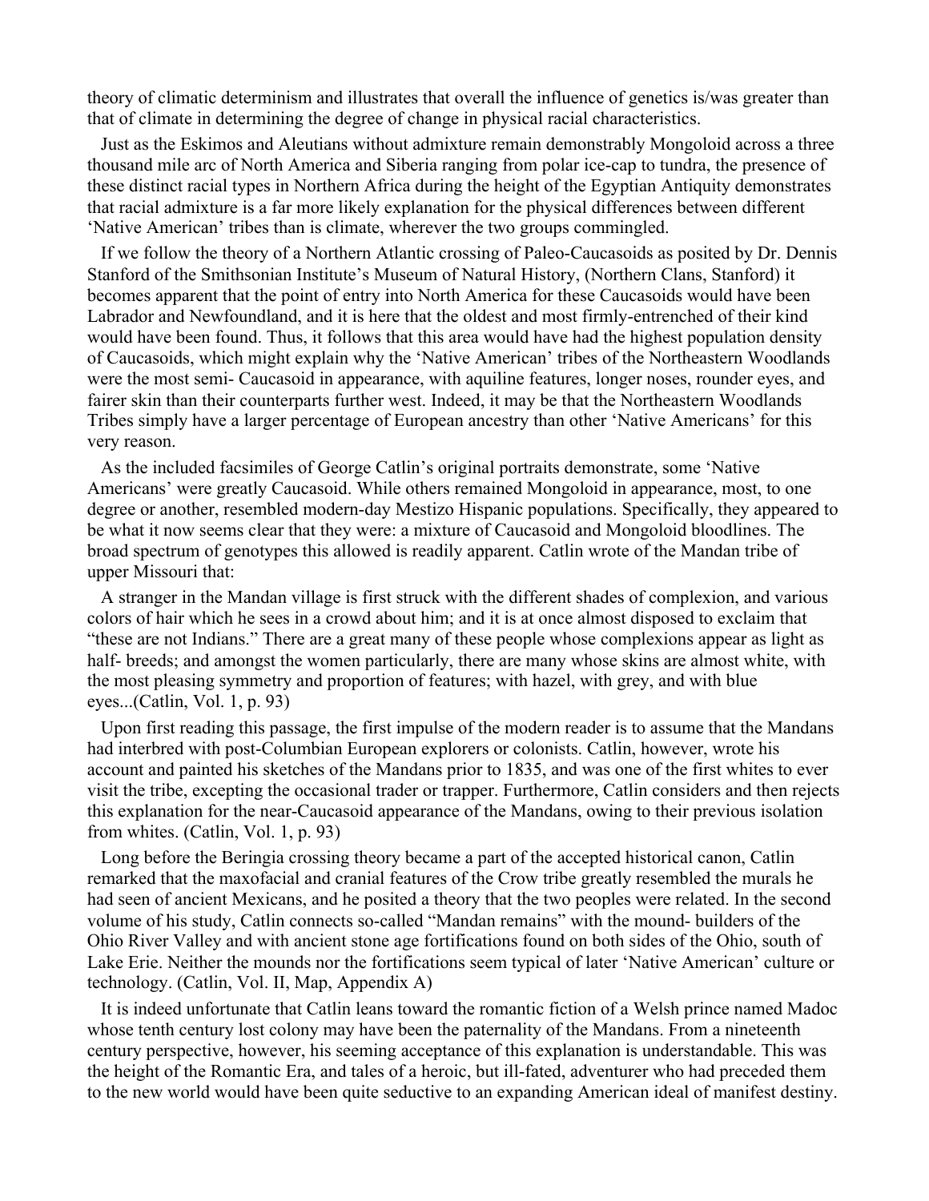theory of climatic determinism and illustrates that overall the influence of genetics is/was greater than that of climate in determining the degree of change in physical racial characteristics.

Just as the Eskimos and Aleutians without admixture remain demonstrably Mongoloid across a three thousand mile arc of North America and Siberia ranging from polar ice-cap to tundra, the presence of these distinct racial types in Northern Africa during the height of the Egyptian Antiquity demonstrates that racial admixture is a far more likely explanation for the physical differences between different 'Native American' tribes than is climate, wherever the two groups commingled.

If we follow the theory of a Northern Atlantic crossing of Paleo-Caucasoids as posited by Dr. Dennis Stanford of the Smithsonian Institute's Museum of Natural History, (Northern Clans, Stanford) it becomes apparent that the point of entry into North America for these Caucasoids would have been Labrador and Newfoundland, and it is here that the oldest and most firmly-entrenched of their kind would have been found. Thus, it follows that this area would have had the highest population density of Caucasoids, which might explain why the 'Native American' tribes of the Northeastern Woodlands were the most semi- Caucasoid in appearance, with aquiline features, longer noses, rounder eyes, and fairer skin than their counterparts further west. Indeed, it may be that the Northeastern Woodlands Tribes simply have a larger percentage of European ancestry than other 'Native Americans' for this very reason.

As the included facsimiles of George Catlin's original portraits demonstrate, some 'Native Americans' were greatly Caucasoid. While others remained Mongoloid in appearance, most, to one degree or another, resembled modern-day Mestizo Hispanic populations. Specifically, they appeared to be what it now seems clear that they were: a mixture of Caucasoid and Mongoloid bloodlines. The broad spectrum of genotypes this allowed is readily apparent. Catlin wrote of the Mandan tribe of upper Missouri that:

A stranger in the Mandan village is first struck with the different shades of complexion, and various colors of hair which he sees in a crowd about him; and it is at once almost disposed to exclaim that "these are not Indians." There are a great many of these people whose complexions appear as light as half- breeds; and amongst the women particularly, there are many whose skins are almost white, with the most pleasing symmetry and proportion of features; with hazel, with grey, and with blue eyes...(Catlin, Vol. 1, p. 93)

Upon first reading this passage, the first impulse of the modern reader is to assume that the Mandans had interbred with post-Columbian European explorers or colonists. Catlin, however, wrote his account and painted his sketches of the Mandans prior to 1835, and was one of the first whites to ever visit the tribe, excepting the occasional trader or trapper. Furthermore, Catlin considers and then rejects this explanation for the near-Caucasoid appearance of the Mandans, owing to their previous isolation from whites. (Catlin, Vol. 1, p. 93)

Long before the Beringia crossing theory became a part of the accepted historical canon, Catlin remarked that the maxofacial and cranial features of the Crow tribe greatly resembled the murals he had seen of ancient Mexicans, and he posited a theory that the two peoples were related. In the second volume of his study, Catlin connects so-called "Mandan remains" with the mound- builders of the Ohio River Valley and with ancient stone age fortifications found on both sides of the Ohio, south of Lake Erie. Neither the mounds nor the fortifications seem typical of later 'Native American' culture or technology. (Catlin, Vol. II, Map, Appendix A)

It is indeed unfortunate that Catlin leans toward the romantic fiction of a Welsh prince named Madoc whose tenth century lost colony may have been the paternality of the Mandans. From a nineteenth century perspective, however, his seeming acceptance of this explanation is understandable. This was the height of the Romantic Era, and tales of a heroic, but ill-fated, adventurer who had preceded them to the new world would have been quite seductive to an expanding American ideal of manifest destiny.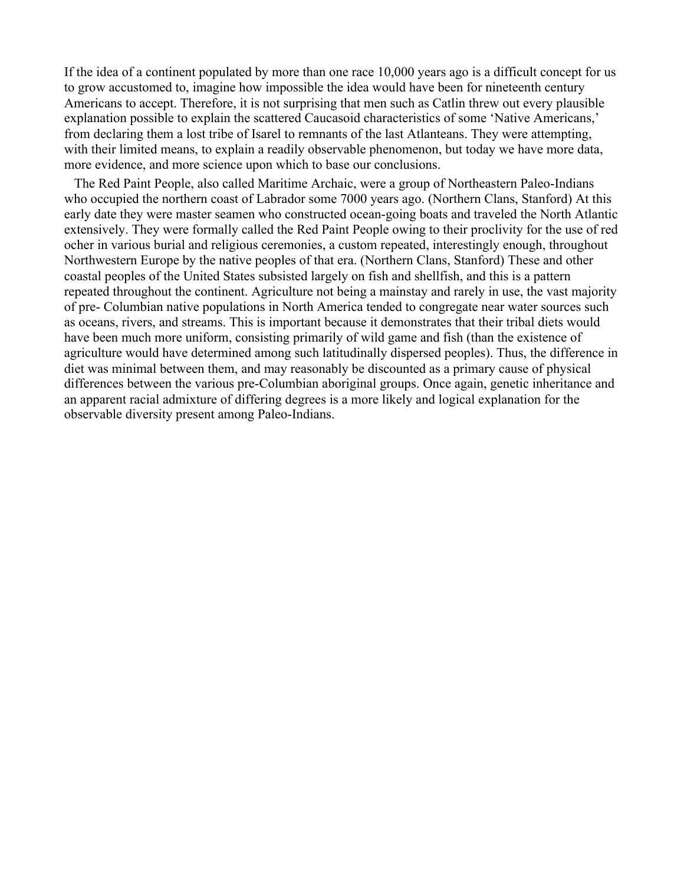If the idea of a continent populated by more than one race 10,000 years ago is a difficult concept for us to grow accustomed to, imagine how impossible the idea would have been for nineteenth century Americans to accept. Therefore, it is not surprising that men such as Catlin threw out every plausible explanation possible to explain the scattered Caucasoid characteristics of some 'Native Americans,' from declaring them a lost tribe of Isarel to remnants of the last Atlanteans. They were attempting, with their limited means, to explain a readily observable phenomenon, but today we have more data, more evidence, and more science upon which to base our conclusions.

The Red Paint People, also called Maritime Archaic, were a group of Northeastern Paleo-Indians who occupied the northern coast of Labrador some 7000 years ago. (Northern Clans, Stanford) At this early date they were master seamen who constructed ocean-going boats and traveled the North Atlantic extensively. They were formally called the Red Paint People owing to their proclivity for the use of red ocher in various burial and religious ceremonies, a custom repeated, interestingly enough, throughout Northwestern Europe by the native peoples of that era. (Northern Clans, Stanford) These and other coastal peoples of the United States subsisted largely on fish and shellfish, and this is a pattern repeated throughout the continent. Agriculture not being a mainstay and rarely in use, the vast majority of pre- Columbian native populations in North America tended to congregate near water sources such as oceans, rivers, and streams. This is important because it demonstrates that their tribal diets would have been much more uniform, consisting primarily of wild game and fish (than the existence of agriculture would have determined among such latitudinally dispersed peoples). Thus, the difference in diet was minimal between them, and may reasonably be discounted as a primary cause of physical differences between the various pre-Columbian aboriginal groups. Once again, genetic inheritance and an apparent racial admixture of differing degrees is a more likely and logical explanation for the observable diversity present among Paleo-Indians.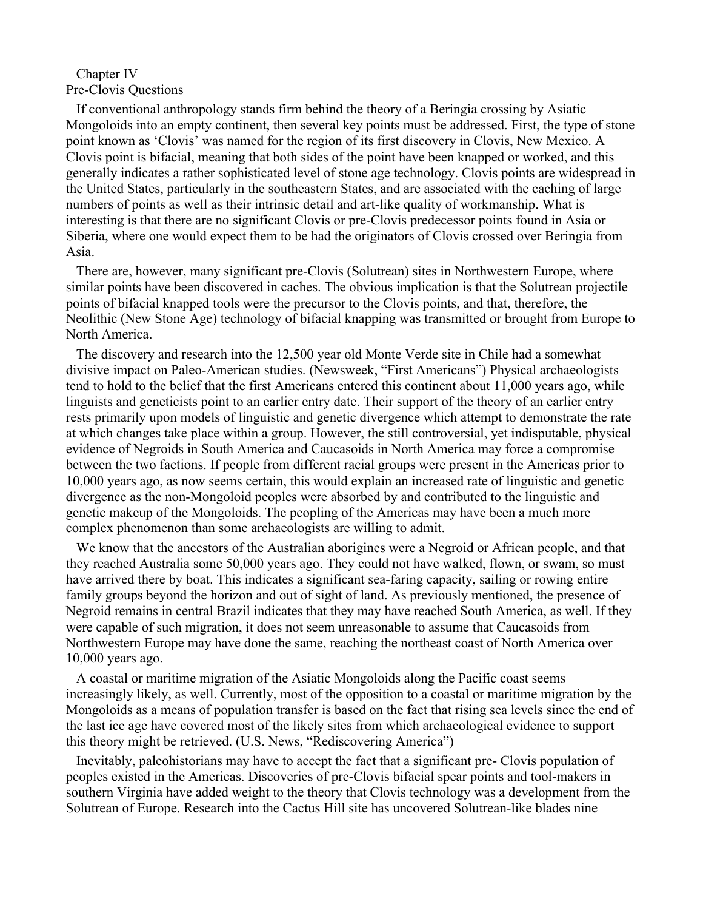## Chapter IV
## Pre-Clovis Questions

If conventional anthropology stands firm behind the theory of a Beringia crossing by Asiatic Mongoloids into an empty continent, then several key points must be addressed. First, the type of stone point known as 'Clovis' was named for the region of its first discovery in Clovis, New Mexico. A Clovis point is bifacial, meaning that both sides of the point have been knapped or worked, and this generally indicates a rather sophisticated level of stone age technology. Clovis points are widespread in the United States, particularly in the southeastern States, and are associated with the caching of large numbers of points as well as their intrinsic detail and art-like quality of workmanship. What is interesting is that there are no significant Clovis or pre-Clovis predecessor points found in Asia or Siberia, where one would expect them to be had the originators of Clovis crossed over Beringia from Asia.

There are, however, many significant pre-Clovis (Solutrean) sites in Northwestern Europe, where similar points have been discovered in caches. The obvious implication is that the Solutrean projectile points of bifacial knapped tools were the precursor to the Clovis points, and that, therefore, the Neolithic (New Stone Age) technology of bifacial knapping was transmitted or brought from Europe to North America.

The discovery and research into the 12,500 year old Monte Verde site in Chile had a somewhat divisive impact on Paleo-American studies. (Newsweek, "First Americans") Physical archaeologists tend to hold to the belief that the first Americans entered this continent about 11,000 years ago, while linguists and geneticists point to an earlier entry date. Their support of the theory of an earlier entry rests primarily upon models of linguistic and genetic divergence which attempt to demonstrate the rate at which changes take place within a group. However, the still controversial, yet indisputable, physical evidence of Negroids in South America and Caucasoids in North America may force a compromise between the two factions. If people from different racial groups were present in the Americas prior to 10,000 years ago, as now seems certain, this would explain an increased rate of linguistic and genetic divergence as the non-Mongoloid peoples were absorbed by and contributed to the linguistic and genetic makeup of the Mongoloids. The peopling of the Americas may have been a much more complex phenomenon than some archaeologists are willing to admit.

We know that the ancestors of the Australian aborigines were a Negroid or African people, and that they reached Australia some 50,000 years ago. They could not have walked, flown, or swam, so must have arrived there by boat. This indicates a significant sea-faring capacity, sailing or rowing entire family groups beyond the horizon and out of sight of land. As previously mentioned, the presence of Negroid remains in central Brazil indicates that they may have reached South America, as well. If they were capable of such migration, it does not seem unreasonable to assume that Caucasoids from Northwestern Europe may have done the same, reaching the northeast coast of North America over 10,000 years ago.

A coastal or maritime migration of the Asiatic Mongoloids along the Pacific coast seems increasingly likely, as well. Currently, most of the opposition to a coastal or maritime migration by the Mongoloids as a means of population transfer is based on the fact that rising sea levels since the end of the last ice age have covered most of the likely sites from which archaeological evidence to support this theory might be retrieved. (U.S. News, "Rediscovering America")

Inevitably, paleohistorians may have to accept the fact that a significant pre- Clovis population of peoples existed in the Americas. Discoveries of pre-Clovis bifacial spear points and tool-makers in southern Virginia have added weight to the theory that Clovis technology was a development from the Solutrean of Europe. Research into the Cactus Hill site has uncovered Solutrean-like blades nine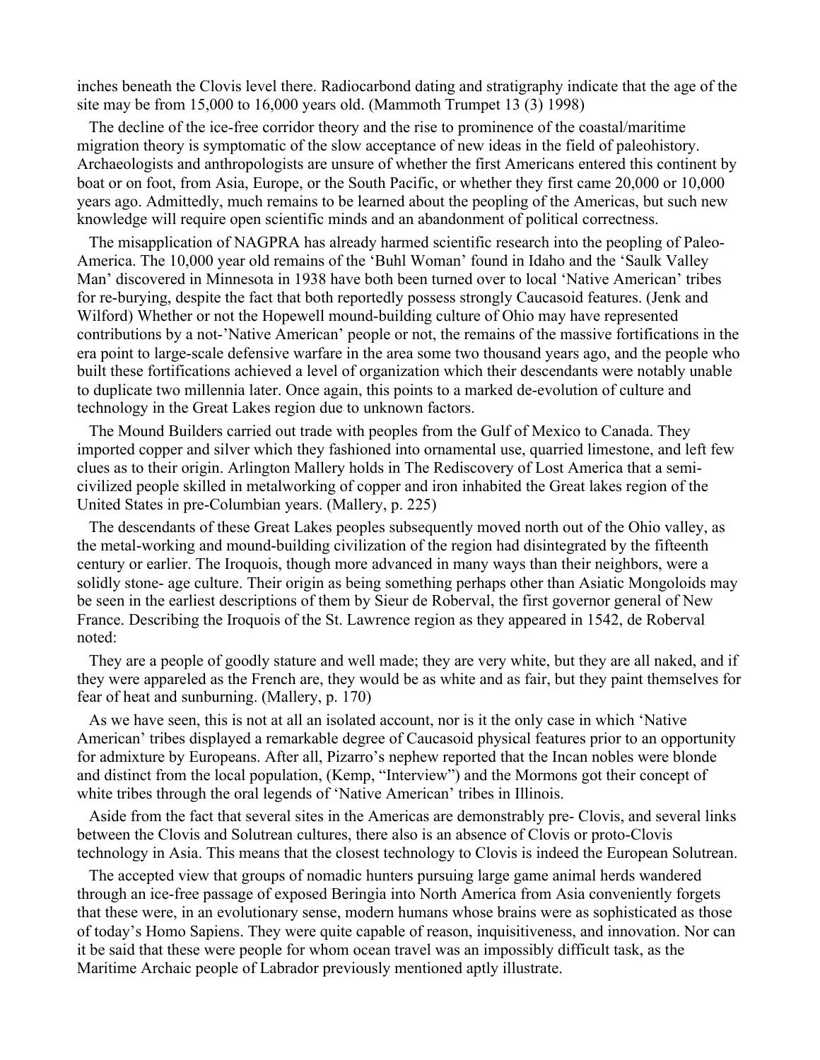inches beneath the Clovis level there. Radiocarbond dating and stratigraphy indicate that the age of the site may be from 15,000 to 16,000 years old. (Mammoth Trumpet 13 (3) 1998)

The decline of the ice-free corridor theory and the rise to prominence of the coastal/maritime migration theory is symptomatic of the slow acceptance of new ideas in the field of paleohistory. Archaeologists and anthropologists are unsure of whether the first Americans entered this continent by boat or on foot, from Asia, Europe, or the South Pacific, or whether they first came 20,000 or 10,000 years ago. Admittedly, much remains to be learned about the peopling of the Americas, but such new knowledge will require open scientific minds and an abandonment of political correctness.

The misapplication of NAGPRA has already harmed scientific research into the peopling of Paleo-America. The 10,000 year old remains of the 'Buhl Woman' found in Idaho and the 'Saulk Valley Man' discovered in Minnesota in 1938 have both been turned over to local 'Native American' tribes for re-burying, despite the fact that both reportedly possess strongly Caucasoid features. (Jenk and Wilford) Whether or not the Hopewell mound-building culture of Ohio may have represented contributions by a not-'Native American' people or not, the remains of the massive fortifications in the era point to large-scale defensive warfare in the area some two thousand years ago, and the people who built these fortifications achieved a level of organization which their descendants were notably unable to duplicate two millennia later. Once again, this points to a marked de-evolution of culture and technology in the Great Lakes region due to unknown factors.

The Mound Builders carried out trade with peoples from the Gulf of Mexico to Canada. They imported copper and silver which they fashioned into ornamental use, quarried limestone, and left few clues as to their origin. Arlington Mallery holds in The Rediscovery of Lost America that a semi-civilized people skilled in metalworking of copper and iron inhabited the Great lakes region of the United States in pre-Columbian years. (Mallery, p. 225)

The descendants of these Great Lakes peoples subsequently moved north out of the Ohio valley, as the metal-working and mound-building civilization of the region had disintegrated by the fifteenth century or earlier. The Iroquois, though more advanced in many ways than their neighbors, were a solidly stone- age culture. Their origin as being something perhaps other than Asiatic Mongoloids may be seen in the earliest descriptions of them by Sieur de Roberval, the first governor general of New France. Describing the Iroquois of the St. Lawrence region as they appeared in 1542, de Roberval noted:

They are a people of goodly stature and well made; they are very white, but they are all naked, and if they were appareled as the French are, they would be as white and as fair, but they paint themselves for fear of heat and sunburning. (Mallery, p. 170)

As we have seen, this is not at all an isolated account, nor is it the only case in which 'Native American' tribes displayed a remarkable degree of Caucasoid physical features prior to an opportunity for admixture by Europeans. After all, Pizarro's nephew reported that the Incan nobles were blonde and distinct from the local population, (Kemp, "Interview") and the Mormons got their concept of white tribes through the oral legends of 'Native American' tribes in Illinois.

Aside from the fact that several sites in the Americas are demonstrably pre- Clovis, and several links between the Clovis and Solutrean cultures, there also is an absence of Clovis or proto-Clovis technology in Asia. This means that the closest technology to Clovis is indeed the European Solutrean.

The accepted view that groups of nomadic hunters pursuing large game animal herds wandered through an ice-free passage of exposed Beringia into North America from Asia conveniently forgets that these were, in an evolutionary sense, modern humans whose brains were as sophisticated as those of today's Homo Sapiens. They were quite capable of reason, inquisitiveness, and innovation. Nor can it be said that these were people for whom ocean travel was an impossibly difficult task, as the Maritime Archaic people of Labrador previously mentioned aptly illustrate.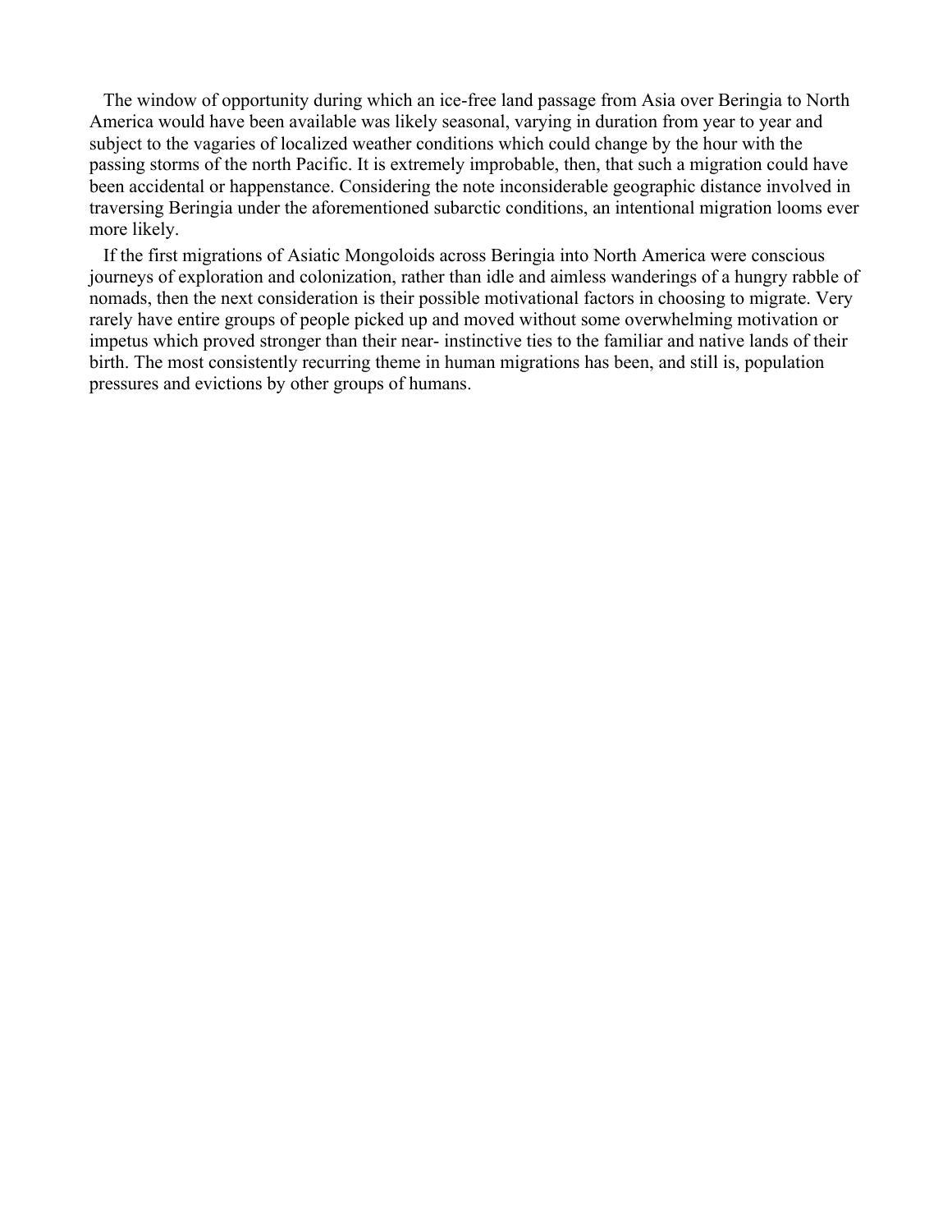The window of opportunity during which an ice-free land passage from Asia over Beringia to North America would have been available was likely seasonal, varying in duration from year to year and subject to the vagaries of localized weather conditions which could change by the hour with the passing storms of the north Pacific. It is extremely improbable, then, that such a migration could have been accidental or happenstance. Considering the note inconsiderable geographic distance involved in traversing Beringia under the aforementioned subarctic conditions, an intentional migration looms ever more likely.

If the first migrations of Asiatic Mongoloids across Beringia into North America were conscious journeys of exploration and colonization, rather than idle and aimless wanderings of a hungry rabble of nomads, then the next consideration is their possible motivational factors in choosing to migrate. Very rarely have entire groups of people picked up and moved without some overwhelming motivation or impetus which proved stronger than their near- instinctive ties to the familiar and native lands of their birth. The most consistently recurring theme in human migrations has been, and still is, population pressures and evictions by other groups of humans.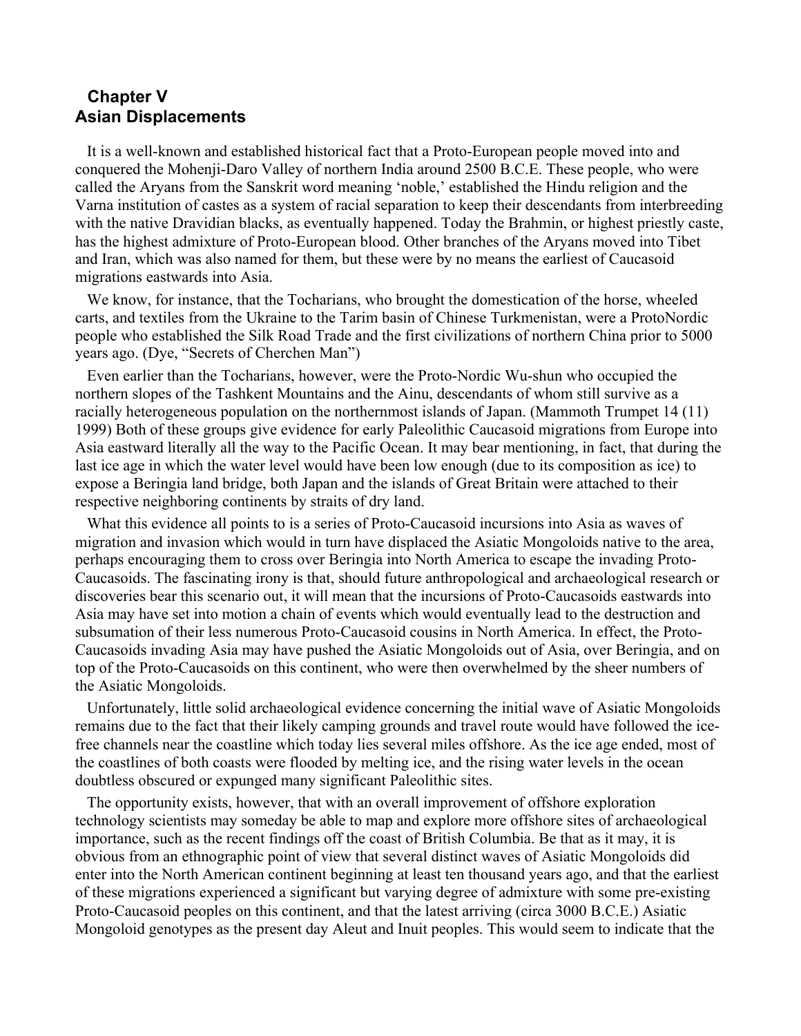## Chapter V
## Asian Displacements

It is a well-known and established historical fact that a Proto-European people moved into and conquered the Mohenji-Daro Valley of northern India around 2500 B.C.E. These people, who were called the Aryans from the Sanskrit word meaning 'noble,' established the Hindu religion and the Varna institution of castes as a system of racial separation to keep their descendants from interbreeding with the native Dravidian blacks, as eventually happened. Today the Brahmin, or highest priestly caste, has the highest admixture of Proto-European blood. Other branches of the Aryans moved into Tibet and Iran, which was also named for them, but these were by no means the earliest of Caucasoid migrations eastwards into Asia.

We know, for instance, that the Tocharians, who brought the domestication of the horse, wheeled carts, and textiles from the Ukraine to the Tarim basin of Chinese Turkmenistan, were a ProtoNordic people who established the Silk Road Trade and the first civilizations of northern China prior to 5000 years ago. (Dye, "Secrets of Cherchen Man")

Even earlier than the Tocharians, however, were the Proto-Nordic Wu-shun who occupied the northern slopes of the Tashkent Mountains and the Ainu, descendants of whom still survive as a racially heterogeneous population on the northernmost islands of Japan. (Mammoth Trumpet 14 (11) 1999) Both of these groups give evidence for early Paleolithic Caucasoid migrations from Europe into Asia eastward literally all the way to the Pacific Ocean. It may bear mentioning, in fact, that during the last ice age in which the water level would have been low enough (due to its composition as ice) to expose a Beringia land bridge, both Japan and the islands of Great Britain were attached to their respective neighboring continents by straits of dry land.

What this evidence all points to is a series of Proto-Caucasoid incursions into Asia as waves of migration and invasion which would in turn have displaced the Asiatic Mongoloids native to the area, perhaps encouraging them to cross over Beringia into North America to escape the invading Proto-Caucasoids. The fascinating irony is that, should future anthropological and archaeological research or discoveries bear this scenario out, it will mean that the incursions of Proto-Caucasoids eastwards into Asia may have set into motion a chain of events which would eventually lead to the destruction and subsumation of their less numerous Proto-Caucasoid cousins in North America. In effect, the Proto-Caucasoids invading Asia may have pushed the Asiatic Mongoloids out of Asia, over Beringia, and on top of the Proto-Caucasoids on this continent, who were then overwhelmed by the sheer numbers of the Asiatic Mongoloids.

Unfortunately, little solid archaeological evidence concerning the initial wave of Asiatic Mongoloids remains due to the fact that their likely camping grounds and travel route would have followed the ice-free channels near the coastline which today lies several miles offshore. As the ice age ended, most of the coastlines of both coasts were flooded by melting ice, and the rising water levels in the ocean doubtless obscured or expunged many significant Paleolithic sites.

The opportunity exists, however, that with an overall improvement of offshore exploration technology scientists may someday be able to map and explore more offshore sites of archaeological importance, such as the recent findings off the coast of British Columbia. Be that as it may, it is obvious from an ethnographic point of view that several distinct waves of Asiatic Mongoloids did enter into the North American continent beginning at least ten thousand years ago, and that the earliest of these migrations experienced a significant but varying degree of admixture with some pre-existing Proto-Caucasoid peoples on this continent, and that the latest arriving (circa 3000 B.C.E.) Asiatic Mongoloid genotypes as the present day Aleut and Inuit peoples. This would seem to indicate that the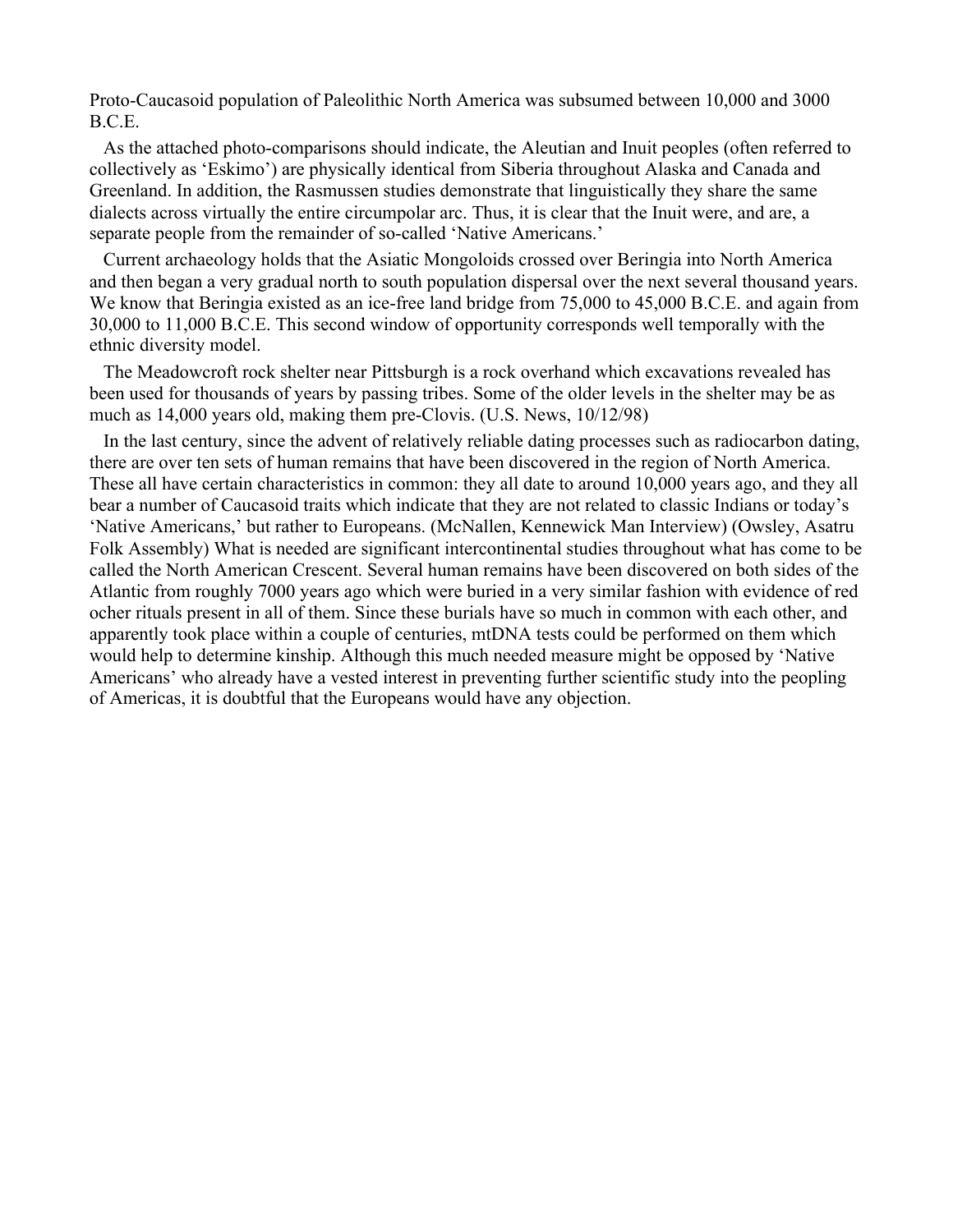Proto-Caucasoid population of Paleolithic North America was subsumed between 10,000 and 3000 B.C.E.

As the attached photo-comparisons should indicate, the Aleutian and Inuit peoples (often referred to collectively as 'Eskimo') are physically identical from Siberia throughout Alaska and Canada and Greenland. In addition, the Rasmussen studies demonstrate that linguistically they share the same dialects across virtually the entire circumpolar arc. Thus, it is clear that the Inuit were, and are, a separate people from the remainder of so-called 'Native Americans.'

Current archaeology holds that the Asiatic Mongoloids crossed over Beringia into North America and then began a very gradual north to south population dispersal over the next several thousand years. We know that Beringia existed as an ice-free land bridge from 75,000 to 45,000 B.C.E. and again from 30,000 to 11,000 B.C.E. This second window of opportunity corresponds well temporally with the ethnic diversity model.

The Meadowcroft rock shelter near Pittsburgh is a rock overhand which excavations revealed has been used for thousands of years by passing tribes. Some of the older levels in the shelter may be as much as 14,000 years old, making them pre-Clovis. (U.S. News, 10/12/98)

In the last century, since the advent of relatively reliable dating processes such as radiocarbon dating, there are over ten sets of human remains that have been discovered in the region of North America. These all have certain characteristics in common: they all date to around 10,000 years ago, and they all bear a number of Caucasoid traits which indicate that they are not related to classic Indians or today's 'Native Americans,' but rather to Europeans. (McNallen, Kennewick Man Interview) (Owsley, Asatru Folk Assembly) What is needed are significant intercontinental studies throughout what has come to be called the North American Crescent. Several human remains have been discovered on both sides of the Atlantic from roughly 7000 years ago which were buried in a very similar fashion with evidence of red ocher rituals present in all of them. Since these burials have so much in common with each other, and apparently took place within a couple of centuries, mtDNA tests could be performed on them which would help to determine kinship. Although this much needed measure might be opposed by 'Native Americans' who already have a vested interest in preventing further scientific study into the peopling of Americas, it is doubtful that the Europeans would have any objection.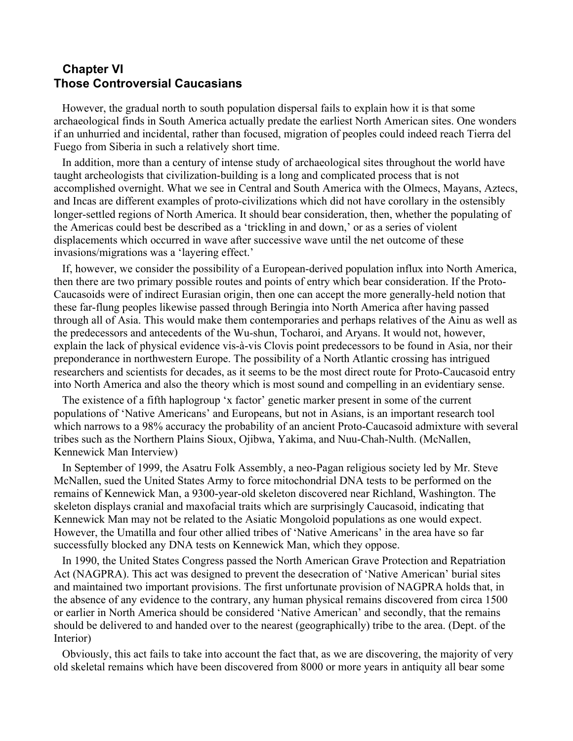## Chapter VI
## Those Controversial Caucasians

However, the gradual north to south population dispersal fails to explain how it is that some archaeological finds in South America actually predate the earliest North American sites. One wonders if an unhurried and incidental, rather than focused, migration of peoples could indeed reach Tierra del Fuego from Siberia in such a relatively short time.

In addition, more than a century of intense study of archaeological sites throughout the world have taught archeologists that civilization-building is a long and complicated process that is not accomplished overnight. What we see in Central and South America with the Olmecs, Mayans, Aztecs, and Incas are different examples of proto-civilizations which did not have corollary in the ostensibly longer-settled regions of North America. It should bear consideration, then, whether the populating of the Americas could best be described as a 'trickling in and down,' or as a series of violent displacements which occurred in wave after successive wave until the net outcome of these invasions/migrations was a 'layering effect.'

If, however, we consider the possibility of a European-derived population influx into North America, then there are two primary possible routes and points of entry which bear consideration. If the Proto-Caucasoids were of indirect Eurasian origin, then one can accept the more generally-held notion that these far-flung peoples likewise passed through Beringia into North America after having passed through all of Asia. This would make them contemporaries and perhaps relatives of the Ainu as well as the predecessors and antecedents of the Wu-shun, Tocharoi, and Aryans. It would not, however, explain the lack of physical evidence vis-à-vis Clovis point predecessors to be found in Asia, nor their preponderance in northwestern Europe. The possibility of a North Atlantic crossing has intrigued researchers and scientists for decades, as it seems to be the most direct route for Proto-Caucasoid entry into North America and also the theory which is most sound and compelling in an evidentiary sense.

The existence of a fifth haplogroup 'x factor' genetic marker present in some of the current populations of 'Native Americans' and Europeans, but not in Asians, is an important research tool which narrows to a 98% accuracy the probability of an ancient Proto-Caucasoid admixture with several tribes such as the Northern Plains Sioux, Ojibwa, Yakima, and Nuu-Chah-Nulth. (McNallen, Kennewick Man Interview)

In September of 1999, the Asatru Folk Assembly, a neo-Pagan religious society led by Mr. Steve McNallen, sued the United States Army to force mitochondrial DNA tests to be performed on the remains of Kennewick Man, a 9300-year-old skeleton discovered near Richland, Washington. The skeleton displays cranial and maxofacial traits which are surprisingly Caucasoid, indicating that Kennewick Man may not be related to the Asiatic Mongoloid populations as one would expect. However, the Umatilla and four other allied tribes of 'Native Americans' in the area have so far successfully blocked any DNA tests on Kennewick Man, which they oppose.

In 1990, the United States Congress passed the North American Grave Protection and Repatriation Act (NAGPRA). This act was designed to prevent the desecration of 'Native American' burial sites and maintained two important provisions. The first unfortunate provision of NAGPRA holds that, in the absence of any evidence to the contrary, any human physical remains discovered from circa 1500 or earlier in North America should be considered 'Native American' and secondly, that the remains should be delivered to and handed over to the nearest (geographically) tribe to the area. (Dept. of the Interior)

Obviously, this act fails to take into account the fact that, as we are discovering, the majority of very old skeletal remains which have been discovered from 8000 or more years in antiquity all bear some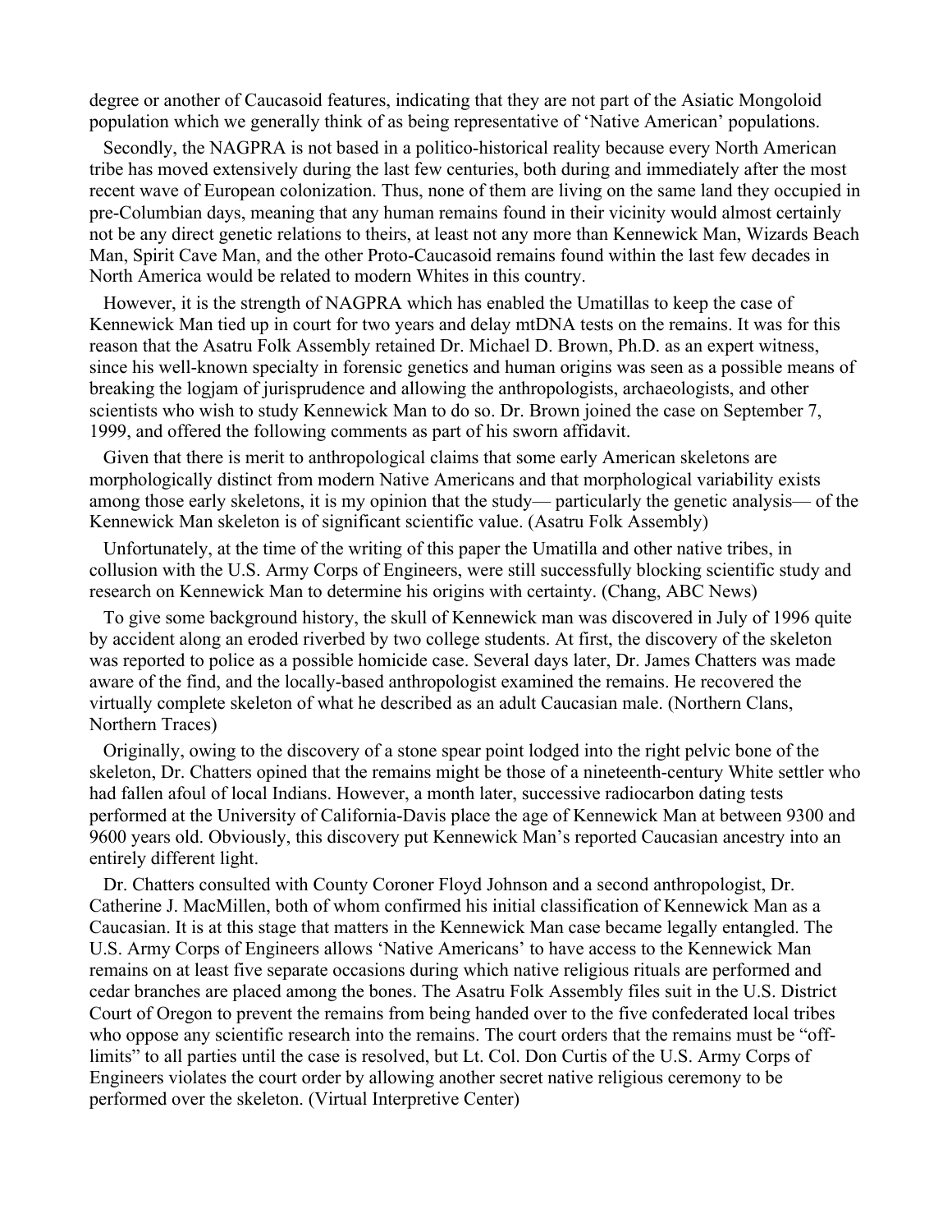degree or another of Caucasoid features, indicating that they are not part of the Asiatic Mongoloid population which we generally think of as being representative of 'Native American' populations.

Secondly, the NAGPRA is not based in a politico-historical reality because every North American tribe has moved extensively during the last few centuries, both during and immediately after the most recent wave of European colonization. Thus, none of them are living on the same land they occupied in pre-Columbian days, meaning that any human remains found in their vicinity would almost certainly not be any direct genetic relations to theirs, at least not any more than Kennewick Man, Wizards Beach Man, Spirit Cave Man, and the other Proto-Caucasoid remains found within the last few decades in North America would be related to modern Whites in this country.

However, it is the strength of NAGPRA which has enabled the Umatillas to keep the case of Kennewick Man tied up in court for two years and delay mtDNA tests on the remains. It was for this reason that the Asatru Folk Assembly retained Dr. Michael D. Brown, Ph.D. as an expert witness, since his well-known specialty in forensic genetics and human origins was seen as a possible means of breaking the logjam of jurisprudence and allowing the anthropologists, archaeologists, and other scientists who wish to study Kennewick Man to do so. Dr. Brown joined the case on September 7, 1999, and offered the following comments as part of his sworn affidavit.

Given that there is merit to anthropological claims that some early American skeletons are morphologically distinct from modern Native Americans and that morphological variability exists among those early skeletons, it is my opinion that the study— particularly the genetic analysis— of the Kennewick Man skeleton is of significant scientific value. (Asatru Folk Assembly)

Unfortunately, at the time of the writing of this paper the Umatilla and other native tribes, in collusion with the U.S. Army Corps of Engineers, were still successfully blocking scientific study and research on Kennewick Man to determine his origins with certainty. (Chang, ABC News)

To give some background history, the skull of Kennewick man was discovered in July of 1996 quite by accident along an eroded riverbed by two college students. At first, the discovery of the skeleton was reported to police as a possible homicide case. Several days later, Dr. James Chatters was made aware of the find, and the locally-based anthropologist examined the remains. He recovered the virtually complete skeleton of what he described as an adult Caucasian male. (Northern Clans, Northern Traces)

Originally, owing to the discovery of a stone spear point lodged into the right pelvic bone of the skeleton, Dr. Chatters opined that the remains might be those of a nineteenth-century White settler who had fallen afoul of local Indians. However, a month later, successive radiocarbon dating tests performed at the University of California-Davis place the age of Kennewick Man at between 9300 and 9600 years old. Obviously, this discovery put Kennewick Man's reported Caucasian ancestry into an entirely different light.

Dr. Chatters consulted with County Coroner Floyd Johnson and a second anthropologist, Dr. Catherine J. MacMillen, both of whom confirmed his initial classification of Kennewick Man as a Caucasian. It is at this stage that matters in the Kennewick Man case became legally entangled. The U.S. Army Corps of Engineers allows 'Native Americans' to have access to the Kennewick Man remains on at least five separate occasions during which native religious rituals are performed and cedar branches are placed among the bones. The Asatru Folk Assembly files suit in the U.S. District Court of Oregon to prevent the remains from being handed over to the five confederated local tribes who oppose any scientific research into the remains. The court orders that the remains must be "off-limits" to all parties until the case is resolved, but Lt. Col. Don Curtis of the U.S. Army Corps of Engineers violates the court order by allowing another secret native religious ceremony to be performed over the skeleton. (Virtual Interpretive Center)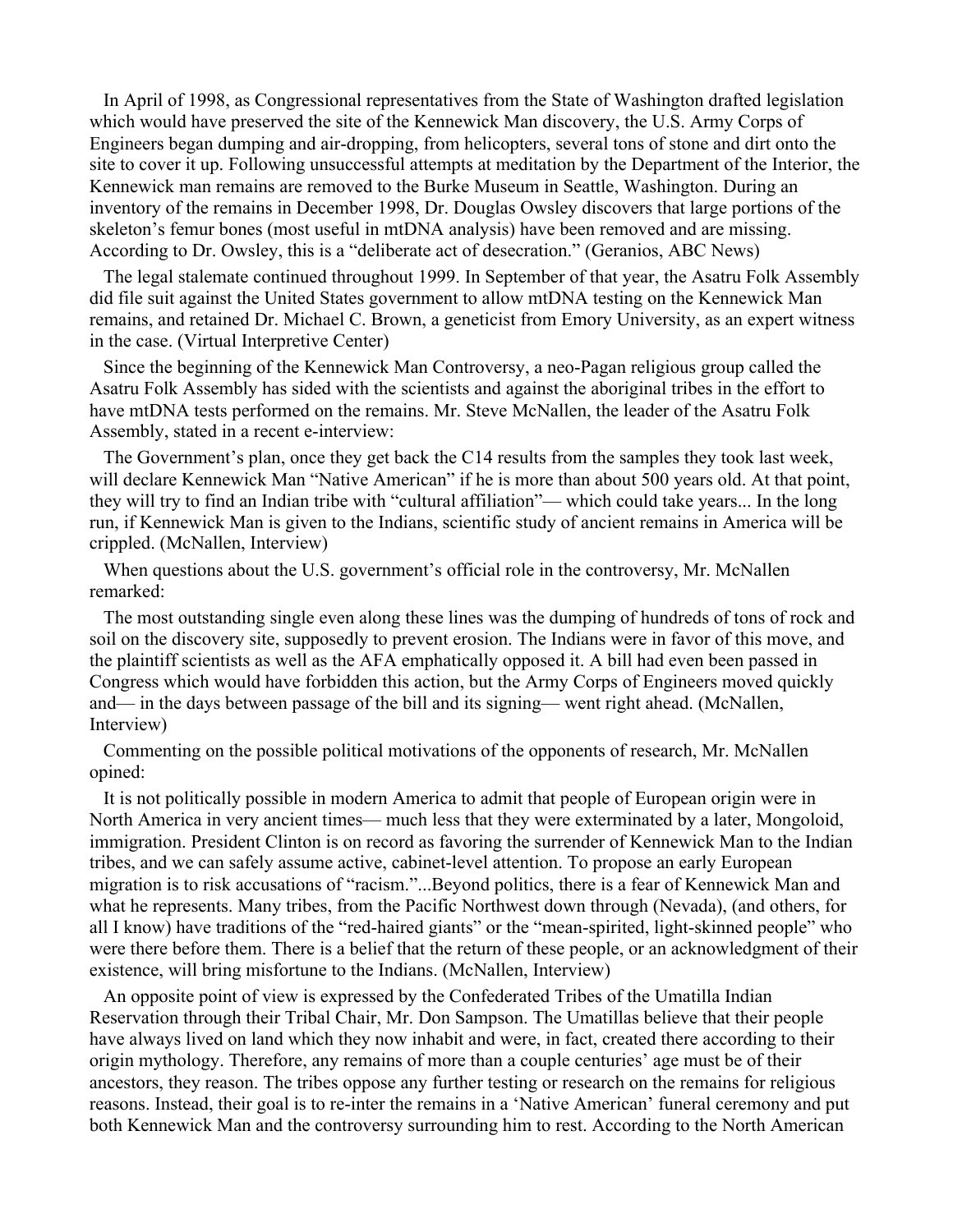In April of 1998, as Congressional representatives from the State of Washington drafted legislation which would have preserved the site of the Kennewick Man discovery, the U.S. Army Corps of Engineers began dumping and air-dropping, from helicopters, several tons of stone and dirt onto the site to cover it up. Following unsuccessful attempts at meditation by the Department of the Interior, the Kennewick man remains are removed to the Burke Museum in Seattle, Washington. During an inventory of the remains in December 1998, Dr. Douglas Owsley discovers that large portions of the skeleton's femur bones (most useful in mtDNA analysis) have been removed and are missing. According to Dr. Owsley, this is a "deliberate act of desecration." (Geranios, ABC News)

The legal stalemate continued throughout 1999. In September of that year, the Asatru Folk Assembly did file suit against the United States government to allow mtDNA testing on the Kennewick Man remains, and retained Dr. Michael C. Brown, a geneticist from Emory University, as an expert witness in the case. (Virtual Interpretive Center)

Since the beginning of the Kennewick Man Controversy, a neo-Pagan religious group called the Asatru Folk Assembly has sided with the scientists and against the aboriginal tribes in the effort to have mtDNA tests performed on the remains. Mr. Steve McNallen, the leader of the Asatru Folk Assembly, stated in a recent e-interview:

The Government's plan, once they get back the C14 results from the samples they took last week, will declare Kennewick Man "Native American" if he is more than about 500 years old. At that point, they will try to find an Indian tribe with "cultural affiliation"— which could take years... In the long run, if Kennewick Man is given to the Indians, scientific study of ancient remains in America will be crippled. (McNallen, Interview)

When questions about the U.S. government's official role in the controversy, Mr. McNallen remarked:

The most outstanding single even along these lines was the dumping of hundreds of tons of rock and soil on the discovery site, supposedly to prevent erosion. The Indians were in favor of this move, and the plaintiff scientists as well as the AFA emphatically opposed it. A bill had even been passed in Congress which would have forbidden this action, but the Army Corps of Engineers moved quickly and— in the days between passage of the bill and its signing— went right ahead. (McNallen, Interview)

Commenting on the possible political motivations of the opponents of research, Mr. McNallen opined:

It is not politically possible in modern America to admit that people of European origin were in North America in very ancient times— much less that they were exterminated by a later, Mongoloid, immigration. President Clinton is on record as favoring the surrender of Kennewick Man to the Indian tribes, and we can safely assume active, cabinet-level attention. To propose an early European migration is to risk accusations of "racism."...Beyond politics, there is a fear of Kennewick Man and what he represents. Many tribes, from the Pacific Northwest down through (Nevada), (and others, for all I know) have traditions of the "red-haired giants" or the "mean-spirited, light-skinned people" who were there before them. There is a belief that the return of these people, or an acknowledgment of their existence, will bring misfortune to the Indians. (McNallen, Interview)

An opposite point of view is expressed by the Confederated Tribes of the Umatilla Indian Reservation through their Tribal Chair, Mr. Don Sampson. The Umatillas believe that their people have always lived on land which they now inhabit and were, in fact, created there according to their origin mythology. Therefore, any remains of more than a couple centuries' age must be of their ancestors, they reason. The tribes oppose any further testing or research on the remains for religious reasons. Instead, their goal is to re-inter the remains in a 'Native American' funeral ceremony and put both Kennewick Man and the controversy surrounding him to rest. According to the North American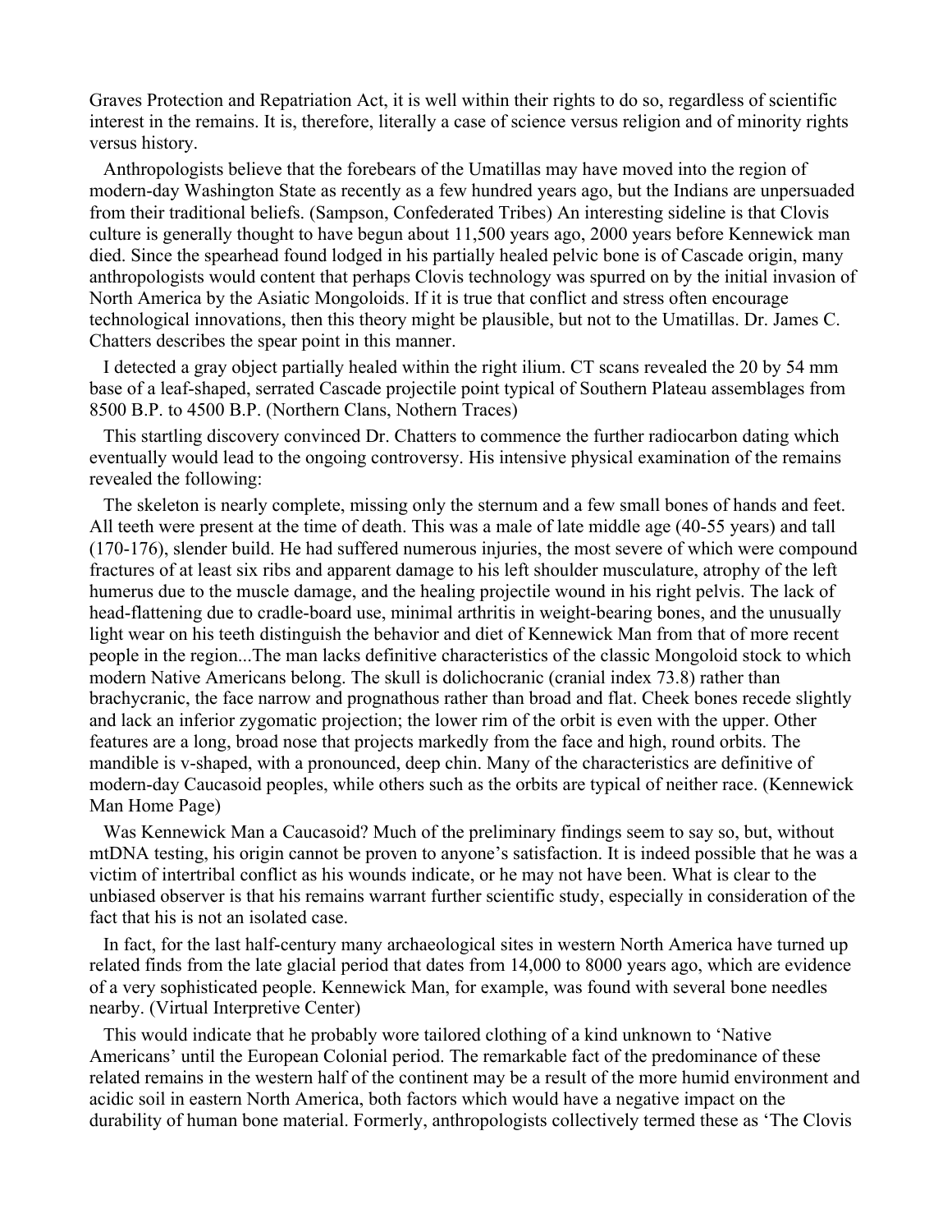Graves Protection and Repatriation Act, it is well within their rights to do so, regardless of scientific interest in the remains. It is, therefore, literally a case of science versus religion and of minority rights versus history.

Anthropologists believe that the forebears of the Umatillas may have moved into the region of modern-day Washington State as recently as a few hundred years ago, but the Indians are unpersuaded from their traditional beliefs. (Sampson, Confederated Tribes) An interesting sideline is that Clovis culture is generally thought to have begun about 11,500 years ago, 2000 years before Kennewick man died. Since the spearhead found lodged in his partially healed pelvic bone is of Cascade origin, many anthropologists would content that perhaps Clovis technology was spurred on by the initial invasion of North America by the Asiatic Mongoloids. If it is true that conflict and stress often encourage technological innovations, then this theory might be plausible, but not to the Umatillas. Dr. James C. Chatters describes the spear point in this manner.

I detected a gray object partially healed within the right ilium. CT scans revealed the 20 by 54 mm base of a leaf-shaped, serrated Cascade projectile point typical of Southern Plateau assemblages from 8500 B.P. to 4500 B.P. (Northern Clans, Nothern Traces)

This startling discovery convinced Dr. Chatters to commence the further radiocarbon dating which eventually would lead to the ongoing controversy. His intensive physical examination of the remains revealed the following:

The skeleton is nearly complete, missing only the sternum and a few small bones of hands and feet. All teeth were present at the time of death. This was a male of late middle age (40-55 years) and tall (170-176), slender build. He had suffered numerous injuries, the most severe of which were compound fractures of at least six ribs and apparent damage to his left shoulder musculature, atrophy of the left humerus due to the muscle damage, and the healing projectile wound in his right pelvis. The lack of head-flattening due to cradle-board use, minimal arthritis in weight-bearing bones, and the unusually light wear on his teeth distinguish the behavior and diet of Kennewick Man from that of more recent people in the region...The man lacks definitive characteristics of the classic Mongoloid stock to which modern Native Americans belong. The skull is dolichocranic (cranial index 73.8) rather than brachycranic, the face narrow and prognathous rather than broad and flat. Cheek bones recede slightly and lack an inferior zygomatic projection; the lower rim of the orbit is even with the upper. Other features are a long, broad nose that projects markedly from the face and high, round orbits. The mandible is v-shaped, with a pronounced, deep chin. Many of the characteristics are definitive of modern-day Caucasoid peoples, while others such as the orbits are typical of neither race. (Kennewick Man Home Page)

Was Kennewick Man a Caucasoid? Much of the preliminary findings seem to say so, but, without mtDNA testing, his origin cannot be proven to anyone's satisfaction. It is indeed possible that he was a victim of intertribal conflict as his wounds indicate, or he may not have been. What is clear to the unbiased observer is that his remains warrant further scientific study, especially in consideration of the fact that his is not an isolated case.

In fact, for the last half-century many archaeological sites in western North America have turned up related finds from the late glacial period that dates from 14,000 to 8000 years ago, which are evidence of a very sophisticated people. Kennewick Man, for example, was found with several bone needles nearby. (Virtual Interpretive Center)

This would indicate that he probably wore tailored clothing of a kind unknown to 'Native Americans' until the European Colonial period. The remarkable fact of the predominance of these related remains in the western half of the continent may be a result of the more humid environment and acidic soil in eastern North America, both factors which would have a negative impact on the durability of human bone material. Formerly, anthropologists collectively termed these as 'The Clovis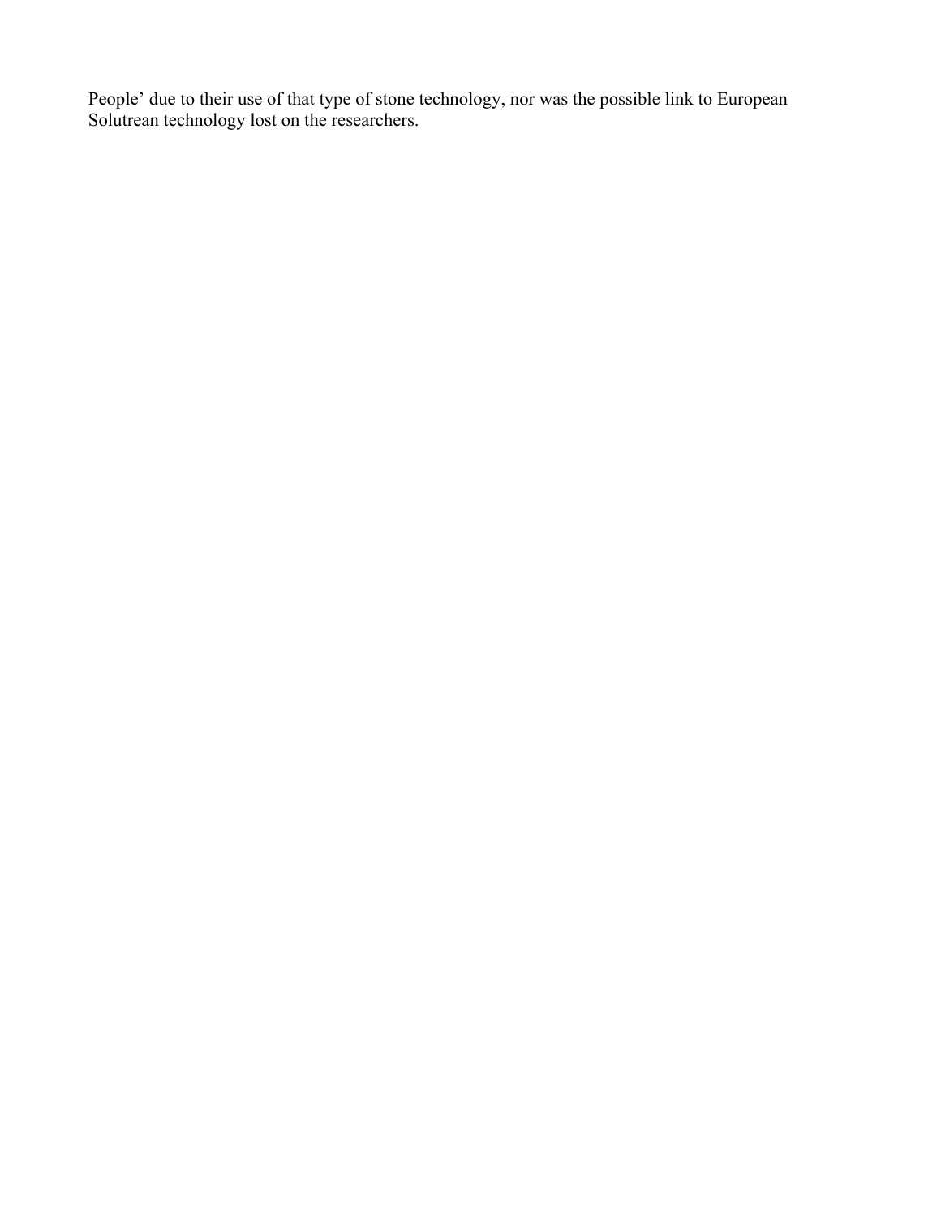People’ due to their use of that type of stone technology, nor was the possible link to European Solutrean technology lost on the researchers.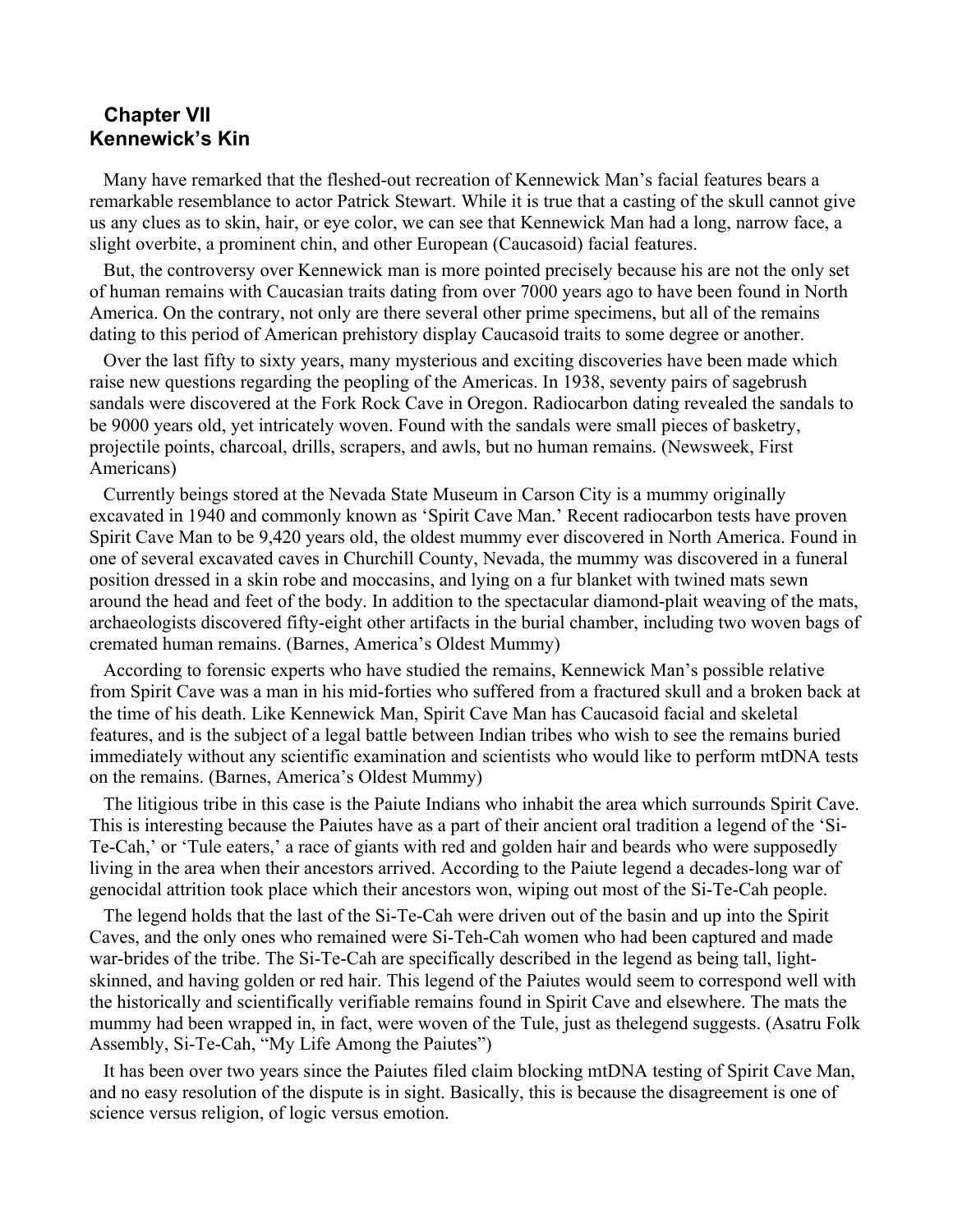## Chapter VII
## Kennewick's Kin

Many have remarked that the fleshed-out recreation of Kennewick Man's facial features bears a remarkable resemblance to actor Patrick Stewart. While it is true that a casting of the skull cannot give us any clues as to skin, hair, or eye color, we can see that Kennewick Man had a long, narrow face, a slight overbite, a prominent chin, and other European (Caucasoid) facial features.

But, the controversy over Kennewick man is more pointed precisely because his are not the only set of human remains with Caucasian traits dating from over 7000 years ago to have been found in North America. On the contrary, not only are there several other prime specimens, but all of the remains dating to this period of American prehistory display Caucasoid traits to some degree or another.

Over the last fifty to sixty years, many mysterious and exciting discoveries have been made which raise new questions regarding the peopling of the Americas. In 1938, seventy pairs of sagebrush sandals were discovered at the Fork Rock Cave in Oregon. Radiocarbon dating revealed the sandals to be 9000 years old, yet intricately woven. Found with the sandals were small pieces of basketry, projectile points, charcoal, drills, scrapers, and awls, but no human remains. (Newsweek, First Americans)

Currently beings stored at the Nevada State Museum in Carson City is a mummy originally excavated in 1940 and commonly known as 'Spirit Cave Man.' Recent radiocarbon tests have proven Spirit Cave Man to be 9,420 years old, the oldest mummy ever discovered in North America. Found in one of several excavated caves in Churchill County, Nevada, the mummy was discovered in a funeral position dressed in a skin robe and moccasins, and lying on a fur blanket with twined mats sewn around the head and feet of the body. In addition to the spectacular diamond-plait weaving of the mats, archaeologists discovered fifty-eight other artifacts in the burial chamber, including two woven bags of cremated human remains. (Barnes, America's Oldest Mummy)

According to forensic experts who have studied the remains, Kennewick Man's possible relative from Spirit Cave was a man in his mid-forties who suffered from a fractured skull and a broken back at the time of his death. Like Kennewick Man, Spirit Cave Man has Caucasoid facial and skeletal features, and is the subject of a legal battle between Indian tribes who wish to see the remains buried immediately without any scientific examination and scientists who would like to perform mtDNA tests on the remains. (Barnes, America's Oldest Mummy)

The litigious tribe in this case is the Paiute Indians who inhabit the area which surrounds Spirit Cave. This is interesting because the Paiutes have as a part of their ancient oral tradition a legend of the 'Si-Te-Cah,' or 'Tule eaters,' a race of giants with red and golden hair and beards who were supposedly living in the area when their ancestors arrived. According to the Paiute legend a decades-long war of genocidal attrition took place which their ancestors won, wiping out most of the Si-Te-Cah people.

The legend holds that the last of the Si-Te-Cah were driven out of the basin and up into the Spirit Caves, and the only ones who remained were Si-Teh-Cah women who had been captured and made war-brides of the tribe. The Si-Te-Cah are specifically described in the legend as being tall, light-skinned, and having golden or red hair. This legend of the Paiutes would seem to correspond well with the historically and scientifically verifiable remains found in Spirit Cave and elsewhere. The mats the mummy had been wrapped in, in fact, were woven of the Tule, just as thelegend suggests. (Asatru Folk Assembly, Si-Te-Cah, "My Life Among the Paiutes")

It has been over two years since the Paiutes filed claim blocking mtDNA testing of Spirit Cave Man, and no easy resolution of the dispute is in sight. Basically, this is because the disagreement is one of science versus religion, of logic versus emotion.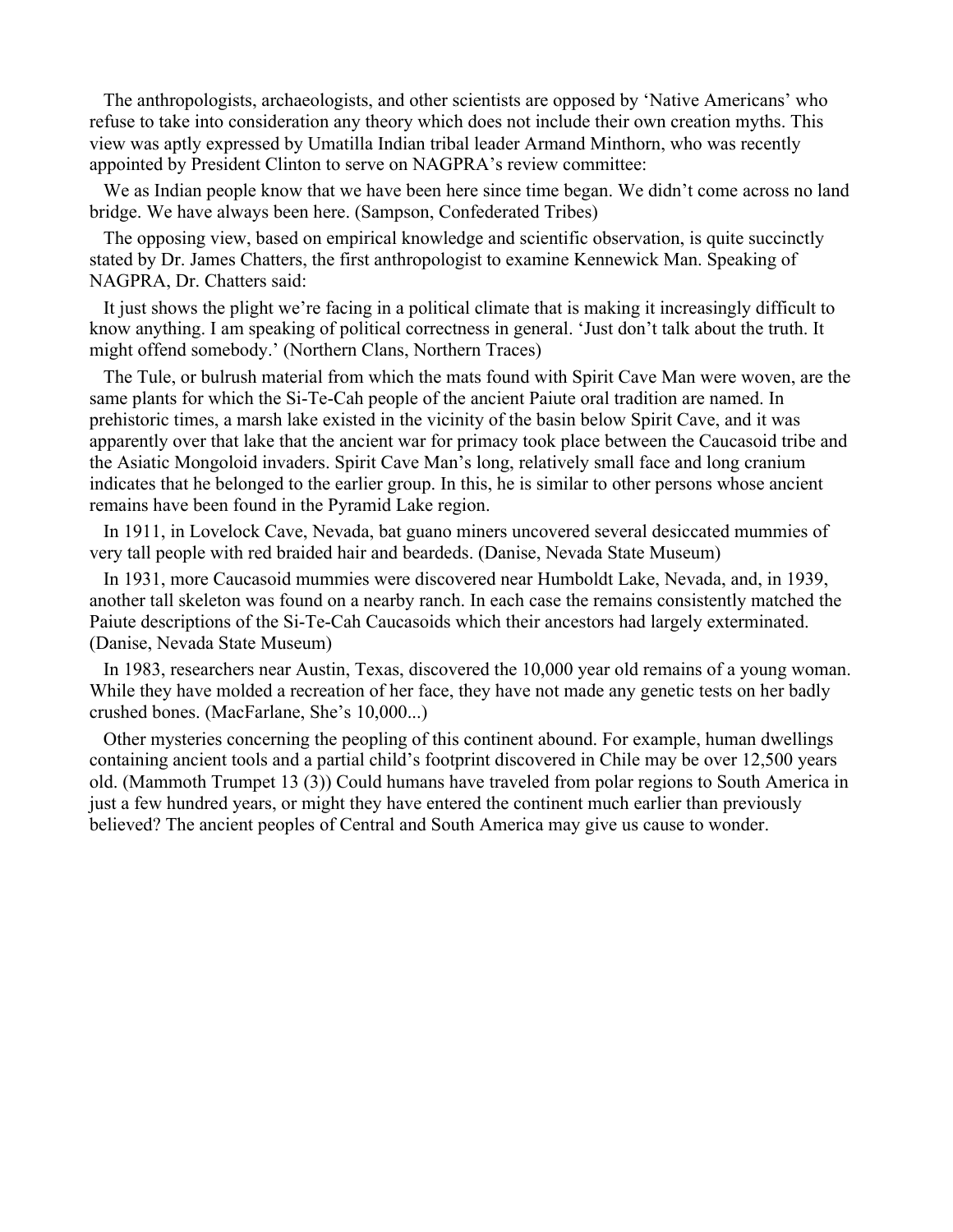The anthropologists, archaeologists, and other scientists are opposed by 'Native Americans' who refuse to take into consideration any theory which does not include their own creation myths. This view was aptly expressed by Umatilla Indian tribal leader Armand Minthorn, who was recently appointed by President Clinton to serve on NAGPRA's review committee:

We as Indian people know that we have been here since time began. We didn't come across no land bridge. We have always been here. (Sampson, Confederated Tribes)

The opposing view, based on empirical knowledge and scientific observation, is quite succinctly stated by Dr. James Chatters, the first anthropologist to examine Kennewick Man. Speaking of NAGPRA, Dr. Chatters said:

It just shows the plight we're facing in a political climate that is making it increasingly difficult to know anything. I am speaking of political correctness in general. 'Just don't talk about the truth. It might offend somebody.' (Northern Clans, Northern Traces)

The Tule, or bulrush material from which the mats found with Spirit Cave Man were woven, are the same plants for which the Si-Te-Cah people of the ancient Paiute oral tradition are named. In prehistoric times, a marsh lake existed in the vicinity of the basin below Spirit Cave, and it was apparently over that lake that the ancient war for primacy took place between the Caucasoid tribe and the Asiatic Mongoloid invaders. Spirit Cave Man's long, relatively small face and long cranium indicates that he belonged to the earlier group. In this, he is similar to other persons whose ancient remains have been found in the Pyramid Lake region.

In 1911, in Lovelock Cave, Nevada, bat guano miners uncovered several desiccated mummies of very tall people with red braided hair and beardeds. (Danise, Nevada State Museum)

In 1931, more Caucasoid mummies were discovered near Humboldt Lake, Nevada, and, in 1939, another tall skeleton was found on a nearby ranch. In each case the remains consistently matched the Paiute descriptions of the Si-Te-Cah Caucasoids which their ancestors had largely exterminated. (Danise, Nevada State Museum)

In 1983, researchers near Austin, Texas, discovered the 10,000 year old remains of a young woman. While they have molded a recreation of her face, they have not made any genetic tests on her badly crushed bones. (MacFarlane, She's 10,000...)

Other mysteries concerning the peopling of this continent abound. For example, human dwellings containing ancient tools and a partial child's footprint discovered in Chile may be over 12,500 years old. (Mammoth Trumpet 13 (3)) Could humans have traveled from polar regions to South America in just a few hundred years, or might they have entered the continent much earlier than previously believed? The ancient peoples of Central and South America may give us cause to wonder.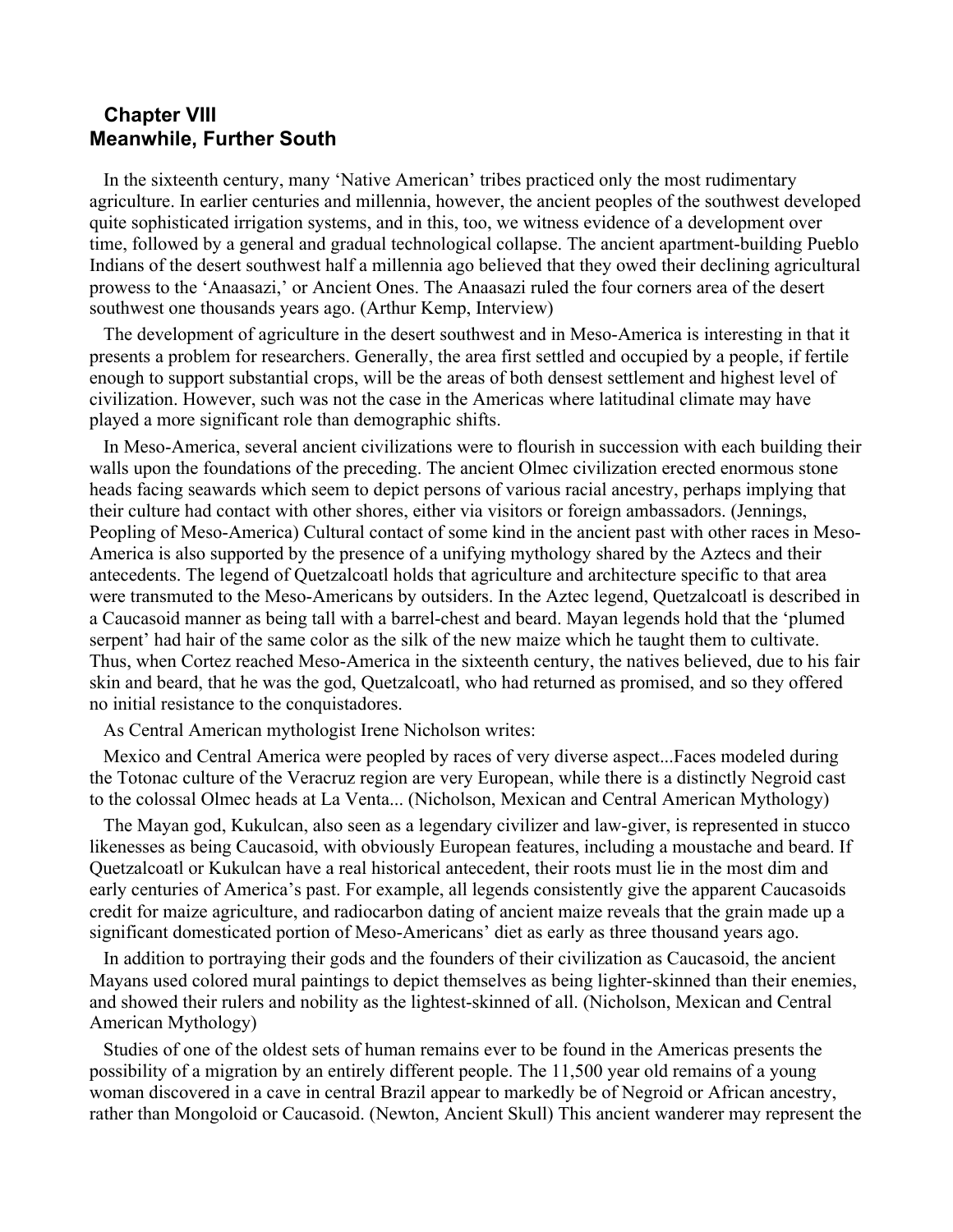## Chapter VIII
## Meanwhile, Further South

In the sixteenth century, many 'Native American' tribes practiced only the most rudimentary agriculture. In earlier centuries and millennia, however, the ancient peoples of the southwest developed quite sophisticated irrigation systems, and in this, too, we witness evidence of a development over time, followed by a general and gradual technological collapse. The ancient apartment-building Pueblo Indians of the desert southwest half a millennia ago believed that they owed their declining agricultural prowess to the 'Anaasazi,' or Ancient Ones. The Anaasazi ruled the four corners area of the desert southwest one thousands years ago. (Arthur Kemp, Interview)

The development of agriculture in the desert southwest and in Meso-America is interesting in that it presents a problem for researchers. Generally, the area first settled and occupied by a people, if fertile enough to support substantial crops, will be the areas of both densest settlement and highest level of civilization. However, such was not the case in the Americas where latitudinal climate may have played a more significant role than demographic shifts.

In Meso-America, several ancient civilizations were to flourish in succession with each building their walls upon the foundations of the preceding. The ancient Olmec civilization erected enormous stone heads facing seawards which seem to depict persons of various racial ancestry, perhaps implying that their culture had contact with other shores, either via visitors or foreign ambassadors. (Jennings, Peopling of Meso-America) Cultural contact of some kind in the ancient past with other races in Meso-America is also supported by the presence of a unifying mythology shared by the Aztecs and their antecedents. The legend of Quetzalcoatl holds that agriculture and architecture specific to that area were transmuted to the Meso-Americans by outsiders. In the Aztec legend, Quetzalcoatl is described in a Caucasoid manner as being tall with a barrel-chest and beard. Mayan legends hold that the 'plumed serpent' had hair of the same color as the silk of the new maize which he taught them to cultivate. Thus, when Cortez reached Meso-America in the sixteenth century, the natives believed, due to his fair skin and beard, that he was the god, Quetzalcoatl, who had returned as promised, and so they offered no initial resistance to the conquistadores.

As Central American mythologist Irene Nicholson writes:

Mexico and Central America were peopled by races of very diverse aspect...Faces modeled during the Totonac culture of the Veracruz region are very European, while there is a distinctly Negroid cast to the colossal Olmec heads at La Venta... (Nicholson, Mexican and Central American Mythology)

The Mayan god, Kukulcan, also seen as a legendary civilizer and law-giver, is represented in stucco likenesses as being Caucasoid, with obviously European features, including a moustache and beard. If Quetzalcoatl or Kukulcan have a real historical antecedent, their roots must lie in the most dim and early centuries of America's past. For example, all legends consistently give the apparent Caucasoids credit for maize agriculture, and radiocarbon dating of ancient maize reveals that the grain made up a significant domesticated portion of Meso-Americans' diet as early as three thousand years ago.

In addition to portraying their gods and the founders of their civilization as Caucasoid, the ancient Mayans used colored mural paintings to depict themselves as being lighter-skinned than their enemies, and showed their rulers and nobility as the lightest-skinned of all. (Nicholson, Mexican and Central American Mythology)

Studies of one of the oldest sets of human remains ever to be found in the Americas presents the possibility of a migration by an entirely different people. The 11,500 year old remains of a young woman discovered in a cave in central Brazil appear to markedly be of Negroid or African ancestry, rather than Mongoloid or Caucasoid. (Newton, Ancient Skull) This ancient wanderer may represent the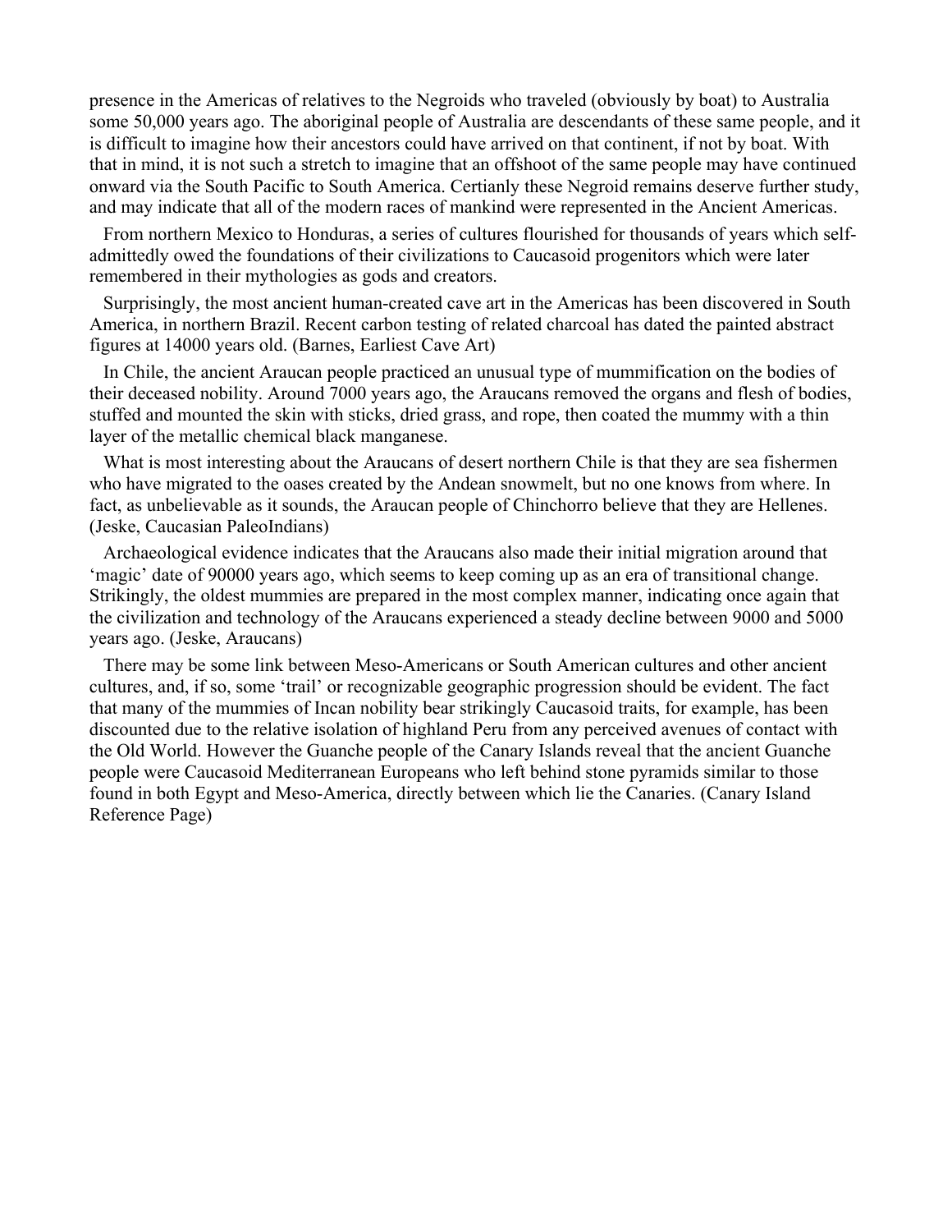presence in the Americas of relatives to the Negroids who traveled (obviously by boat) to Australia some 50,000 years ago. The aboriginal people of Australia are descendants of these same people, and it is difficult to imagine how their ancestors could have arrived on that continent, if not by boat. With that in mind, it is not such a stretch to imagine that an offshoot of the same people may have continued onward via the South Pacific to South America. Certianly these Negroid remains deserve further study, and may indicate that all of the modern races of mankind were represented in the Ancient Americas.

From northern Mexico to Honduras, a series of cultures flourished for thousands of years which self-admittedly owed the foundations of their civilizations to Caucasoid progenitors which were later remembered in their mythologies as gods and creators.

Surprisingly, the most ancient human-created cave art in the Americas has been discovered in South America, in northern Brazil. Recent carbon testing of related charcoal has dated the painted abstract figures at 14000 years old. (Barnes, Earliest Cave Art)

In Chile, the ancient Araucan people practiced an unusual type of mummification on the bodies of their deceased nobility. Around 7000 years ago, the Araucans removed the organs and flesh of bodies, stuffed and mounted the skin with sticks, dried grass, and rope, then coated the mummy with a thin layer of the metallic chemical black manganese.

What is most interesting about the Araucans of desert northern Chile is that they are sea fishermen who have migrated to the oases created by the Andean snowmelt, but no one knows from where. In fact, as unbelievable as it sounds, the Araucan people of Chinchorro believe that they are Hellenes. (Jeske, Caucasian PaleoIndians)

Archaeological evidence indicates that the Araucans also made their initial migration around that 'magic' date of 90000 years ago, which seems to keep coming up as an era of transitional change. Strikingly, the oldest mummies are prepared in the most complex manner, indicating once again that the civilization and technology of the Araucans experienced a steady decline between 9000 and 5000 years ago. (Jeske, Araucans)

There may be some link between Meso-Americans or South American cultures and other ancient cultures, and, if so, some 'trail' or recognizable geographic progression should be evident. The fact that many of the mummies of Incan nobility bear strikingly Caucasoid traits, for example, has been discounted due to the relative isolation of highland Peru from any perceived avenues of contact with the Old World. However the Guanche people of the Canary Islands reveal that the ancient Guanche people were Caucasoid Mediterranean Europeans who left behind stone pyramids similar to those found in both Egypt and Meso-America, directly between which lie the Canaries. (Canary Island Reference Page)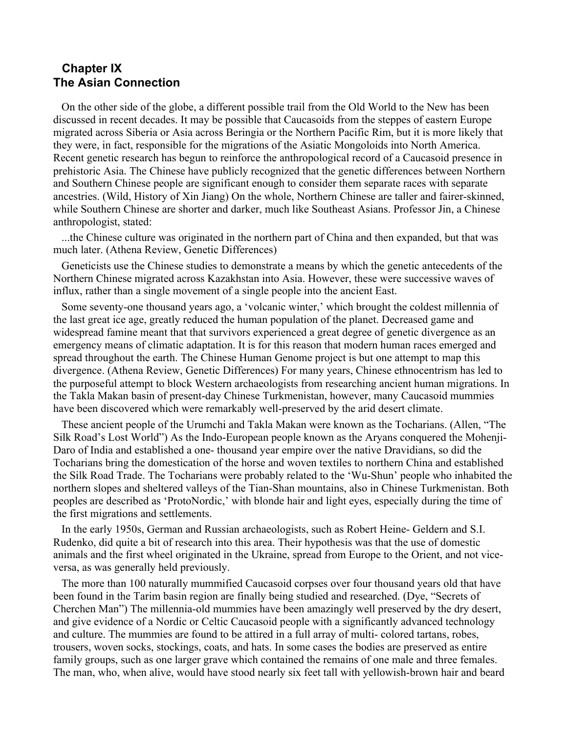## Chapter IX
## The Asian Connection

On the other side of the globe, a different possible trail from the Old World to the New has been discussed in recent decades. It may be possible that Caucasoids from the steppes of eastern Europe migrated across Siberia or Asia across Beringia or the Northern Pacific Rim, but it is more likely that they were, in fact, responsible for the migrations of the Asiatic Mongoloids into North America. Recent genetic research has begun to reinforce the anthropological record of a Caucasoid presence in prehistoric Asia. The Chinese have publicly recognized that the genetic differences between Northern and Southern Chinese people are significant enough to consider them separate races with separate ancestries. (Wild, History of Xin Jiang) On the whole, Northern Chinese are taller and fairer-skinned, while Southern Chinese are shorter and darker, much like Southeast Asians. Professor Jin, a Chinese anthropologist, stated:

...the Chinese culture was originated in the northern part of China and then expanded, but that was much later. (Athena Review, Genetic Differences)

Geneticists use the Chinese studies to demonstrate a means by which the genetic antecedents of the Northern Chinese migrated across Kazakhstan into Asia. However, these were successive waves of influx, rather than a single movement of a single people into the ancient East.

Some seventy-one thousand years ago, a 'volcanic winter,' which brought the coldest millennia of the last great ice age, greatly reduced the human population of the planet. Decreased game and widespread famine meant that that survivors experienced a great degree of genetic divergence as an emergency means of climatic adaptation. It is for this reason that modern human races emerged and spread throughout the earth. The Chinese Human Genome project is but one attempt to map this divergence. (Athena Review, Genetic Differences) For many years, Chinese ethnocentrism has led to the purposeful attempt to block Western archaeologists from researching ancient human migrations. In the Takla Makan basin of present-day Chinese Turkmenistan, however, many Caucasoid mummies have been discovered which were remarkably well-preserved by the arid desert climate.

These ancient people of the Urumchi and Takla Makan were known as the Tocharians. (Allen, "The Silk Road's Lost World") As the Indo-European people known as the Aryans conquered the Mohenji-Daro of India and established a one- thousand year empire over the native Dravidians, so did the Tocharians bring the domestication of the horse and woven textiles to northern China and established the Silk Road Trade. The Tocharians were probably related to the 'Wu-Shun' people who inhabited the northern slopes and sheltered valleys of the Tian-Shan mountains, also in Chinese Turkmenistan. Both peoples are described as 'ProtoNordic,' with blonde hair and light eyes, especially during the time of the first migrations and settlements.

In the early 1950s, German and Russian archaeologists, such as Robert Heine- Geldern and S.I. Rudenko, did quite a bit of research into this area. Their hypothesis was that the use of domestic animals and the first wheel originated in the Ukraine, spread from Europe to the Orient, and not vice-versa, as was generally held previously.

The more than 100 naturally mummified Caucasoid corpses over four thousand years old that have been found in the Tarim basin region are finally being studied and researched. (Dye, "Secrets of Cherchen Man") The millennia-old mummies have been amazingly well preserved by the dry desert, and give evidence of a Nordic or Celtic Caucasoid people with a significantly advanced technology and culture. The mummies are found to be attired in a full array of multi- colored tartans, robes, trousers, woven socks, stockings, coats, and hats. In some cases the bodies are preserved as entire family groups, such as one larger grave which contained the remains of one male and three females. The man, who, when alive, would have stood nearly six feet tall with yellowish-brown hair and beard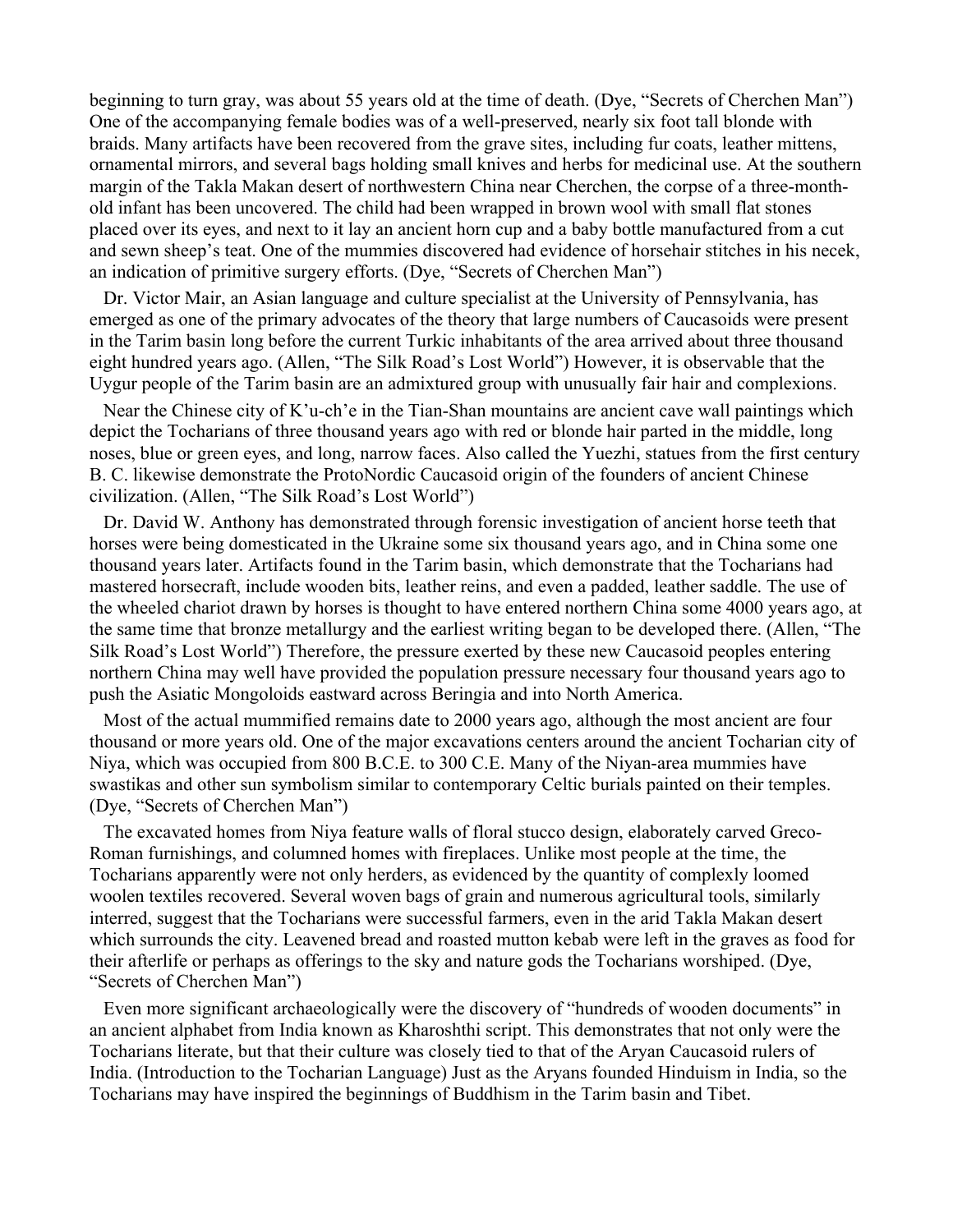beginning to turn gray, was about 55 years old at the time of death. (Dye, "Secrets of Cherchen Man") One of the accompanying female bodies was of a well-preserved, nearly six foot tall blonde with braids. Many artifacts have been recovered from the grave sites, including fur coats, leather mittens, ornamental mirrors, and several bags holding small knives and herbs for medicinal use. At the southern margin of the Takla Makan desert of northwestern China near Cherchen, the corpse of a three-month-old infant has been uncovered. The child had been wrapped in brown wool with small flat stones placed over its eyes, and next to it lay an ancient horn cup and a baby bottle manufactured from a cut and sewn sheep's teat. One of the mummies discovered had evidence of horsehair stitches in his necek, an indication of primitive surgery efforts. (Dye, "Secrets of Cherchen Man")

Dr. Victor Mair, an Asian language and culture specialist at the University of Pennsylvania, has emerged as one of the primary advocates of the theory that large numbers of Caucasoids were present in the Tarim basin long before the current Turkic inhabitants of the area arrived about three thousand eight hundred years ago. (Allen, "The Silk Road's Lost World") However, it is observable that the Uygur people of the Tarim basin are an admixtured group with unusually fair hair and complexions.

Near the Chinese city of K'u-ch'e in the Tian-Shan mountains are ancient cave wall paintings which depict the Tocharians of three thousand years ago with red or blonde hair parted in the middle, long noses, blue or green eyes, and long, narrow faces. Also called the Yuezhi, statues from the first century B. C. likewise demonstrate the ProtoNordic Caucasoid origin of the founders of ancient Chinese civilization. (Allen, "The Silk Road's Lost World")

Dr. David W. Anthony has demonstrated through forensic investigation of ancient horse teeth that horses were being domesticated in the Ukraine some six thousand years ago, and in China some one thousand years later. Artifacts found in the Tarim basin, which demonstrate that the Tocharians had mastered horsecraft, include wooden bits, leather reins, and even a padded, leather saddle. The use of the wheeled chariot drawn by horses is thought to have entered northern China some 4000 years ago, at the same time that bronze metallurgy and the earliest writing began to be developed there. (Allen, "The Silk Road's Lost World") Therefore, the pressure exerted by these new Caucasoid peoples entering northern China may well have provided the population pressure necessary four thousand years ago to push the Asiatic Mongoloids eastward across Beringia and into North America.

Most of the actual mummified remains date to 2000 years ago, although the most ancient are four thousand or more years old. One of the major excavations centers around the ancient Tocharian city of Niya, which was occupied from 800 B.C.E. to 300 C.E. Many of the Niyan-area mummies have swastikas and other sun symbolism similar to contemporary Celtic burials painted on their temples. (Dye, "Secrets of Cherchen Man")

The excavated homes from Niya feature walls of floral stucco design, elaborately carved Greco-Roman furnishings, and columned homes with fireplaces. Unlike most people at the time, the Tocharians apparently were not only herders, as evidenced by the quantity of complexly loomed woolen textiles recovered. Several woven bags of grain and numerous agricultural tools, similarly interred, suggest that the Tocharians were successful farmers, even in the arid Takla Makan desert which surrounds the city. Leavened bread and roasted mutton kebab were left in the graves as food for their afterlife or perhaps as offerings to the sky and nature gods the Tocharians worshiped. (Dye, "Secrets of Cherchen Man")

Even more significant archaeologically were the discovery of "hundreds of wooden documents" in an ancient alphabet from India known as Kharoshthi script. This demonstrates that not only were the Tocharians literate, but that their culture was closely tied to that of the Aryan Caucasoid rulers of India. (Introduction to the Tocharian Language) Just as the Aryans founded Hinduism in India, so the Tocharians may have inspired the beginnings of Buddhism in the Tarim basin and Tibet.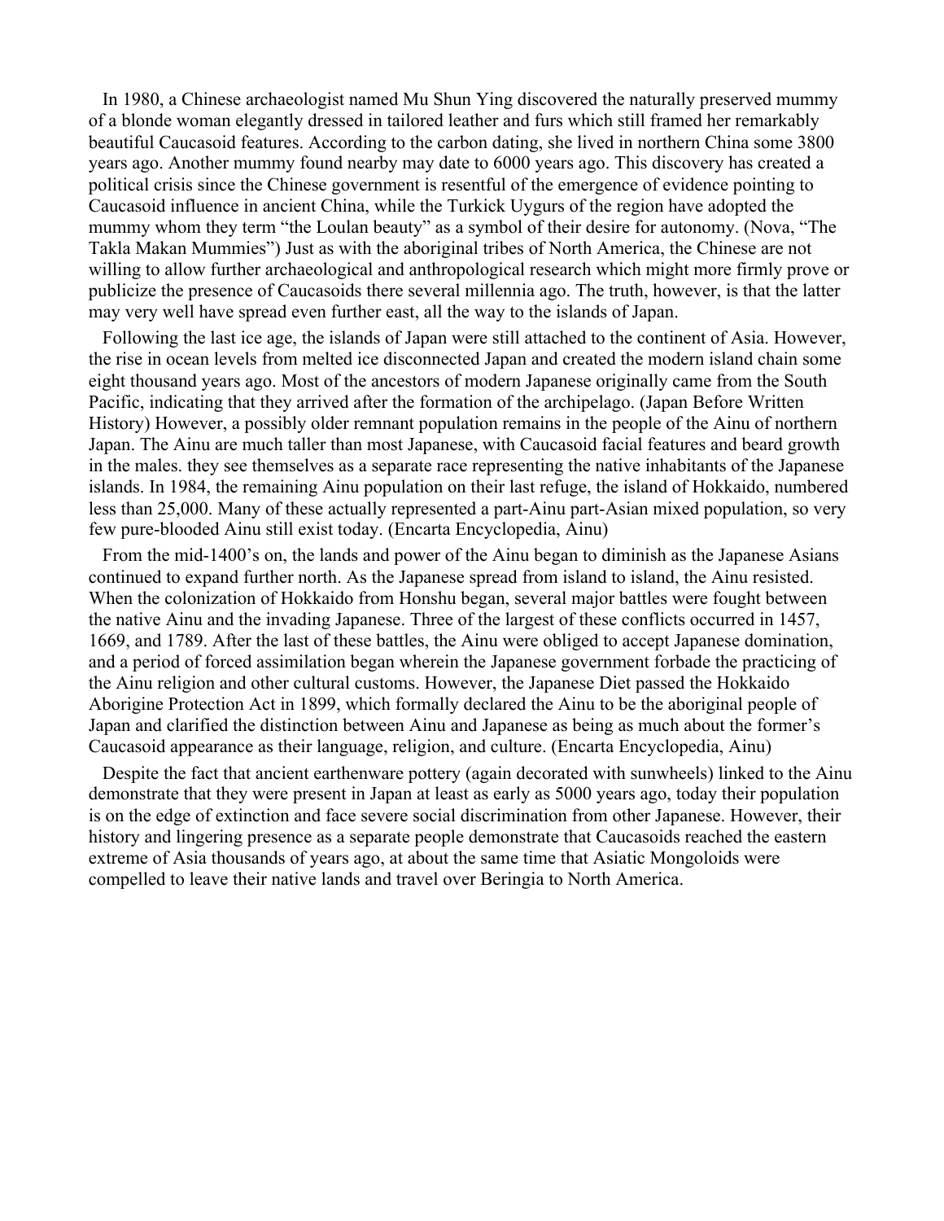In 1980, a Chinese archaeologist named Mu Shun Ying discovered the naturally preserved mummy of a blonde woman elegantly dressed in tailored leather and furs which still framed her remarkably beautiful Caucasoid features. According to the carbon dating, she lived in northern China some 3800 years ago. Another mummy found nearby may date to 6000 years ago. This discovery has created a political crisis since the Chinese government is resentful of the emergence of evidence pointing to Caucasoid influence in ancient China, while the Turkick Uygurs of the region have adopted the mummy whom they term "the Loulan beauty" as a symbol of their desire for autonomy. (Nova, "The Takla Makan Mummies") Just as with the aboriginal tribes of North America, the Chinese are not willing to allow further archaeological and anthropological research which might more firmly prove or publicize the presence of Caucasoids there several millennia ago. The truth, however, is that the latter may very well have spread even further east, all the way to the islands of Japan.

Following the last ice age, the islands of Japan were still attached to the continent of Asia. However, the rise in ocean levels from melted ice disconnected Japan and created the modern island chain some eight thousand years ago. Most of the ancestors of modern Japanese originally came from the South Pacific, indicating that they arrived after the formation of the archipelago. (Japan Before Written History) However, a possibly older remnant population remains in the people of the Ainu of northern Japan. The Ainu are much taller than most Japanese, with Caucasoid facial features and beard growth in the males. they see themselves as a separate race representing the native inhabitants of the Japanese islands. In 1984, the remaining Ainu population on their last refuge, the island of Hokkaido, numbered less than 25,000. Many of these actually represented a part-Ainu part-Asian mixed population, so very few pure-blooded Ainu still exist today. (Encarta Encyclopedia, Ainu)

From the mid-1400's on, the lands and power of the Ainu began to diminish as the Japanese Asians continued to expand further north. As the Japanese spread from island to island, the Ainu resisted. When the colonization of Hokkaido from Honshu began, several major battles were fought between the native Ainu and the invading Japanese. Three of the largest of these conflicts occurred in 1457, 1669, and 1789. After the last of these battles, the Ainu were obliged to accept Japanese domination, and a period of forced assimilation began wherein the Japanese government forbade the practicing of the Ainu religion and other cultural customs. However, the Japanese Diet passed the Hokkaido Aborigine Protection Act in 1899, which formally declared the Ainu to be the aboriginal people of Japan and clarified the distinction between Ainu and Japanese as being as much about the former's Caucasoid appearance as their language, religion, and culture. (Encarta Encyclopedia, Ainu)

Despite the fact that ancient earthenware pottery (again decorated with sunwheels) linked to the Ainu demonstrate that they were present in Japan at least as early as 5000 years ago, today their population is on the edge of extinction and face severe social discrimination from other Japanese. However, their history and lingering presence as a separate people demonstrate that Caucasoids reached the eastern extreme of Asia thousands of years ago, at about the same time that Asiatic Mongoloids were compelled to leave their native lands and travel over Beringia to North America.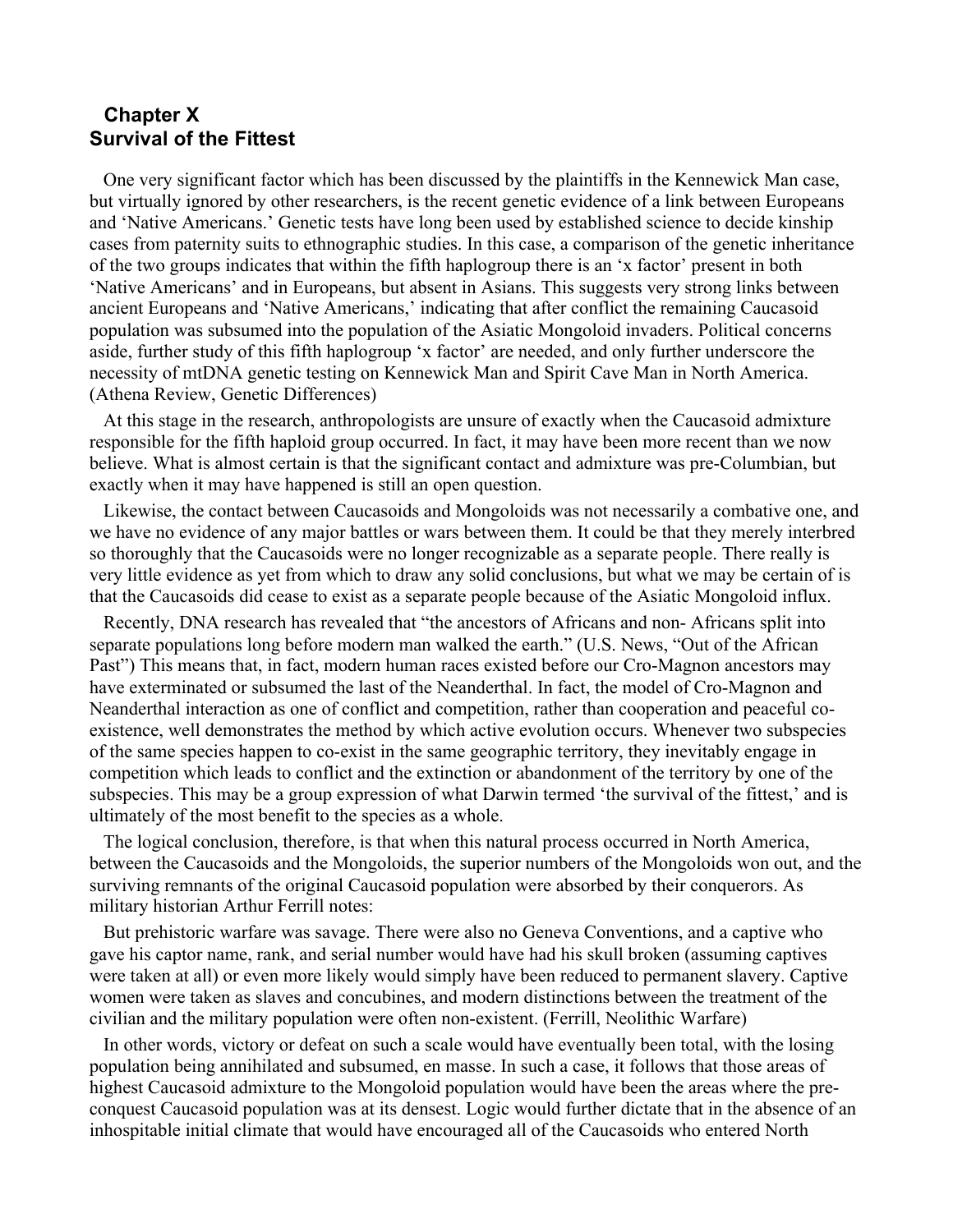## Chapter X
## Survival of the Fittest

One very significant factor which has been discussed by the plaintiffs in the Kennewick Man case, but virtually ignored by other researchers, is the recent genetic evidence of a link between Europeans and 'Native Americans.' Genetic tests have long been used by established science to decide kinship cases from paternity suits to ethnographic studies. In this case, a comparison of the genetic inheritance of the two groups indicates that within the fifth haplogroup there is an 'x factor' present in both 'Native Americans' and in Europeans, but absent in Asians. This suggests very strong links between ancient Europeans and 'Native Americans,' indicating that after conflict the remaining Caucasoid population was subsumed into the population of the Asiatic Mongoloid invaders. Political concerns aside, further study of this fifth haplogroup 'x factor' are needed, and only further underscore the necessity of mtDNA genetic testing on Kennewick Man and Spirit Cave Man in North America. (Athena Review, Genetic Differences)

At this stage in the research, anthropologists are unsure of exactly when the Caucasoid admixture responsible for the fifth haploid group occurred. In fact, it may have been more recent than we now believe. What is almost certain is that the significant contact and admixture was pre-Columbian, but exactly when it may have happened is still an open question.

Likewise, the contact between Caucasoids and Mongoloids was not necessarily a combative one, and we have no evidence of any major battles or wars between them. It could be that they merely interbred so thoroughly that the Caucasoids were no longer recognizable as a separate people. There really is very little evidence as yet from which to draw any solid conclusions, but what we may be certain of is that the Caucasoids did cease to exist as a separate people because of the Asiatic Mongoloid influx.

Recently, DNA research has revealed that "the ancestors of Africans and non- Africans split into separate populations long before modern man walked the earth." (U.S. News, "Out of the African Past") This means that, in fact, modern human races existed before our Cro-Magnon ancestors may have exterminated or subsumed the last of the Neanderthal. In fact, the model of Cro-Magnon and Neanderthal interaction as one of conflict and competition, rather than cooperation and peaceful co-existence, well demonstrates the method by which active evolution occurs. Whenever two subspecies of the same species happen to co-exist in the same geographic territory, they inevitably engage in competition which leads to conflict and the extinction or abandonment of the territory by one of the subspecies. This may be a group expression of what Darwin termed 'the survival of the fittest,' and is ultimately of the most benefit to the species as a whole.

The logical conclusion, therefore, is that when this natural process occurred in North America, between the Caucasoids and the Mongoloids, the superior numbers of the Mongoloids won out, and the surviving remnants of the original Caucasoid population were absorbed by their conquerors. As military historian Arthur Ferrill notes:

But prehistoric warfare was savage. There were also no Geneva Conventions, and a captive who gave his captor name, rank, and serial number would have had his skull broken (assuming captives were taken at all) or even more likely would simply have been reduced to permanent slavery. Captive women were taken as slaves and concubines, and modern distinctions between the treatment of the civilian and the military population were often non-existent. (Ferrill, Neolithic Warfare)

In other words, victory or defeat on such a scale would have eventually been total, with the losing population being annihilated and subsumed, en masse. In such a case, it follows that those areas of highest Caucasoid admixture to the Mongoloid population would have been the areas where the pre-conquest Caucasoid population was at its densest. Logic would further dictate that in the absence of an inhospitable initial climate that would have encouraged all of the Caucasoids who entered North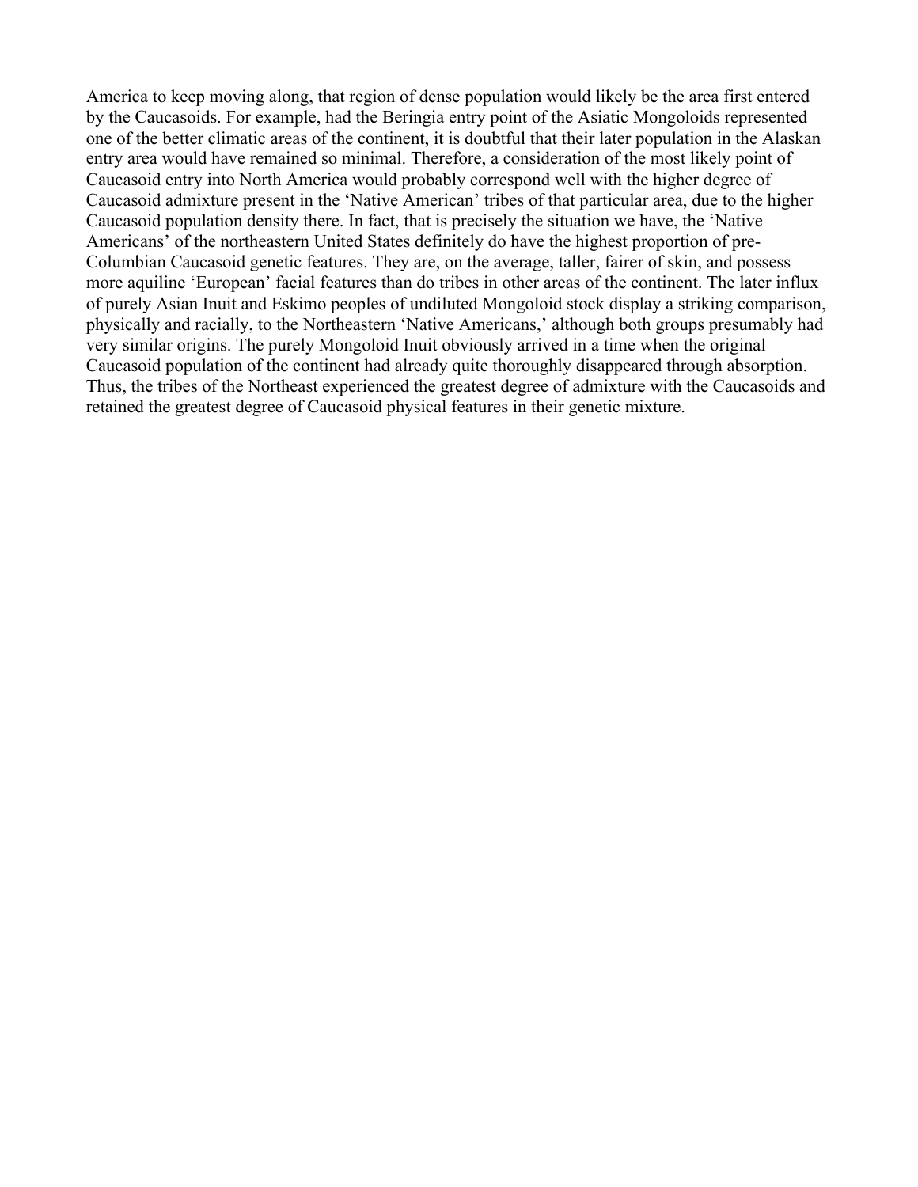America to keep moving along, that region of dense population would likely be the area first entered by the Caucasoids. For example, had the Beringia entry point of the Asiatic Mongoloids represented one of the better climatic areas of the continent, it is doubtful that their later population in the Alaskan entry area would have remained so minimal. Therefore, a consideration of the most likely point of Caucasoid entry into North America would probably correspond well with the higher degree of Caucasoid admixture present in the 'Native American' tribes of that particular area, due to the higher Caucasoid population density there. In fact, that is precisely the situation we have, the 'Native Americans' of the northeastern United States definitely do have the highest proportion of pre-Columbian Caucasoid genetic features. They are, on the average, taller, fairer of skin, and possess more aquiline 'European' facial features than do tribes in other areas of the continent. The later influx of purely Asian Inuit and Eskimo peoples of undiluted Mongoloid stock display a striking comparison, physically and racially, to the Northeastern 'Native Americans,' although both groups presumably had very similar origins. The purely Mongoloid Inuit obviously arrived in a time when the original Caucasoid population of the continent had already quite thoroughly disappeared through absorption. Thus, the tribes of the Northeast experienced the greatest degree of admixture with the Caucasoids and retained the greatest degree of Caucasoid physical features in their genetic mixture.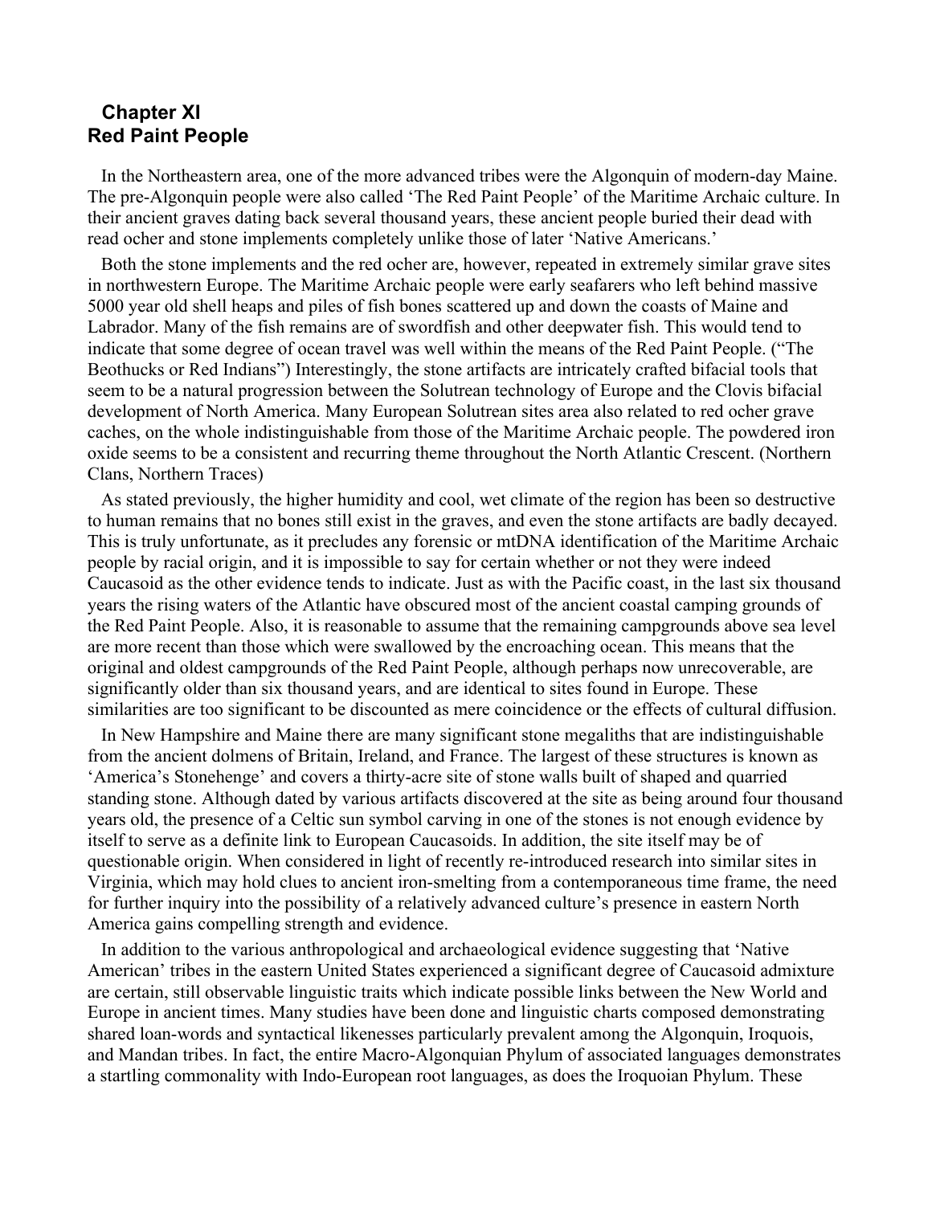## Chapter XI
## Red Paint People

In the Northeastern area, one of the more advanced tribes were the Algonquin of modern-day Maine. The pre-Algonquin people were also called 'The Red Paint People' of the Maritime Archaic culture. In their ancient graves dating back several thousand years, these ancient people buried their dead with read ocher and stone implements completely unlike those of later 'Native Americans.'

Both the stone implements and the red ocher are, however, repeated in extremely similar grave sites in northwestern Europe. The Maritime Archaic people were early seafarers who left behind massive 5000 year old shell heaps and piles of fish bones scattered up and down the coasts of Maine and Labrador. Many of the fish remains are of swordfish and other deepwater fish. This would tend to indicate that some degree of ocean travel was well within the means of the Red Paint People. ("The Beothucks or Red Indians") Interestingly, the stone artifacts are intricately crafted bifacial tools that seem to be a natural progression between the Solutrean technology of Europe and the Clovis bifacial development of North America. Many European Solutrean sites area also related to red ocher grave caches, on the whole indistinguishable from those of the Maritime Archaic people. The powdered iron oxide seems to be a consistent and recurring theme throughout the North Atlantic Crescent. (Northern Clans, Northern Traces)

As stated previously, the higher humidity and cool, wet climate of the region has been so destructive to human remains that no bones still exist in the graves, and even the stone artifacts are badly decayed. This is truly unfortunate, as it precludes any forensic or mtDNA identification of the Maritime Archaic people by racial origin, and it is impossible to say for certain whether or not they were indeed Caucasoid as the other evidence tends to indicate. Just as with the Pacific coast, in the last six thousand years the rising waters of the Atlantic have obscured most of the ancient coastal camping grounds of the Red Paint People. Also, it is reasonable to assume that the remaining campgrounds above sea level are more recent than those which were swallowed by the encroaching ocean. This means that the original and oldest campgrounds of the Red Paint People, although perhaps now unrecoverable, are significantly older than six thousand years, and are identical to sites found in Europe. These similarities are too significant to be discounted as mere coincidence or the effects of cultural diffusion.

In New Hampshire and Maine there are many significant stone megaliths that are indistinguishable from the ancient dolmens of Britain, Ireland, and France. The largest of these structures is known as 'America's Stonehenge' and covers a thirty-acre site of stone walls built of shaped and quarried standing stone. Although dated by various artifacts discovered at the site as being around four thousand years old, the presence of a Celtic sun symbol carving in one of the stones is not enough evidence by itself to serve as a definite link to European Caucasoids. In addition, the site itself may be of questionable origin. When considered in light of recently re-introduced research into similar sites in Virginia, which may hold clues to ancient iron-smelting from a contemporaneous time frame, the need for further inquiry into the possibility of a relatively advanced culture's presence in eastern North America gains compelling strength and evidence.

In addition to the various anthropological and archaeological evidence suggesting that 'Native American' tribes in the eastern United States experienced a significant degree of Caucasoid admixture are certain, still observable linguistic traits which indicate possible links between the New World and Europe in ancient times. Many studies have been done and linguistic charts composed demonstrating shared loan-words and syntactical likenesses particularly prevalent among the Algonquin, Iroquois, and Mandan tribes. In fact, the entire Macro-Algonquian Phylum of associated languages demonstrates a startling commonality with Indo-European root languages, as does the Iroquoian Phylum. These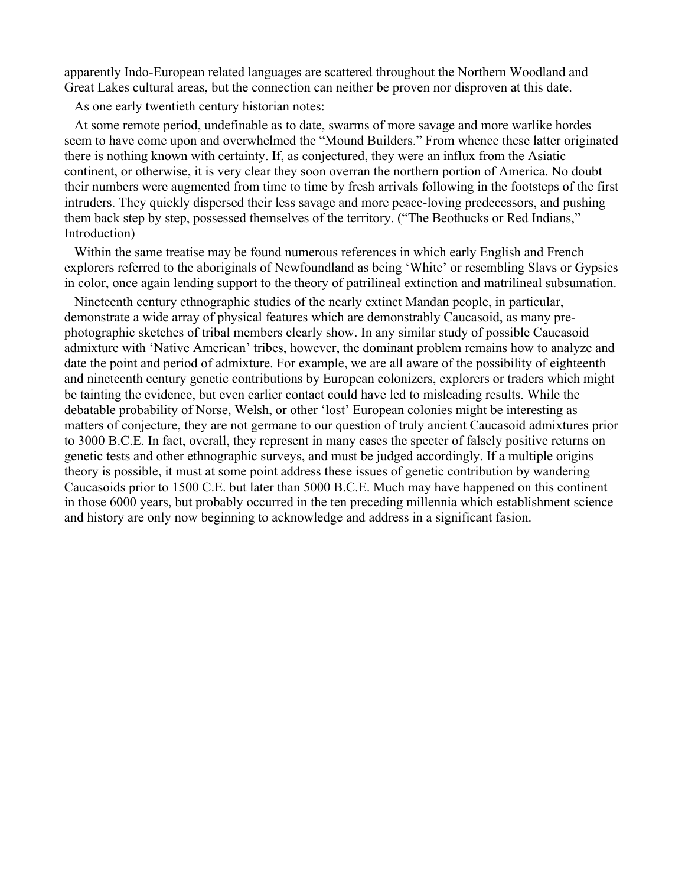apparently Indo-European related languages are scattered throughout the Northern Woodland and Great Lakes cultural areas, but the connection can neither be proven nor disproven at this date.

As one early twentieth century historian notes:

At some remote period, undefinable as to date, swarms of more savage and more warlike hordes seem to have come upon and overwhelmed the "Mound Builders." From whence these latter originated there is nothing known with certainty. If, as conjectured, they were an influx from the Asiatic continent, or otherwise, it is very clear they soon overran the northern portion of America. No doubt their numbers were augmented from time to time by fresh arrivals following in the footsteps of the first intruders. They quickly dispersed their less savage and more peace-loving predecessors, and pushing them back step by step, possessed themselves of the territory. ("The Beothucks or Red Indians," Introduction)

Within the same treatise may be found numerous references in which early English and French explorers referred to the aboriginals of Newfoundland as being 'White' or resembling Slavs or Gypsies in color, once again lending support to the theory of patrilineal extinction and matrilineal subsumation.

Nineteenth century ethnographic studies of the nearly extinct Mandan people, in particular, demonstrate a wide array of physical features which are demonstrably Caucasoid, as many pre-photographic sketches of tribal members clearly show. In any similar study of possible Caucasoid admixture with 'Native American' tribes, however, the dominant problem remains how to analyze and date the point and period of admixture. For example, we are all aware of the possibility of eighteenth and nineteenth century genetic contributions by European colonizers, explorers or traders which might be tainting the evidence, but even earlier contact could have led to misleading results. While the debatable probability of Norse, Welsh, or other 'lost' European colonies might be interesting as matters of conjecture, they are not germane to our question of truly ancient Caucasoid admixtures prior to 3000 B.C.E. In fact, overall, they represent in many cases the specter of falsely positive returns on genetic tests and other ethnographic surveys, and must be judged accordingly. If a multiple origins theory is possible, it must at some point address these issues of genetic contribution by wandering Caucasoids prior to 1500 C.E. but later than 5000 B.C.E. Much may have happened on this continent in those 6000 years, but probably occurred in the ten preceding millennia which establishment science and history are only now beginning to acknowledge and address in a significant fasion.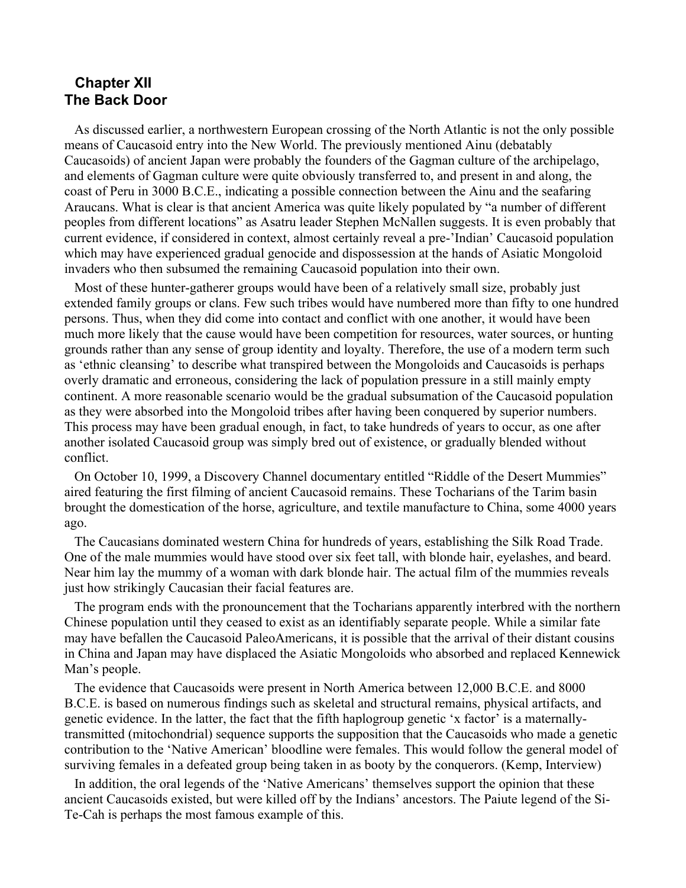## Chapter XII
## The Back Door

As discussed earlier, a northwestern European crossing of the North Atlantic is not the only possible means of Caucasoid entry into the New World. The previously mentioned Ainu (debatably Caucasoids) of ancient Japan were probably the founders of the Gagman culture of the archipelago, and elements of Gagman culture were quite obviously transferred to, and present in and along, the coast of Peru in 3000 B.C.E., indicating a possible connection between the Ainu and the seafaring Araucans. What is clear is that ancient America was quite likely populated by "a number of different peoples from different locations" as Asatru leader Stephen McNallen suggests. It is even probably that current evidence, if considered in context, almost certainly reveal a pre-'Indian' Caucasoid population which may have experienced gradual genocide and dispossession at the hands of Asiatic Mongoloid invaders who then subsumed the remaining Caucasoid population into their own.

Most of these hunter-gatherer groups would have been of a relatively small size, probably just extended family groups or clans. Few such tribes would have numbered more than fifty to one hundred persons. Thus, when they did come into contact and conflict with one another, it would have been much more likely that the cause would have been competition for resources, water sources, or hunting grounds rather than any sense of group identity and loyalty. Therefore, the use of a modern term such as 'ethnic cleansing' to describe what transpired between the Mongoloids and Caucasoids is perhaps overly dramatic and erroneous, considering the lack of population pressure in a still mainly empty continent. A more reasonable scenario would be the gradual subsumation of the Caucasoid population as they were absorbed into the Mongoloid tribes after having been conquered by superior numbers. This process may have been gradual enough, in fact, to take hundreds of years to occur, as one after another isolated Caucasoid group was simply bred out of existence, or gradually blended without conflict.

On October 10, 1999, a Discovery Channel documentary entitled "Riddle of the Desert Mummies" aired featuring the first filming of ancient Caucasoid remains. These Tocharians of the Tarim basin brought the domestication of the horse, agriculture, and textile manufacture to China, some 4000 years ago.

The Caucasians dominated western China for hundreds of years, establishing the Silk Road Trade. One of the male mummies would have stood over six feet tall, with blonde hair, eyelashes, and beard. Near him lay the mummy of a woman with dark blonde hair. The actual film of the mummies reveals just how strikingly Caucasian their facial features are.

The program ends with the pronouncement that the Tocharians apparently interbred with the northern Chinese population until they ceased to exist as an identifiably separate people. While a similar fate may have befallen the Caucasoid PaleoAmericans, it is possible that the arrival of their distant cousins in China and Japan may have displaced the Asiatic Mongoloids who absorbed and replaced Kennewick Man's people.

The evidence that Caucasoids were present in North America between 12,000 B.C.E. and 8000 B.C.E. is based on numerous findings such as skeletal and structural remains, physical artifacts, and genetic evidence. In the latter, the fact that the fifth haplogroup genetic 'x factor' is a maternally-transmitted (mitochondrial) sequence supports the supposition that the Caucasoids who made a genetic contribution to the 'Native American' bloodline were females. This would follow the general model of surviving females in a defeated group being taken in as booty by the conquerors. (Kemp, Interview)

In addition, the oral legends of the 'Native Americans' themselves support the opinion that these ancient Caucasoids existed, but were killed off by the Indians' ancestors. The Paiute legend of the Si-Te-Cah is perhaps the most famous example of this.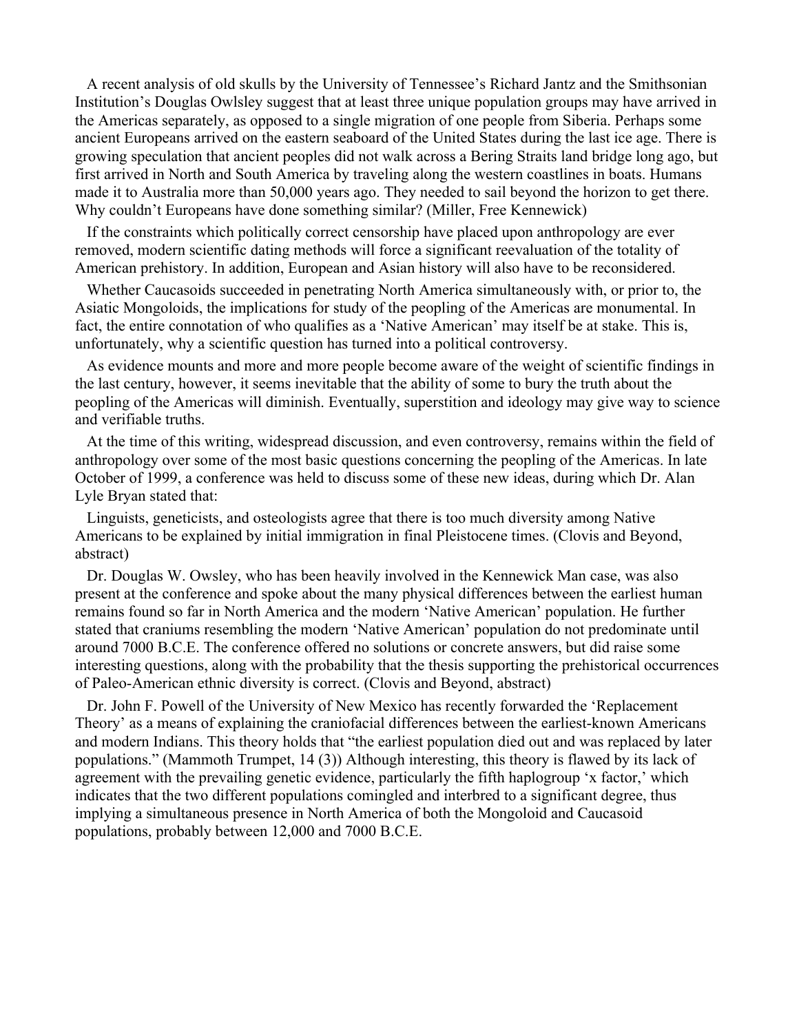A recent analysis of old skulls by the University of Tennessee's Richard Jantz and the Smithsonian Institution's Douglas Owlsley suggest that at least three unique population groups may have arrived in the Americas separately, as opposed to a single migration of one people from Siberia. Perhaps some ancient Europeans arrived on the eastern seaboard of the United States during the last ice age. There is growing speculation that ancient peoples did not walk across a Bering Straits land bridge long ago, but first arrived in North and South America by traveling along the western coastlines in boats. Humans made it to Australia more than 50,000 years ago. They needed to sail beyond the horizon to get there. Why couldn't Europeans have done something similar? (Miller, Free Kennewick)

If the constraints which politically correct censorship have placed upon anthropology are ever removed, modern scientific dating methods will force a significant reevaluation of the totality of American prehistory. In addition, European and Asian history will also have to be reconsidered.

Whether Caucasoids succeeded in penetrating North America simultaneously with, or prior to, the Asiatic Mongoloids, the implications for study of the peopling of the Americas are monumental. In fact, the entire connotation of who qualifies as a 'Native American' may itself be at stake. This is, unfortunately, why a scientific question has turned into a political controversy.

As evidence mounts and more and more people become aware of the weight of scientific findings in the last century, however, it seems inevitable that the ability of some to bury the truth about the peopling of the Americas will diminish. Eventually, superstition and ideology may give way to science and verifiable truths.

At the time of this writing, widespread discussion, and even controversy, remains within the field of anthropology over some of the most basic questions concerning the peopling of the Americas. In late October of 1999, a conference was held to discuss some of these new ideas, during which Dr. Alan Lyle Bryan stated that:

Linguists, geneticists, and osteologists agree that there is too much diversity among Native Americans to be explained by initial immigration in final Pleistocene times. (Clovis and Beyond, abstract)

Dr. Douglas W. Owsley, who has been heavily involved in the Kennewick Man case, was also present at the conference and spoke about the many physical differences between the earliest human remains found so far in North America and the modern 'Native American' population. He further stated that craniums resembling the modern 'Native American' population do not predominate until around 7000 B.C.E. The conference offered no solutions or concrete answers, but did raise some interesting questions, along with the probability that the thesis supporting the prehistorical occurrences of Paleo-American ethnic diversity is correct. (Clovis and Beyond, abstract)

Dr. John F. Powell of the University of New Mexico has recently forwarded the 'Replacement Theory' as a means of explaining the craniofacial differences between the earliest-known Americans and modern Indians. This theory holds that "the earliest population died out and was replaced by later populations." (Mammoth Trumpet, 14 (3)) Although interesting, this theory is flawed by its lack of agreement with the prevailing genetic evidence, particularly the fifth haplogroup 'x factor,' which indicates that the two different populations comingled and interbred to a significant degree, thus implying a simultaneous presence in North America of both the Mongoloid and Caucasoid populations, probably between 12,000 and 7000 B.C.E.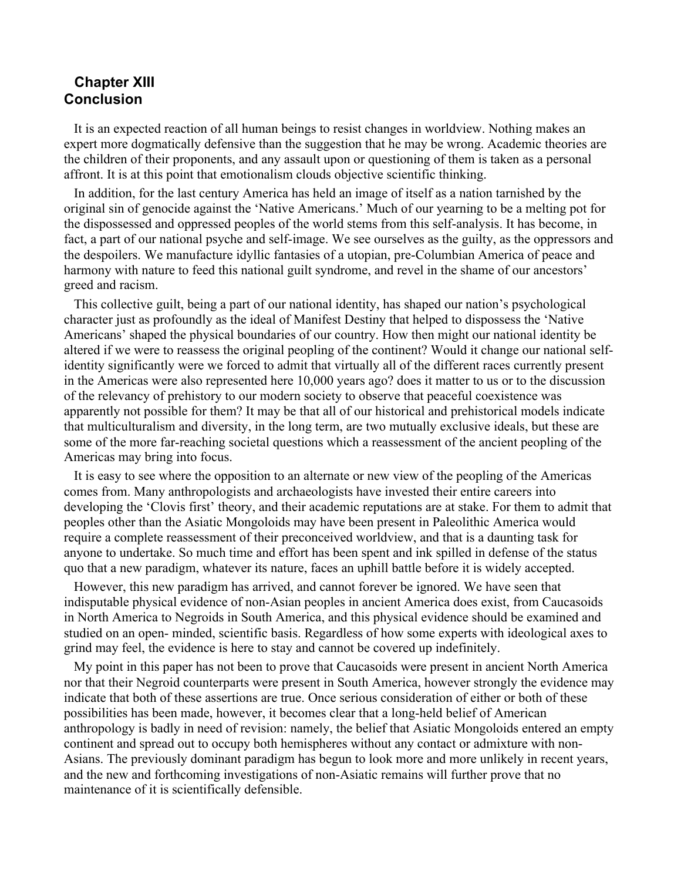## Chapter XIII
## Conclusion

It is an expected reaction of all human beings to resist changes in worldview. Nothing makes an expert more dogmatically defensive than the suggestion that he may be wrong. Academic theories are the children of their proponents, and any assault upon or questioning of them is taken as a personal affront. It is at this point that emotionalism clouds objective scientific thinking.

In addition, for the last century America has held an image of itself as a nation tarnished by the original sin of genocide against the 'Native Americans.' Much of our yearning to be a melting pot for the dispossessed and oppressed peoples of the world stems from this self-analysis. It has become, in fact, a part of our national psyche and self-image. We see ourselves as the guilty, as the oppressors and the despoilers. We manufacture idyllic fantasies of a utopian, pre-Columbian America of peace and harmony with nature to feed this national guilt syndrome, and revel in the shame of our ancestors' greed and racism.

This collective guilt, being a part of our national identity, has shaped our nation's psychological character just as profoundly as the ideal of Manifest Destiny that helped to dispossess the 'Native Americans' shaped the physical boundaries of our country. How then might our national identity be altered if we were to reassess the original peopling of the continent? Would it change our national self-identity significantly were we forced to admit that virtually all of the different races currently present in the Americas were also represented here 10,000 years ago? does it matter to us or to the discussion of the relevancy of prehistory to our modern society to observe that peaceful coexistence was apparently not possible for them? It may be that all of our historical and prehistorical models indicate that multiculturalism and diversity, in the long term, are two mutually exclusive ideals, but these are some of the more far-reaching societal questions which a reassessment of the ancient peopling of the Americas may bring into focus.

It is easy to see where the opposition to an alternate or new view of the peopling of the Americas comes from. Many anthropologists and archaeologists have invested their entire careers into developing the 'Clovis first' theory, and their academic reputations are at stake. For them to admit that peoples other than the Asiatic Mongoloids may have been present in Paleolithic America would require a complete reassessment of their preconceived worldview, and that is a daunting task for anyone to undertake. So much time and effort has been spent and ink spilled in defense of the status quo that a new paradigm, whatever its nature, faces an uphill battle before it is widely accepted.

However, this new paradigm has arrived, and cannot forever be ignored. We have seen that indisputable physical evidence of non-Asian peoples in ancient America does exist, from Caucasoids in North America to Negroids in South America, and this physical evidence should be examined and studied on an open- minded, scientific basis. Regardless of how some experts with ideological axes to grind may feel, the evidence is here to stay and cannot be covered up indefinitely.

My point in this paper has not been to prove that Caucasoids were present in ancient North America nor that their Negroid counterparts were present in South America, however strongly the evidence may indicate that both of these assertions are true. Once serious consideration of either or both of these possibilities has been made, however, it becomes clear that a long-held belief of American anthropology is badly in need of revision: namely, the belief that Asiatic Mongoloids entered an empty continent and spread out to occupy both hemispheres without any contact or admixture with non-Asians. The previously dominant paradigm has begun to look more and more unlikely in recent years, and the new and forthcoming investigations of non-Asiatic remains will further prove that no maintenance of it is scientifically defensible.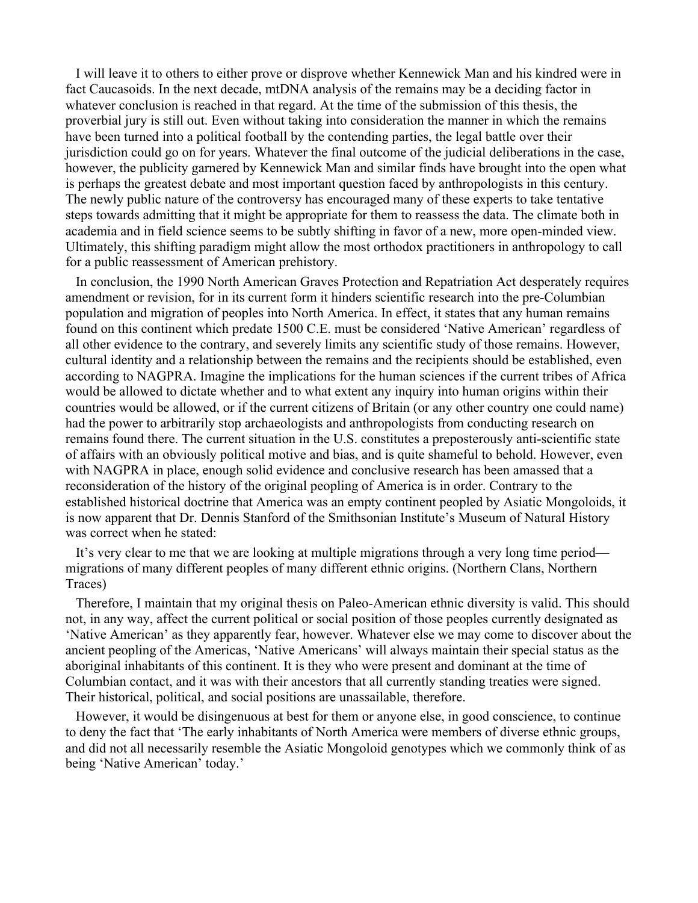I will leave it to others to either prove or disprove whether Kennewick Man and his kindred were in fact Caucasoids. In the next decade, mtDNA analysis of the remains may be a deciding factor in whatever conclusion is reached in that regard. At the time of the submission of this thesis, the proverbial jury is still out. Even without taking into consideration the manner in which the remains have been turned into a political football by the contending parties, the legal battle over their jurisdiction could go on for years. Whatever the final outcome of the judicial deliberations in the case, however, the publicity garnered by Kennewick Man and similar finds have brought into the open what is perhaps the greatest debate and most important question faced by anthropologists in this century. The newly public nature of the controversy has encouraged many of these experts to take tentative steps towards admitting that it might be appropriate for them to reassess the data. The climate both in academia and in field science seems to be subtly shifting in favor of a new, more open-minded view. Ultimately, this shifting paradigm might allow the most orthodox practitioners in anthropology to call for a public reassessment of American prehistory.

In conclusion, the 1990 North American Graves Protection and Repatriation Act desperately requires amendment or revision, for in its current form it hinders scientific research into the pre-Columbian population and migration of peoples into North America. In effect, it states that any human remains found on this continent which predate 1500 C.E. must be considered 'Native American' regardless of all other evidence to the contrary, and severely limits any scientific study of those remains. However, cultural identity and a relationship between the remains and the recipients should be established, even according to NAGPRA. Imagine the implications for the human sciences if the current tribes of Africa would be allowed to dictate whether and to what extent any inquiry into human origins within their countries would be allowed, or if the current citizens of Britain (or any other country one could name) had the power to arbitrarily stop archaeologists and anthropologists from conducting research on remains found there. The current situation in the U.S. constitutes a preposterously anti-scientific state of affairs with an obviously political motive and bias, and is quite shameful to behold. However, even with NAGPRA in place, enough solid evidence and conclusive research has been amassed that a reconsideration of the history of the original peopling of America is in order. Contrary to the established historical doctrine that America was an empty continent peopled by Asiatic Mongoloids, it is now apparent that Dr. Dennis Stanford of the Smithsonian Institute's Museum of Natural History was correct when he stated:

It's very clear to me that we are looking at multiple migrations through a very long time period—migrations of many different peoples of many different ethnic origins. (Northern Clans, Northern Traces)

Therefore, I maintain that my original thesis on Paleo-American ethnic diversity is valid. This should not, in any way, affect the current political or social position of those peoples currently designated as 'Native American' as they apparently fear, however. Whatever else we may come to discover about the ancient peopling of the Americas, 'Native Americans' will always maintain their special status as the aboriginal inhabitants of this continent. It is they who were present and dominant at the time of Columbian contact, and it was with their ancestors that all currently standing treaties were signed. Their historical, political, and social positions are unassailable, therefore.

However, it would be disingenuous at best for them or anyone else, in good conscience, to continue to deny the fact that 'The early inhabitants of North America were members of diverse ethnic groups, and did not all necessarily resemble the Asiatic Mongoloid genotypes which we commonly think of as being 'Native American' today.'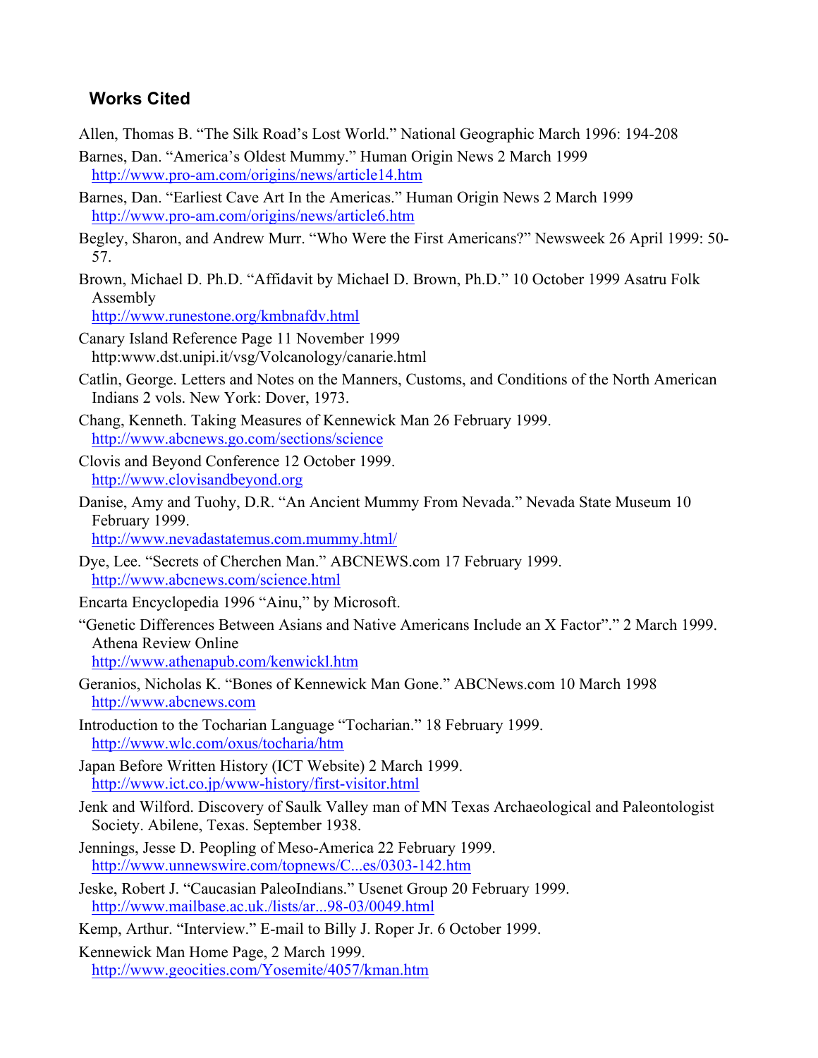## Works Cited

Allen, Thomas B. "The Silk Road's Lost World." National Geographic March 1996: 194-208

Barnes, Dan. "America's Oldest Mummy." Human Origin News 2 March 1999
http://www.pro-am.com/origins/news/article14.htm

Barnes, Dan. "Earliest Cave Art In the Americas." Human Origin News 2 March 1999
http://www.pro-am.com/origins/news/article6.htm

Begley, Sharon, and Andrew Murr. "Who Were the First Americans?" Newsweek 26 April 1999: 50-57.

Brown, Michael D. Ph.D. "Affidavit by Michael D. Brown, Ph.D." 10 October 1999 Asatru Folk Assembly
http://www.runestone.org/kmbnafdv.html

Canary Island Reference Page 11 November 1999
http:www.dst.unipi.it/vsg/Volcanology/canarie.html

Catlin, George. Letters and Notes on the Manners, Customs, and Conditions of the North American Indians 2 vols. New York: Dover, 1973.

Chang, Kenneth. Taking Measures of Kennewick Man 26 February 1999.
http://www.abcnews.go.com/sections/science

Clovis and Beyond Conference 12 October 1999.
http://www.clovisandbeyond.org

Danise, Amy and Tuohy, D.R. "An Ancient Mummy From Nevada." Nevada State Museum 10 February 1999.
http://www.nevadastatemus.com.mummy.html/

Dye, Lee. "Secrets of Cherchen Man." ABCNEWS.com 17 February 1999.
http://www.abcnews.com/science.html

Encarta Encyclopedia 1996 "Ainu," by Microsoft.

"Genetic Differences Between Asians and Native Americans Include an X Factor"." 2 March 1999. Athena Review Online
http://www.athenapub.com/kenwickl.htm

Geranios, Nicholas K. "Bones of Kennewick Man Gone." ABCNews.com 10 March 1998
http://www.abcnews.com

Introduction to the Tocharian Language "Tocharian." 18 February 1999.
http://www.wlc.com/oxus/tocharia/htm

Japan Before Written History (ICT Website) 2 March 1999.
http://www.ict.co.jp/www-history/first-visitor.html

Jenk and Wilford. Discovery of Saulk Valley man of MN Texas Archaeological and Paleontologist Society. Abilene, Texas. September 1938.

Jennings, Jesse D. Peopling of Meso-America 22 February 1999.
http://www.unnewswire.com/topnews/C...es/0303-142.htm

Jeske, Robert J. "Caucasian PaleoIndians." Usenet Group 20 February 1999.
http://www.mailbase.ac.uk./lists/ar...98-03/0049.html

Kemp, Arthur. "Interview." E-mail to Billy J. Roper Jr. 6 October 1999.

Kennewick Man Home Page, 2 March 1999.
http://www.geocities.com/Yosemite/4057/kman.htm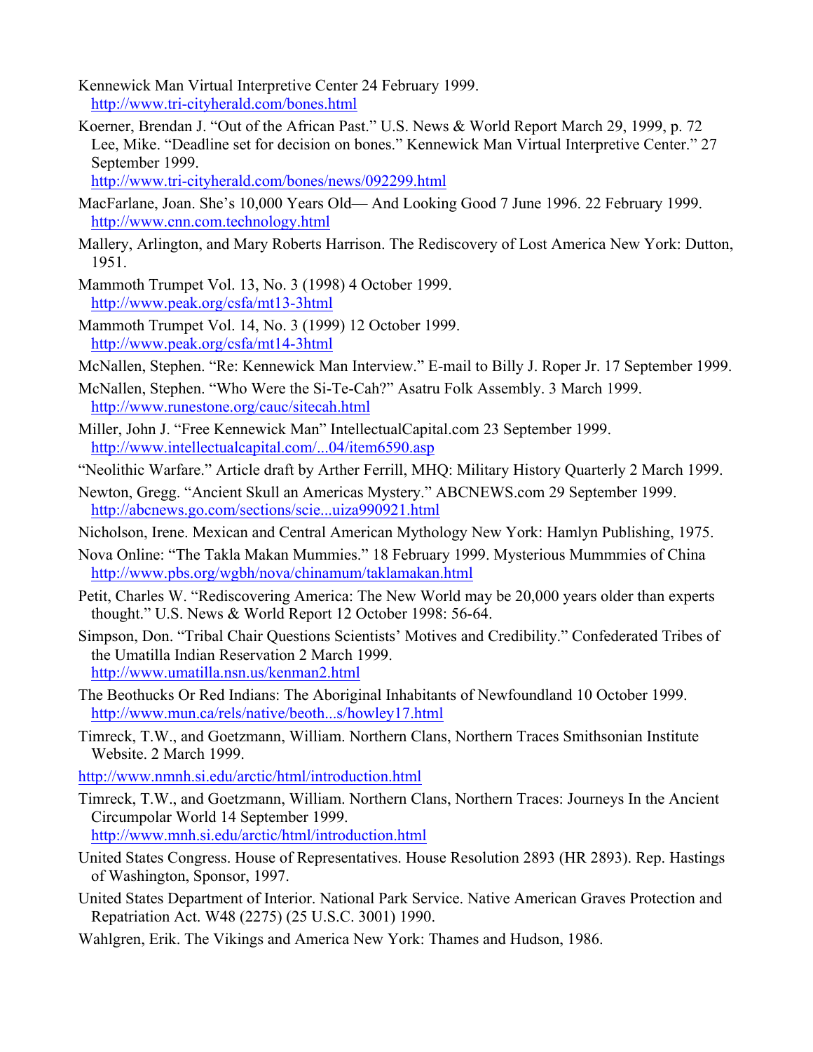Kennewick Man Virtual Interpretive Center 24 February 1999. http://www.tri-cityherald.com/bones.html

Koerner, Brendan J. "Out of the African Past." U.S. News & World Report March 29, 1999, p. 72 Lee, Mike. "Deadline set for decision on bones." Kennewick Man Virtual Interpretive Center." 27 September 1999. http://www.tri-cityherald.com/bones/news/092299.html

MacFarlane, Joan. She's 10,000 Years Old— And Looking Good 7 June 1996. 22 February 1999. http://www.cnn.com.technology.html

Mallery, Arlington, and Mary Roberts Harrison. The Rediscovery of Lost America New York: Dutton, 1951.

Mammoth Trumpet Vol. 13, No. 3 (1998) 4 October 1999. http://www.peak.org/csfa/mt13-3html

Mammoth Trumpet Vol. 14, No. 3 (1999) 12 October 1999. http://www.peak.org/csfa/mt14-3html

McNallen, Stephen. "Re: Kennewick Man Interview." E-mail to Billy J. Roper Jr. 17 September 1999.

McNallen, Stephen. "Who Were the Si-Te-Cah?" Asatru Folk Assembly. 3 March 1999. http://www.runestone.org/cauc/sitecah.html

Miller, John J. "Free Kennewick Man" IntellectualCapital.com 23 September 1999. http://www.intellectualcapital.com/...04/item6590.asp

"Neolithic Warfare." Article draft by Arther Ferrill, MHQ: Military History Quarterly 2 March 1999.

Newton, Gregg. "Ancient Skull an Americas Mystery." ABCNEWS.com 29 September 1999. http://abcnews.go.com/sections/scie...uiza990921.html

Nicholson, Irene. Mexican and Central American Mythology New York: Hamlyn Publishing, 1975.

Nova Online: "The Takla Makan Mummies." 18 February 1999. Mysterious Mummmies of China http://www.pbs.org/wgbh/nova/chinamum/taklamakan.html

Petit, Charles W. "Rediscovering America: The New World may be 20,000 years older than experts thought." U.S. News & World Report 12 October 1998: 56-64.

Simpson, Don. "Tribal Chair Questions Scientists' Motives and Credibility." Confederated Tribes of the Umatilla Indian Reservation 2 March 1999. http://www.umatilla.nsn.us/kenman2.html

The Beothucks Or Red Indians: The Aboriginal Inhabitants of Newfoundland 10 October 1999. http://www.mun.ca/rels/native/beoth...s/howley17.html

Timreck, T.W., and Goetzmann, William. Northern Clans, Northern Traces Smithsonian Institute Website. 2 March 1999.

http://www.nmnh.si.edu/arctic/html/introduction.html

Timreck, T.W., and Goetzmann, William. Northern Clans, Northern Traces: Journeys In the Ancient Circumpolar World 14 September 1999. http://www.mnh.si.edu/arctic/html/introduction.html

United States Congress. House of Representatives. House Resolution 2893 (HR 2893). Rep. Hastings of Washington, Sponsor, 1997.

United States Department of Interior. National Park Service. Native American Graves Protection and Repatriation Act. W48 (2275) (25 U.S.C. 3001) 1990.

Wahlgren, Erik. The Vikings and America New York: Thames and Hudson, 1986.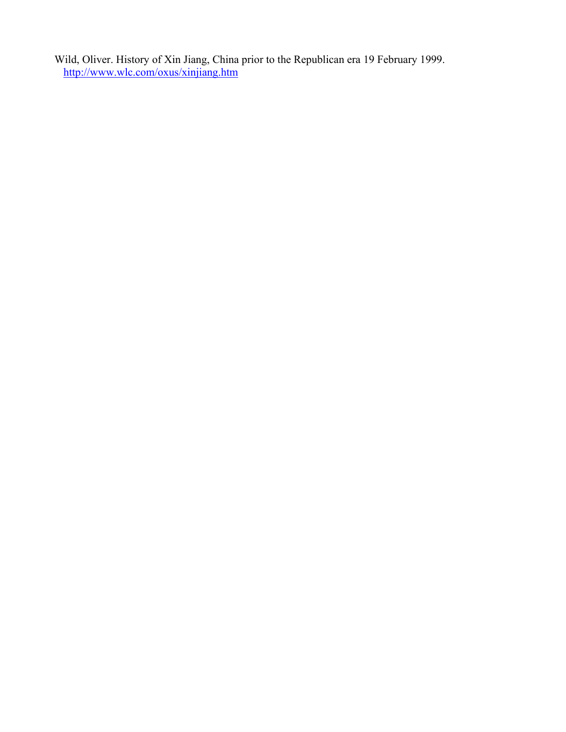Wild, Oliver. History of Xin Jiang, China prior to the Republican era 19 February 1999. http://www.wlc.com/oxus/xinjiang.htm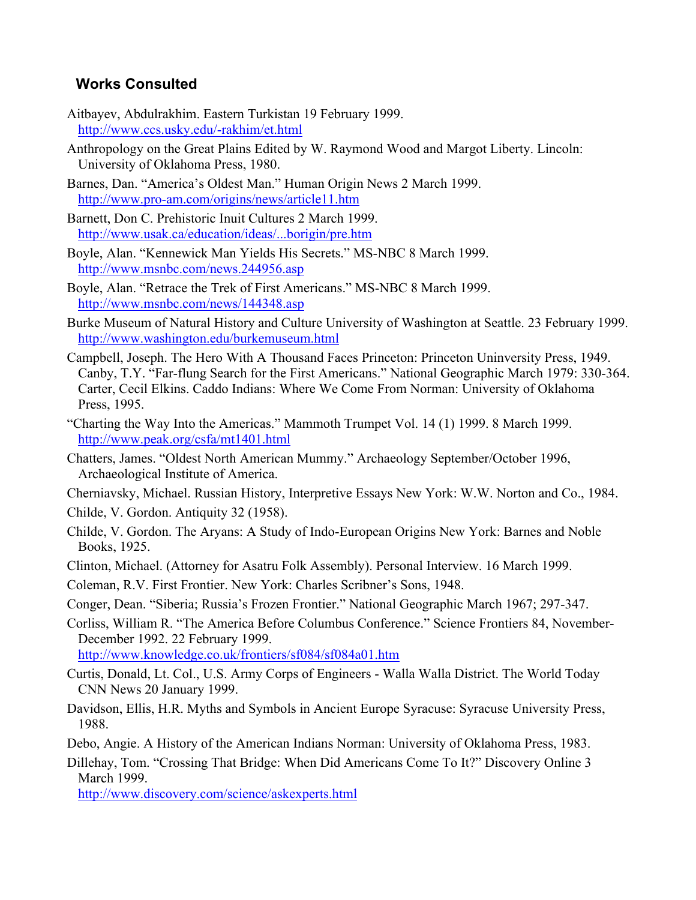## Works Consulted

Aitbayev, Abdulrakhim. Eastern Turkistan 19 February 1999. http://www.ccs.usky.edu/-rakhim/et.html

Anthropology on the Great Plains Edited by W. Raymond Wood and Margot Liberty. Lincoln: University of Oklahoma Press, 1980.

Barnes, Dan. "America's Oldest Man." Human Origin News 2 March 1999. http://www.pro-am.com/origins/news/article11.htm

Barnett, Don C. Prehistoric Inuit Cultures 2 March 1999. http://www.usak.ca/education/ideas/...borigin/pre.htm

Boyle, Alan. "Kennewick Man Yields His Secrets." MS-NBC 8 March 1999. http://www.msnbc.com/news.244956.asp

Boyle, Alan. "Retrace the Trek of First Americans." MS-NBC 8 March 1999. http://www.msnbc.com/news/144348.asp

Burke Museum of Natural History and Culture University of Washington at Seattle. 23 February 1999. http://www.washington.edu/burkemuseum.html

Campbell, Joseph. The Hero With A Thousand Faces Princeton: Princeton Uninversity Press, 1949. Canby, T.Y. "Far-flung Search for the First Americans." National Geographic March 1979: 330-364. Carter, Cecil Elkins. Caddo Indians: Where We Come From Norman: University of Oklahoma Press, 1995.

"Charting the Way Into the Americas." Mammoth Trumpet Vol. 14 (1) 1999. 8 March 1999. http://www.peak.org/csfa/mt1401.html

Chatters, James. "Oldest North American Mummy." Archaeology September/October 1996, Archaeological Institute of America.

Cherniavsky, Michael. Russian History, Interpretive Essays New York: W.W. Norton and Co., 1984.

Childe, V. Gordon. Antiquity 32 (1958).

Childe, V. Gordon. The Aryans: A Study of Indo-European Origins New York: Barnes and Noble Books, 1925.

Clinton, Michael. (Attorney for Asatru Folk Assembly). Personal Interview. 16 March 1999.

Coleman, R.V. First Frontier. New York: Charles Scribner's Sons, 1948.

Conger, Dean. "Siberia; Russia's Frozen Frontier." National Geographic March 1967; 297-347.

Corliss, William R. "The America Before Columbus Conference." Science Frontiers 84, November-December 1992. 22 February 1999. http://www.knowledge.co.uk/frontiers/sf084/sf084a01.htm

Curtis, Donald, Lt. Col., U.S. Army Corps of Engineers - Walla Walla District. The World Today CNN News 20 January 1999.

Davidson, Ellis, H.R. Myths and Symbols in Ancient Europe Syracuse: Syracuse University Press, 1988.

Debo, Angie. A History of the American Indians Norman: University of Oklahoma Press, 1983.

Dillehay, Tom. "Crossing That Bridge: When Did Americans Come To It?" Discovery Online 3 March 1999. http://www.discovery.com/science/askexperts.html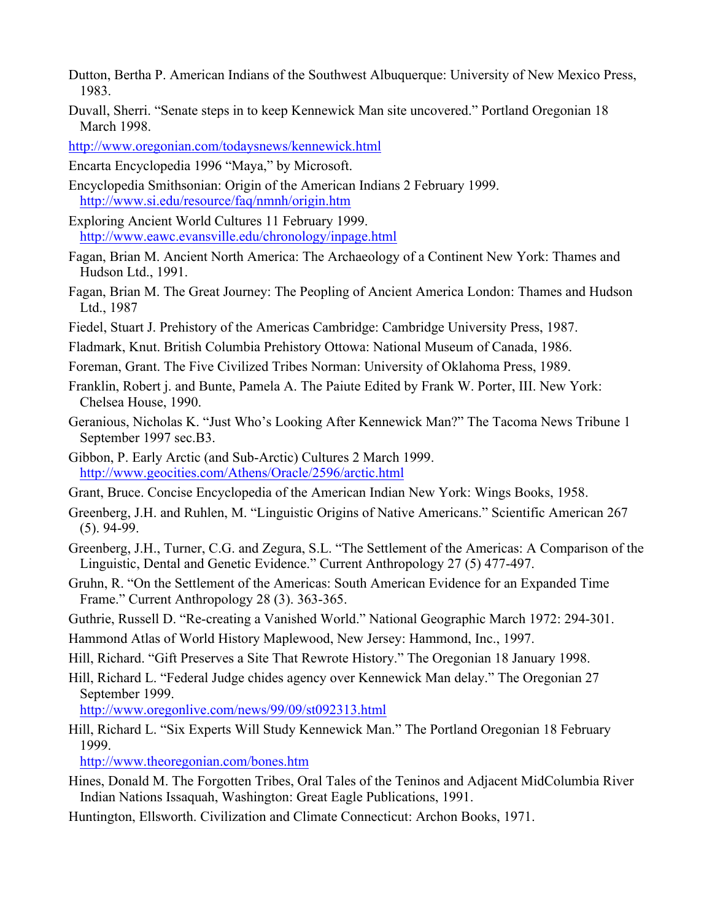Dutton, Bertha P. American Indians of the Southwest Albuquerque: University of New Mexico Press, 1983.

Duvall, Sherri. "Senate steps in to keep Kennewick Man site uncovered." Portland Oregonian 18 March 1998.

http://www.oregonian.com/todaysnews/kennewick.html

Encarta Encyclopedia 1996 "Maya," by Microsoft.

Encyclopedia Smithsonian: Origin of the American Indians 2 February 1999. http://www.si.edu/resource/faq/nmnh/origin.htm

Exploring Ancient World Cultures 11 February 1999. http://www.eawc.evansville.edu/chronology/inpage.html

Fagan, Brian M. Ancient North America: The Archaeology of a Continent New York: Thames and Hudson Ltd., 1991.

Fagan, Brian M. The Great Journey: The Peopling of Ancient America London: Thames and Hudson Ltd., 1987

Fiedel, Stuart J. Prehistory of the Americas Cambridge: Cambridge University Press, 1987.

Fladmark, Knut. British Columbia Prehistory Ottowa: National Museum of Canada, 1986.

Foreman, Grant. The Five Civilized Tribes Norman: University of Oklahoma Press, 1989.

Franklin, Robert j. and Bunte, Pamela A. The Paiute Edited by Frank W. Porter, III. New York: Chelsea House, 1990.

Geranious, Nicholas K. "Just Who's Looking After Kennewick Man?" The Tacoma News Tribune 1 September 1997 sec.B3.

Gibbon, P. Early Arctic (and Sub-Arctic) Cultures 2 March 1999. http://www.geocities.com/Athens/Oracle/2596/arctic.html

Grant, Bruce. Concise Encyclopedia of the American Indian New York: Wings Books, 1958.

Greenberg, J.H. and Ruhlen, M. "Linguistic Origins of Native Americans." Scientific American 267 (5). 94-99.

Greenberg, J.H., Turner, C.G. and Zegura, S.L. "The Settlement of the Americas: A Comparison of the Linguistic, Dental and Genetic Evidence." Current Anthropology 27 (5) 477-497.

Gruhn, R. "On the Settlement of the Americas: South American Evidence for an Expanded Time Frame." Current Anthropology 28 (3). 363-365.

Guthrie, Russell D. "Re-creating a Vanished World." National Geographic March 1972: 294-301.

Hammond Atlas of World History Maplewood, New Jersey: Hammond, Inc., 1997.

Hill, Richard. "Gift Preserves a Site That Rewrote History." The Oregonian 18 January 1998.

Hill, Richard L. "Federal Judge chides agency over Kennewick Man delay." The Oregonian 27 September 1999.
http://www.oregonlive.com/news/99/09/st092313.html

Hill, Richard L. "Six Experts Will Study Kennewick Man." The Portland Oregonian 18 February 1999.
http://www.theoregonian.com/bones.htm

Hines, Donald M. The Forgotten Tribes, Oral Tales of the Teninos and Adjacent MidColumbia River Indian Nations Issaquah, Washington: Great Eagle Publications, 1991.

Huntington, Ellsworth. Civilization and Climate Connecticut: Archon Books, 1971.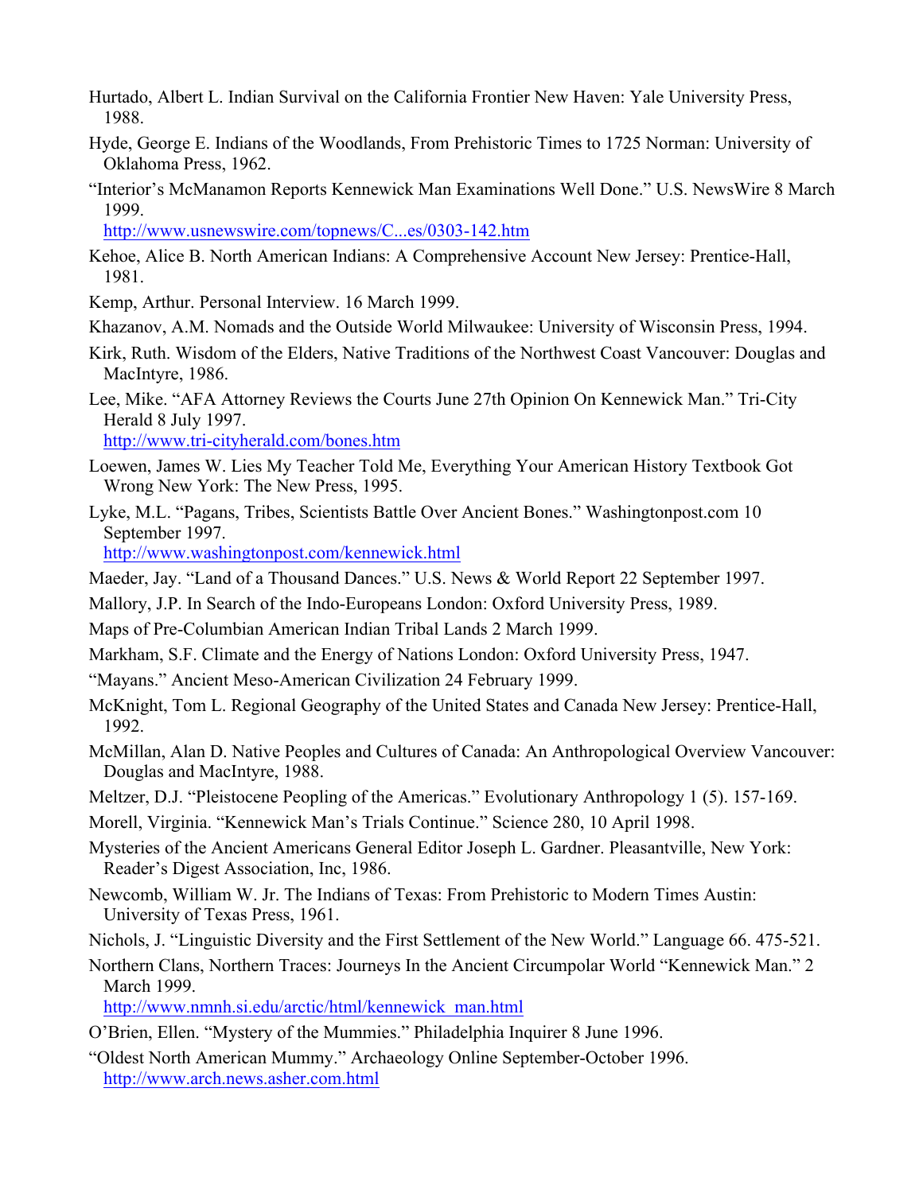Hurtado, Albert L. Indian Survival on the California Frontier New Haven: Yale University Press, 1988.

Hyde, George E. Indians of the Woodlands, From Prehistoric Times to 1725 Norman: University of Oklahoma Press, 1962.

"Interior's McManamon Reports Kennewick Man Examinations Well Done." U.S. NewsWire 8 March 1999.
http://www.usnewswire.com/topnews/C...es/0303-142.htm

Kehoe, Alice B. North American Indians: A Comprehensive Account New Jersey: Prentice-Hall, 1981.

Kemp, Arthur. Personal Interview. 16 March 1999.

Khazanov, A.M. Nomads and the Outside World Milwaukee: University of Wisconsin Press, 1994.

Kirk, Ruth. Wisdom of the Elders, Native Traditions of the Northwest Coast Vancouver: Douglas and MacIntyre, 1986.

Lee, Mike. "AFA Attorney Reviews the Courts June 27th Opinion On Kennewick Man." Tri-City Herald 8 July 1997.
http://www.tri-cityherald.com/bones.htm

Loewen, James W. Lies My Teacher Told Me, Everything Your American History Textbook Got Wrong New York: The New Press, 1995.

Lyke, M.L. "Pagans, Tribes, Scientists Battle Over Ancient Bones." Washingtonpost.com 10 September 1997.
http://www.washingtonpost.com/kennewick.html

Maeder, Jay. "Land of a Thousand Dances." U.S. News & World Report 22 September 1997.

Mallory, J.P. In Search of the Indo-Europeans London: Oxford University Press, 1989.

Maps of Pre-Columbian American Indian Tribal Lands 2 March 1999.

Markham, S.F. Climate and the Energy of Nations London: Oxford University Press, 1947.

"Mayans." Ancient Meso-American Civilization 24 February 1999.

McKnight, Tom L. Regional Geography of the United States and Canada New Jersey: Prentice-Hall, 1992.

McMillan, Alan D. Native Peoples and Cultures of Canada: An Anthropological Overview Vancouver: Douglas and MacIntyre, 1988.

Meltzer, D.J. "Pleistocene Peopling of the Americas." Evolutionary Anthropology 1 (5). 157-169.

Morell, Virginia. "Kennewick Man's Trials Continue." Science 280, 10 April 1998.

Mysteries of the Ancient Americans General Editor Joseph L. Gardner. Pleasantville, New York: Reader's Digest Association, Inc, 1986.

Newcomb, William W. Jr. The Indians of Texas: From Prehistoric to Modern Times Austin: University of Texas Press, 1961.

Nichols, J. "Linguistic Diversity and the First Settlement of the New World." Language 66. 475-521.

Northern Clans, Northern Traces: Journeys In the Ancient Circumpolar World "Kennewick Man." 2 March 1999.
http://www.nmnh.si.edu/arctic/html/kennewick_man.html

O'Brien, Ellen. "Mystery of the Mummies." Philadelphia Inquirer 8 June 1996.

"Oldest North American Mummy." Archaeology Online September-October 1996.
http://www.arch.news.asher.com.html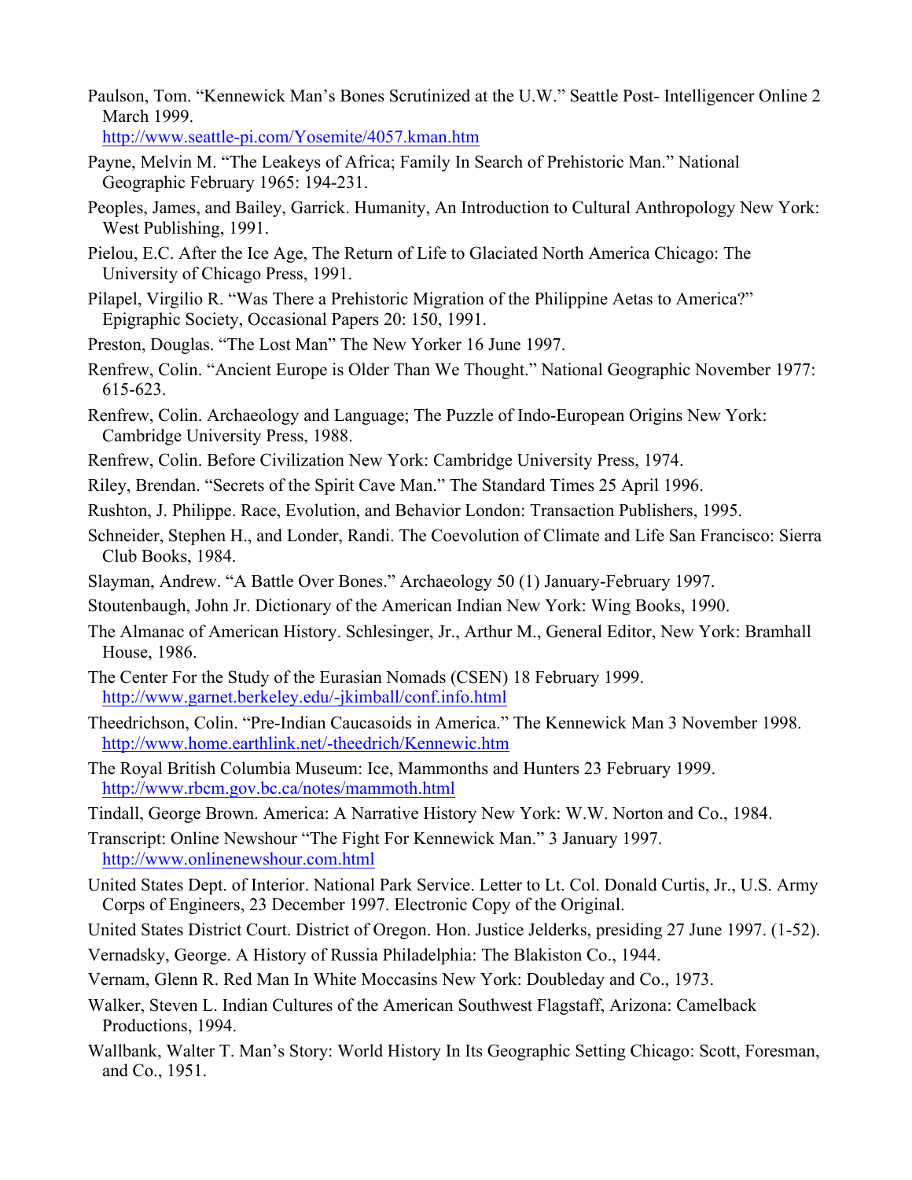Paulson, Tom. “Kennewick Man’s Bones Scrutinized at the U.W.” Seattle Post- Intelligencer Online 2 March 1999. http://www.seattle-pi.com/Yosemite/4057.kman.htm

Payne, Melvin M. “The Leakeys of Africa; Family In Search of Prehistoric Man.” National Geographic February 1965: 194-231.

Peoples, James, and Bailey, Garrick. Humanity, An Introduction to Cultural Anthropology New York: West Publishing, 1991.

Pielou, E.C. After the Ice Age, The Return of Life to Glaciated North America Chicago: The University of Chicago Press, 1991.

Pilapel, Virgilio R. “Was There a Prehistoric Migration of the Philippine Aetas to America?” Epigraphic Society, Occasional Papers 20: 150, 1991.

Preston, Douglas. “The Lost Man” The New Yorker 16 June 1997.

Renfrew, Colin. “Ancient Europe is Older Than We Thought.” National Geographic November 1977: 615-623.

Renfrew, Colin. Archaeology and Language; The Puzzle of Indo-European Origins New York: Cambridge University Press, 1988.

Renfrew, Colin. Before Civilization New York: Cambridge University Press, 1974.

Riley, Brendan. “Secrets of the Spirit Cave Man.” The Standard Times 25 April 1996.

Rushton, J. Philippe. Race, Evolution, and Behavior London: Transaction Publishers, 1995.

Schneider, Stephen H., and Londer, Randi. The Coevolution of Climate and Life San Francisco: Sierra Club Books, 1984.

Slayman, Andrew. “A Battle Over Bones.” Archaeology 50 (1) January-February 1997.

Stoutenbaugh, John Jr. Dictionary of the American Indian New York: Wing Books, 1990.

The Almanac of American History. Schlesinger, Jr., Arthur M., General Editor, New York: Bramhall House, 1986.

The Center For the Study of the Eurasian Nomads (CSEN) 18 February 1999. http://www.garnet.berkeley.edu/-jkimball/conf.info.html

Theedrichson, Colin. “Pre-Indian Caucasoids in America.” The Kennewick Man 3 November 1998. http://www.home.earthlink.net/-theedrich/Kennewic.htm

The Royal British Columbia Museum: Ice, Mammonths and Hunters 23 February 1999. http://www.rbcm.gov.bc.ca/notes/mammoth.html

Tindall, George Brown. America: A Narrative History New York: W.W. Norton and Co., 1984.

Transcript: Online Newshour “The Fight For Kennewick Man.” 3 January 1997. http://www.onlinenewshour.com.html

United States Dept. of Interior. National Park Service. Letter to Lt. Col. Donald Curtis, Jr., U.S. Army Corps of Engineers, 23 December 1997. Electronic Copy of the Original.

United States District Court. District of Oregon. Hon. Justice Jelderks, presiding 27 June 1997. (1-52).

Vernadsky, George. A History of Russia Philadelphia: The Blakiston Co., 1944.

Vernam, Glenn R. Red Man In White Moccasins New York: Doubleday and Co., 1973.

Walker, Steven L. Indian Cultures of the American Southwest Flagstaff, Arizona: Camelback Productions, 1994.

Wallbank, Walter T. Man’s Story: World History In Its Geographic Setting Chicago: Scott, Foresman, and Co., 1951.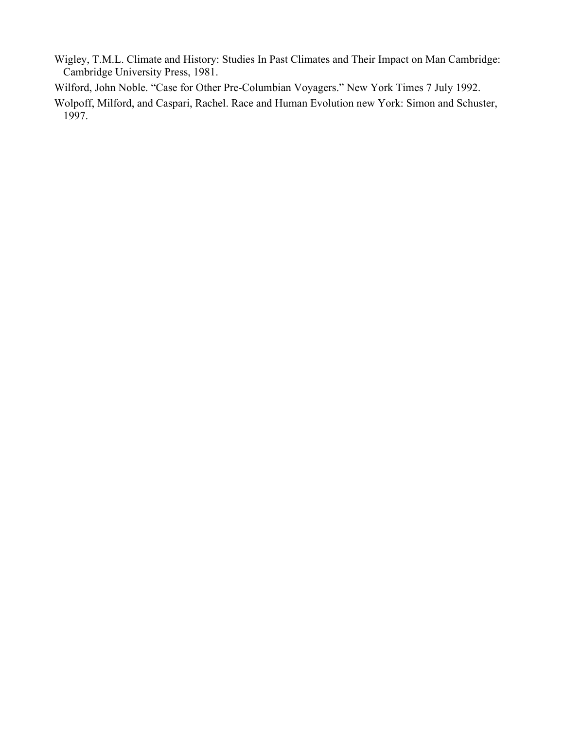Wigley, T.M.L. Climate and History: Studies In Past Climates and Their Impact on Man Cambridge: Cambridge University Press, 1981.

Wilford, John Noble. “Case for Other Pre-Columbian Voyagers.” New York Times 7 July 1992.

Wolpoff, Milford, and Caspari, Rachel. Race and Human Evolution new York: Simon and Schuster, 1997.